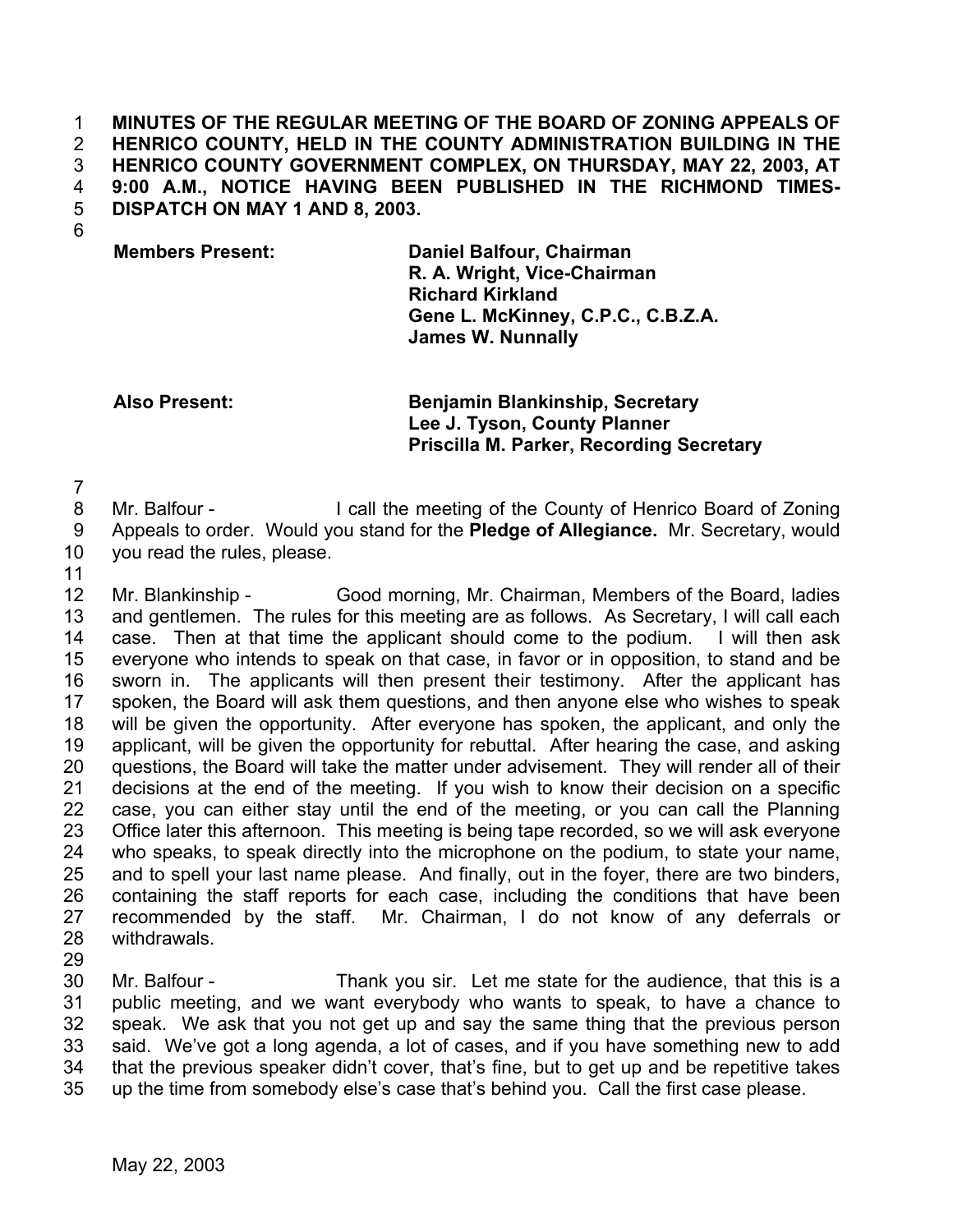**MINUTES OF THE REGULAR MEETING OF THE BOARD OF ZONING APPEALS OF HENRICO COUNTY, HELD IN THE COUNTY ADMINISTRATION BUILDING IN THE HENRICO COUNTY GOVERNMENT COMPLEX, ON THURSDAY, MAY 22, 2003, AT 9:00 A.M., NOTICE HAVING BEEN PUBLISHED IN THE RICHMOND TIMES-DISPATCH ON MAY 1 AND 8, 2003.**

| | |
|---|---|
| **Members Present:** | **Daniel Balfour, Chairman** |
| | **R. A. Wright, Vice-Chairman** |
| | **Richard Kirkland** |
| | **Gene L. McKinney, C.P.C., C.B.Z.A.** |
| | **James W. Nunnally** |
| **Also Present:** | **Benjamin Blankinship, Secretary** |
| | **Lee J. Tyson, County Planner** |
| | **Priscilla M. Parker, Recording Secretary** |

Mr. Balfour - I call the meeting of the County of Henrico Board of Zoning Appeals to order. Would you stand for the **Pledge of Allegiance.** Mr. Secretary, would you read the rules, please.

Mr. Blankinship - Good morning, Mr. Chairman, Members of the Board, ladies and gentlemen. The rules for this meeting are as follows. As Secretary, I will call each case. Then at that time the applicant should come to the podium. I will then ask everyone who intends to speak on that case, in favor or in opposition, to stand and be sworn in. The applicants will then present their testimony. After the applicant has spoken, the Board will ask them questions, and then anyone else who wishes to speak will be given the opportunity. After everyone has spoken, the applicant, and only the applicant, will be given the opportunity for rebuttal. After hearing the case, and asking questions, the Board will take the matter under advisement. They will render all of their decisions at the end of the meeting. If you wish to know their decision on a specific case, you can either stay until the end of the meeting, or you can call the Planning Office later this afternoon. This meeting is being tape recorded, so we will ask everyone who speaks, to speak directly into the microphone on the podium, to state your name, and to spell your last name please. And finally, out in the foyer, there are two binders, containing the staff reports for each case, including the conditions that have been recommended by the staff. Mr. Chairman, I do not know of any deferrals or withdrawals.

Mr. Balfour - Thank you sir. Let me state for the audience, that this is a public meeting, and we want everybody who wants to speak, to have a chance to speak. We ask that you not get up and say the same thing that the previous person said. We've got a long agenda, a lot of cases, and if you have something new to add that the previous speaker didn't cover, that's fine, but to get up and be repetitive takes up the time from somebody else's case that's behind you. Call the first case please.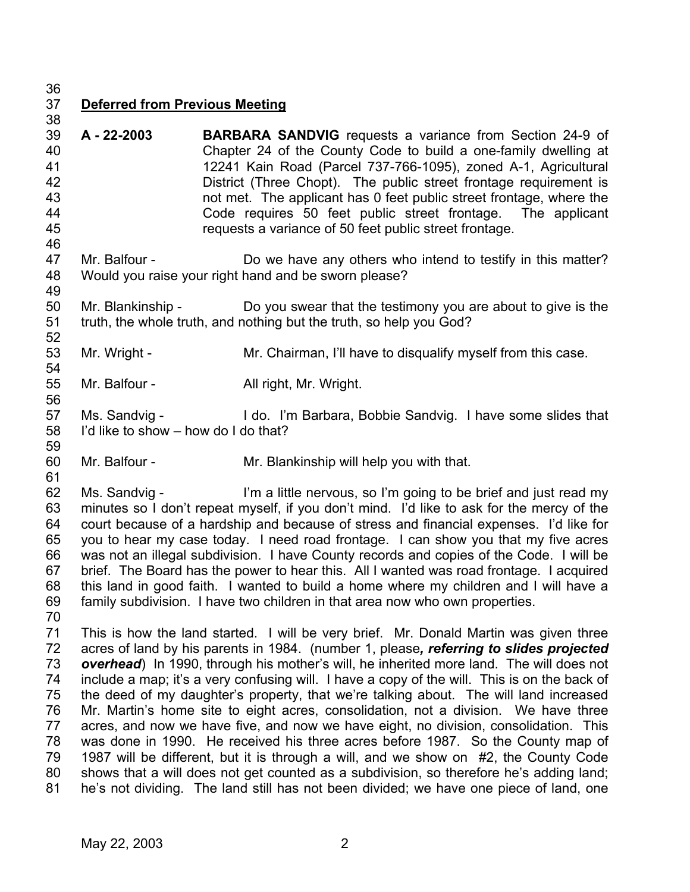**Deferred from Previous Meeting**

**A - 22-2003** **BARBARA SANDVIG** requests a variance from Section 24-9 of Chapter 24 of the County Code to build a one-family dwelling at 12241 Kain Road (Parcel 737-766-1095), zoned A-1, Agricultural District (Three Chopt). The public street frontage requirement is not met. The applicant has 0 feet public street frontage, where the Code requires 50 feet public street frontage. The applicant requests a variance of 50 feet public street frontage.

Mr. Balfour - Do we have any others who intend to testify in this matter? Would you raise your right hand and be sworn please?

Mr. Blankinship - Do you swear that the testimony you are about to give is the truth, the whole truth, and nothing but the truth, so help you God?

Mr. Wright - Mr. Chairman, I'll have to disqualify myself from this case.

Mr. Balfour - All right, Mr. Wright.

Ms. Sandvig - I do. I'm Barbara, Bobbie Sandvig. I have some slides that I'd like to show – how do I do that?

Mr. Balfour - Mr. Blankinship will help you with that.

Ms. Sandvig - I'm a little nervous, so I'm going to be brief and just read my minutes so I don't repeat myself, if you don't mind. I'd like to ask for the mercy of the court because of a hardship and because of stress and financial expenses. I'd like for you to hear my case today. I need road frontage. I can show you that my five acres was not an illegal subdivision. I have County records and copies of the Code. I will be brief. The Board has the power to hear this. All I wanted was road frontage. I acquired this land in good faith. I wanted to build a home where my children and I will have a family subdivision. I have two children in that area now who own properties.

This is how the land started. I will be very brief. Mr. Donald Martin was given three acres of land by his parents in 1984. (number 1, please***, referring to slides projected overhead***) In 1990, through his mother's will, he inherited more land. The will does not include a map; it's a very confusing will. I have a copy of the will. This is on the back of the deed of my daughter's property, that we're talking about. The will land increased Mr. Martin's home site to eight acres, consolidation, not a division. We have three acres, and now we have five, and now we have eight, no division, consolidation. This was done in 1990. He received his three acres before 1987. So the County map of 1987 will be different, but it is through a will, and we show on #2, the County Code shows that a will does not get counted as a subdivision, so therefore he's adding land; he's not dividing. The land still has not been divided; we have one piece of land, one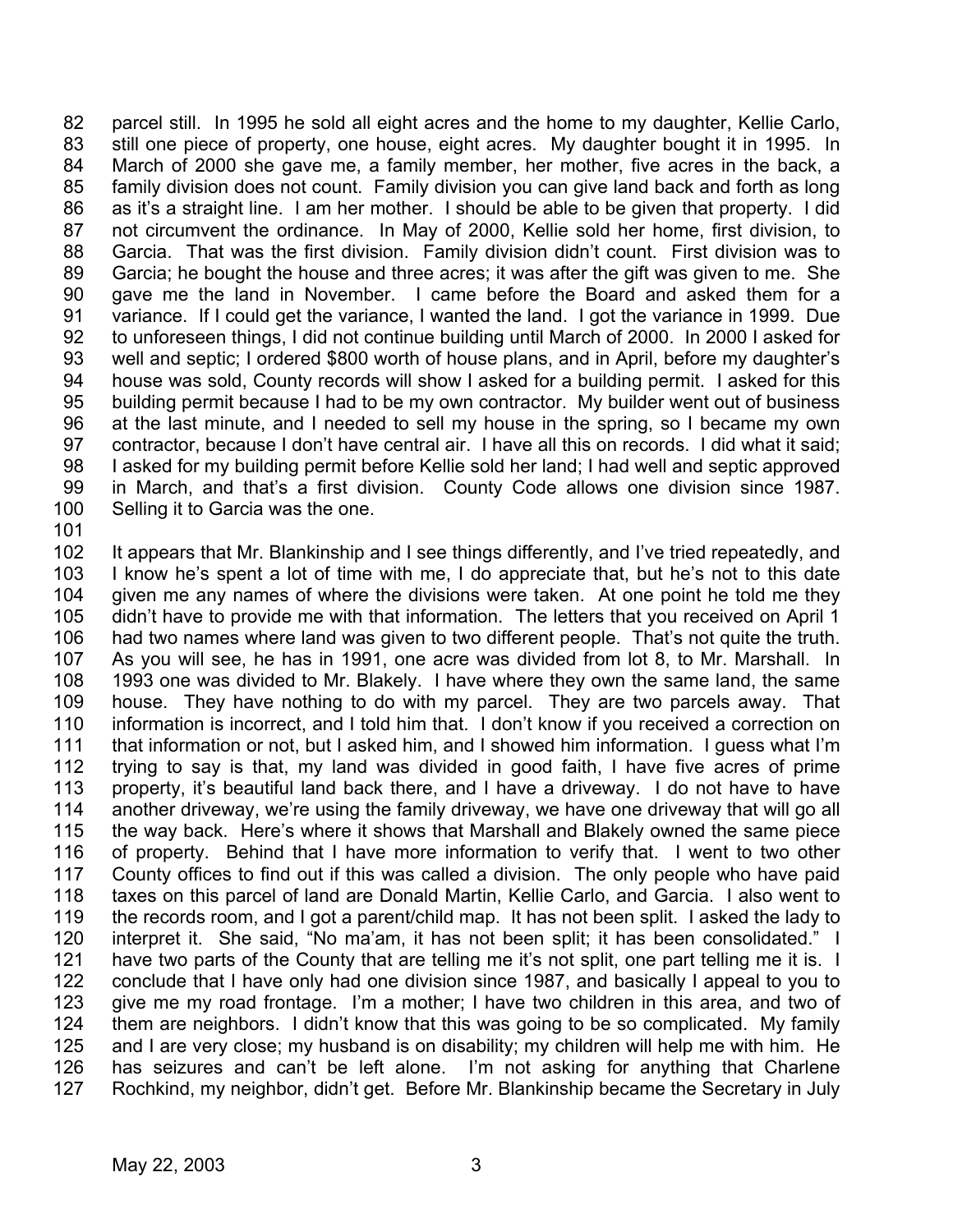parcel still. In 1995 he sold all eight acres and the home to my daughter, Kellie Carlo, still one piece of property, one house, eight acres. My daughter bought it in 1995. In March of 2000 she gave me, a family member, her mother, five acres in the back, a family division does not count. Family division you can give land back and forth as long as it's a straight line. I am her mother. I should be able to be given that property. I did not circumvent the ordinance. In May of 2000, Kellie sold her home, first division, to Garcia. That was the first division. Family division didn't count. First division was to Garcia; he bought the house and three acres; it was after the gift was given to me. She gave me the land in November. I came before the Board and asked them for a variance. If I could get the variance, I wanted the land. I got the variance in 1999. Due to unforeseen things, I did not continue building until March of 2000. In 2000 I asked for well and septic; I ordered $800 worth of house plans, and in April, before my daughter's house was sold, County records will show I asked for a building permit. I asked for this building permit because I had to be my own contractor. My builder went out of business at the last minute, and I needed to sell my house in the spring, so I became my own contractor, because I don't have central air. I have all this on records. I did what it said; I asked for my building permit before Kellie sold her land; I had well and septic approved in March, and that's a first division. County Code allows one division since 1987. Selling it to Garcia was the one.

It appears that Mr. Blankinship and I see things differently, and I've tried repeatedly, and I know he's spent a lot of time with me, I do appreciate that, but he's not to this date given me any names of where the divisions were taken. At one point he told me they didn't have to provide me with that information. The letters that you received on April 1 had two names where land was given to two different people. That's not quite the truth. As you will see, he has in 1991, one acre was divided from lot 8, to Mr. Marshall. In 1993 one was divided to Mr. Blakely. I have where they own the same land, the same house. They have nothing to do with my parcel. They are two parcels away. That information is incorrect, and I told him that. I don't know if you received a correction on that information or not, but I asked him, and I showed him information. I guess what I'm trying to say is that, my land was divided in good faith, I have five acres of prime property, it's beautiful land back there, and I have a driveway. I do not have to have another driveway, we're using the family driveway, we have one driveway that will go all the way back. Here's where it shows that Marshall and Blakely owned the same piece of property. Behind that I have more information to verify that. I went to two other County offices to find out if this was called a division. The only people who have paid taxes on this parcel of land are Donald Martin, Kellie Carlo, and Garcia. I also went to the records room, and I got a parent/child map. It has not been split. I asked the lady to interpret it. She said, "No ma'am, it has not been split; it has been consolidated." I have two parts of the County that are telling me it's not split, one part telling me it is. I conclude that I have only had one division since 1987, and basically I appeal to you to give me my road frontage. I'm a mother; I have two children in this area, and two of them are neighbors. I didn't know that this was going to be so complicated. My family and I are very close; my husband is on disability; my children will help me with him. He has seizures and can't be left alone. I'm not asking for anything that Charlene Rochkind, my neighbor, didn't get. Before Mr. Blankinship became the Secretary in July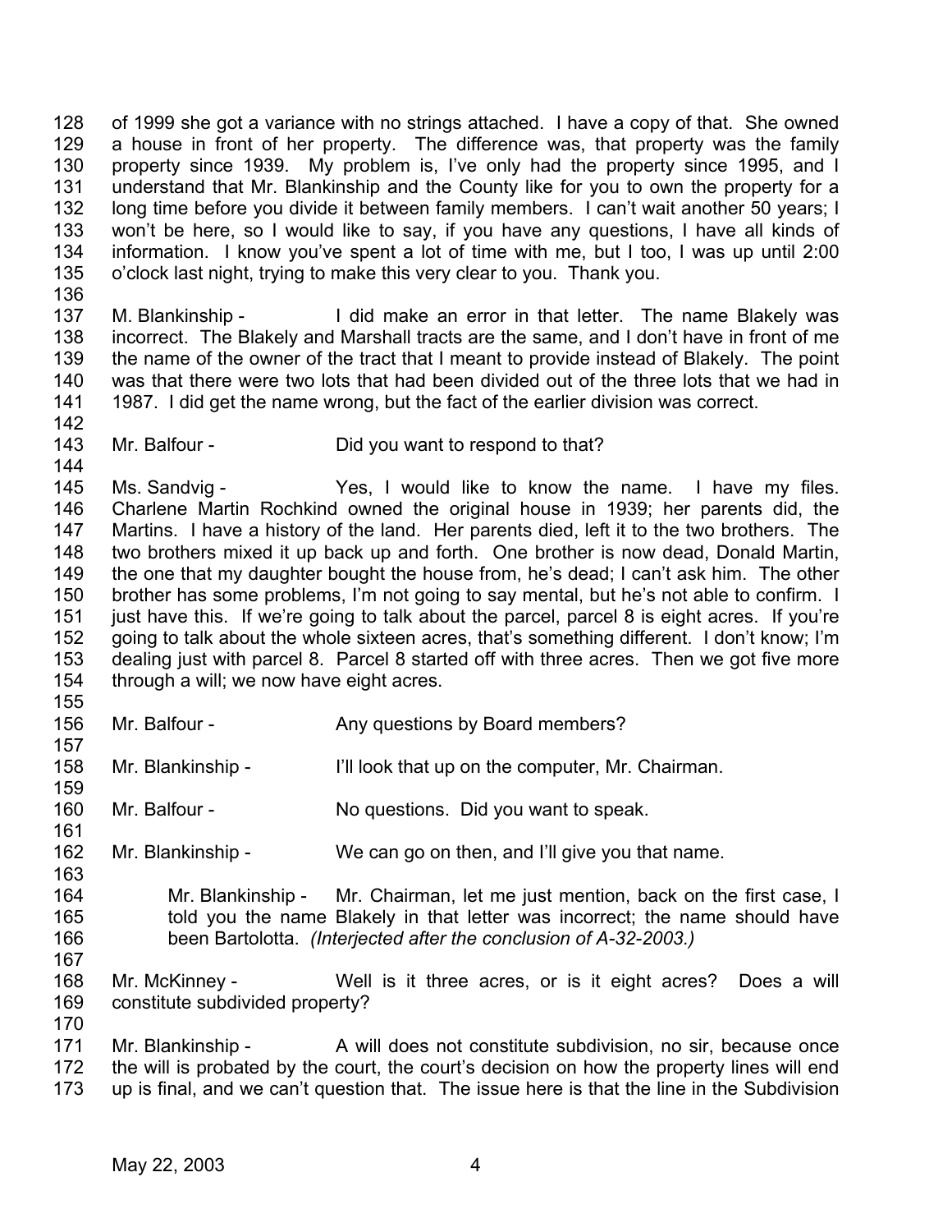of 1999 she got a variance with no strings attached. I have a copy of that. She owned a house in front of her property. The difference was, that property was the family property since 1939. My problem is, I've only had the property since 1995, and I understand that Mr. Blankinship and the County like for you to own the property for a long time before you divide it between family members. I can't wait another 50 years; I won't be here, so I would like to say, if you have any questions, I have all kinds of information. I know you've spent a lot of time with me, but I too, I was up until 2:00 o'clock last night, trying to make this very clear to you. Thank you.

M. Blankinship - I did make an error in that letter. The name Blakely was incorrect. The Blakely and Marshall tracts are the same, and I don't have in front of me the name of the owner of the tract that I meant to provide instead of Blakely. The point was that there were two lots that had been divided out of the three lots that we had in 1987. I did get the name wrong, but the fact of the earlier division was correct.

Mr. Balfour - Did you want to respond to that?

Ms. Sandvig - Yes, I would like to know the name. I have my files. Charlene Martin Rochkind owned the original house in 1939; her parents did, the Martins. I have a history of the land. Her parents died, left it to the two brothers. The two brothers mixed it up back up and forth. One brother is now dead, Donald Martin, the one that my daughter bought the house from, he's dead; I can't ask him. The other brother has some problems, I'm not going to say mental, but he's not able to confirm. I just have this. If we're going to talk about the parcel, parcel 8 is eight acres. If you're going to talk about the whole sixteen acres, that's something different. I don't know; I'm dealing just with parcel 8. Parcel 8 started off with three acres. Then we got five more through a will; we now have eight acres.

Mr. Balfour - Any questions by Board members?

Mr. Blankinship - I'll look that up on the computer, Mr. Chairman.

Mr. Balfour - No questions. Did you want to speak.

Mr. Blankinship - We can go on then, and I'll give you that name.

> Mr. Blankinship - Mr. Chairman, let me just mention, back on the first case, I told you the name Blakely in that letter was incorrect; the name should have been Bartolotta. *(Interjected after the conclusion of A-32-2003.)*

Mr. McKinney - Well is it three acres, or is it eight acres? Does a will constitute subdivided property?

Mr. Blankinship - A will does not constitute subdivision, no sir, because once the will is probated by the court, the court's decision on how the property lines will end up is final, and we can't question that. The issue here is that the line in the Subdivision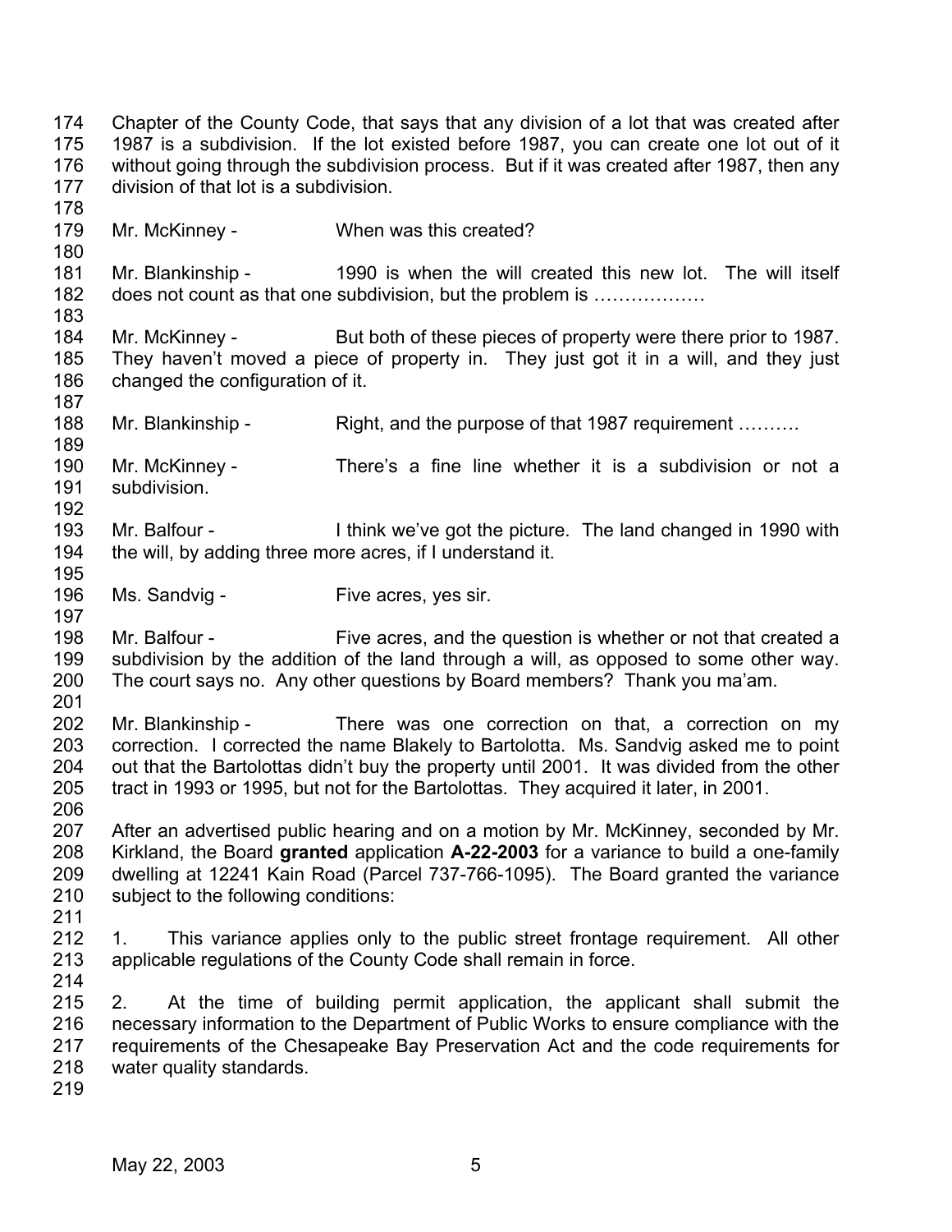Chapter of the County Code, that says that any division of a lot that was created after 1987 is a subdivision. If the lot existed before 1987, you can create one lot out of it without going through the subdivision process. But if it was created after 1987, then any division of that lot is a subdivision.

Mr. McKinney - When was this created?

Mr. Blankinship - 1990 is when the will created this new lot. The will itself does not count as that one subdivision, but the problem is ………………

Mr. McKinney - But both of these pieces of property were there prior to 1987. They haven't moved a piece of property in. They just got it in a will, and they just changed the configuration of it.

Mr. Blankinship - Right, and the purpose of that 1987 requirement ……….

Mr. McKinney - There's a fine line whether it is a subdivision or not a subdivision.

Mr. Balfour - I think we've got the picture. The land changed in 1990 with the will, by adding three more acres, if I understand it.

Ms. Sandvig - Five acres, yes sir.

Mr. Balfour - Five acres, and the question is whether or not that created a subdivision by the addition of the land through a will, as opposed to some other way. The court says no. Any other questions by Board members? Thank you ma'am.

Mr. Blankinship - There was one correction on that, a correction on my correction. I corrected the name Blakely to Bartolotta. Ms. Sandvig asked me to point out that the Bartolottas didn't buy the property until 2001. It was divided from the other tract in 1993 or 1995, but not for the Bartolottas. They acquired it later, in 2001.

After an advertised public hearing and on a motion by Mr. McKinney, seconded by Mr. Kirkland, the Board **granted** application **A-22-2003** for a variance to build a one-family dwelling at 12241 Kain Road (Parcel 737-766-1095). The Board granted the variance subject to the following conditions:

1. This variance applies only to the public street frontage requirement. All other applicable regulations of the County Code shall remain in force.

2. At the time of building permit application, the applicant shall submit the necessary information to the Department of Public Works to ensure compliance with the requirements of the Chesapeake Bay Preservation Act and the code requirements for water quality standards.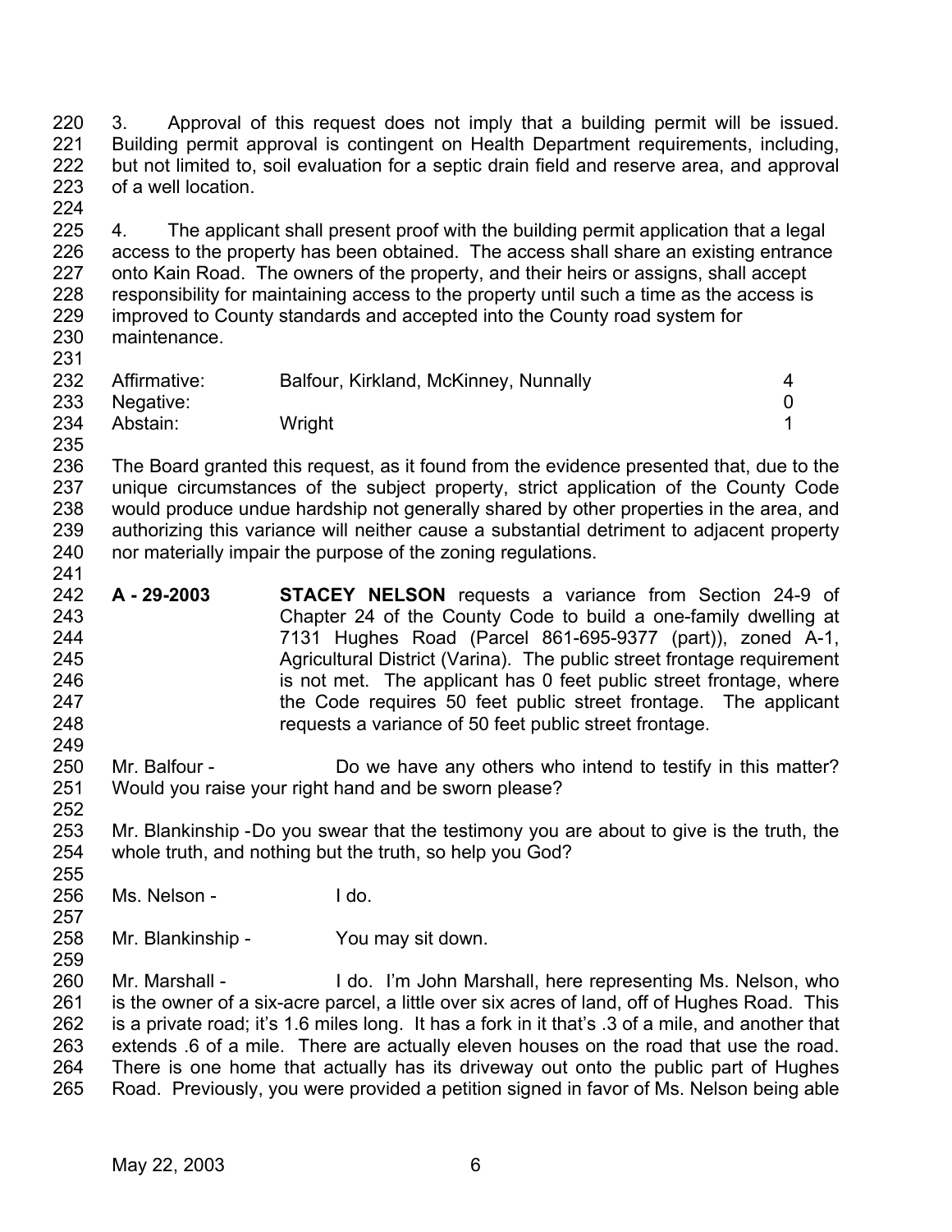3. Approval of this request does not imply that a building permit will be issued. Building permit approval is contingent on Health Department requirements, including, but not limited to, soil evaluation for a septic drain field and reserve area, and approval of a well location.

4. The applicant shall present proof with the building permit application that a legal access to the property has been obtained. The access shall share an existing entrance onto Kain Road. The owners of the property, and their heirs or assigns, shall accept responsibility for maintaining access to the property until such a time as the access is improved to County standards and accepted into the County road system for maintenance.

| | | |
|---|---|---|
| Affirmative: | Balfour, Kirkland, McKinney, Nunnally | 4 |
| Negative: | | 0 |
| Abstain: | Wright | 1 |

The Board granted this request, as it found from the evidence presented that, due to the unique circumstances of the subject property, strict application of the County Code would produce undue hardship not generally shared by other properties in the area, and authorizing this variance will neither cause a substantial detriment to adjacent property nor materially impair the purpose of the zoning regulations.

**A - 29-2003** **STACEY NELSON** requests a variance from Section 24-9 of Chapter 24 of the County Code to build a one-family dwelling at 7131 Hughes Road (Parcel 861-695-9377 (part)), zoned A-1, Agricultural District (Varina). The public street frontage requirement is not met. The applicant has 0 feet public street frontage, where the Code requires 50 feet public street frontage. The applicant requests a variance of 50 feet public street frontage.

Mr. Balfour - Do we have any others who intend to testify in this matter? Would you raise your right hand and be sworn please?

Mr. Blankinship - Do you swear that the testimony you are about to give is the truth, the whole truth, and nothing but the truth, so help you God?

Ms. Nelson - I do.

Mr. Blankinship - You may sit down.

Mr. Marshall - I do. I'm John Marshall, here representing Ms. Nelson, who is the owner of a six-acre parcel, a little over six acres of land, off of Hughes Road. This is a private road; it's 1.6 miles long. It has a fork in it that's .3 of a mile, and another that extends .6 of a mile. There are actually eleven houses on the road that use the road. There is one home that actually has its driveway out onto the public part of Hughes Road. Previously, you were provided a petition signed in favor of Ms. Nelson being able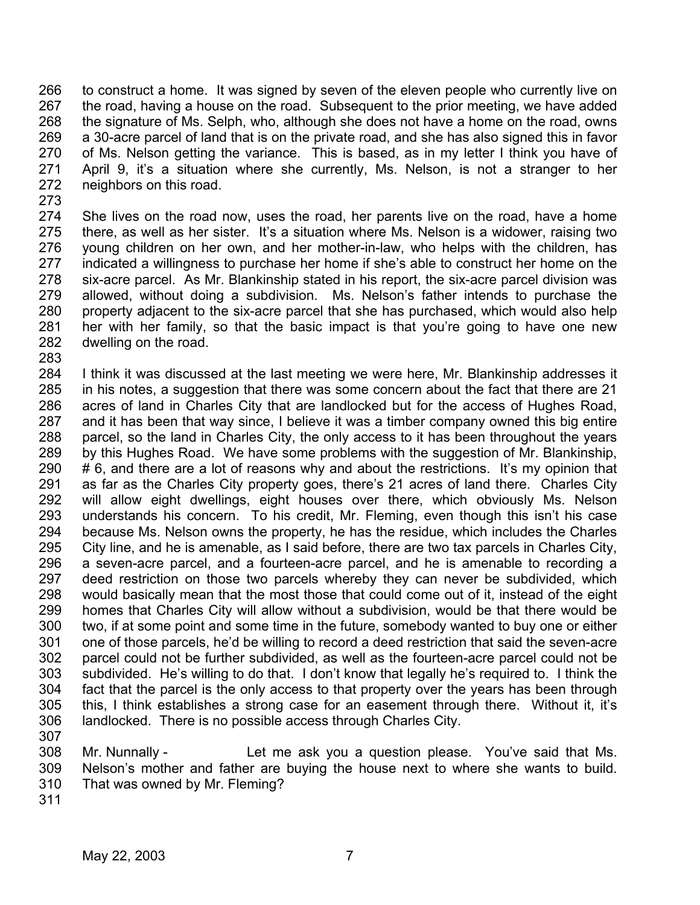to construct a home. It was signed by seven of the eleven people who currently live on the road, having a house on the road. Subsequent to the prior meeting, we have added the signature of Ms. Selph, who, although she does not have a home on the road, owns a 30-acre parcel of land that is on the private road, and she has also signed this in favor of Ms. Nelson getting the variance. This is based, as in my letter I think you have of April 9, it's a situation where she currently, Ms. Nelson, is not a stranger to her neighbors on this road.

She lives on the road now, uses the road, her parents live on the road, have a home there, as well as her sister. It's a situation where Ms. Nelson is a widower, raising two young children on her own, and her mother-in-law, who helps with the children, has indicated a willingness to purchase her home if she's able to construct her home on the six-acre parcel. As Mr. Blankinship stated in his report, the six-acre parcel division was allowed, without doing a subdivision. Ms. Nelson's father intends to purchase the property adjacent to the six-acre parcel that she has purchased, which would also help her with her family, so that the basic impact is that you're going to have one new dwelling on the road.

I think it was discussed at the last meeting we were here, Mr. Blankinship addresses it in his notes, a suggestion that there was some concern about the fact that there are 21 acres of land in Charles City that are landlocked but for the access of Hughes Road, and it has been that way since, I believe it was a timber company owned this big entire parcel, so the land in Charles City, the only access to it has been throughout the years by this Hughes Road. We have some problems with the suggestion of Mr. Blankinship, # 6, and there are a lot of reasons why and about the restrictions. It's my opinion that as far as the Charles City property goes, there's 21 acres of land there. Charles City will allow eight dwellings, eight houses over there, which obviously Ms. Nelson understands his concern. To his credit, Mr. Fleming, even though this isn't his case because Ms. Nelson owns the property, he has the residue, which includes the Charles City line, and he is amenable, as I said before, there are two tax parcels in Charles City, a seven-acre parcel, and a fourteen-acre parcel, and he is amenable to recording a deed restriction on those two parcels whereby they can never be subdivided, which would basically mean that the most those that could come out of it, instead of the eight homes that Charles City will allow without a subdivision, would be that there would be two, if at some point and some time in the future, somebody wanted to buy one or either one of those parcels, he'd be willing to record a deed restriction that said the seven-acre parcel could not be further subdivided, as well as the fourteen-acre parcel could not be subdivided. He's willing to do that. I don't know that legally he's required to. I think the fact that the parcel is the only access to that property over the years has been through this, I think establishes a strong case for an easement through there. Without it, it's landlocked. There is no possible access through Charles City.

Mr. Nunnally - Let me ask you a question please. You've said that Ms. Nelson's mother and father are buying the house next to where she wants to build. That was owned by Mr. Fleming?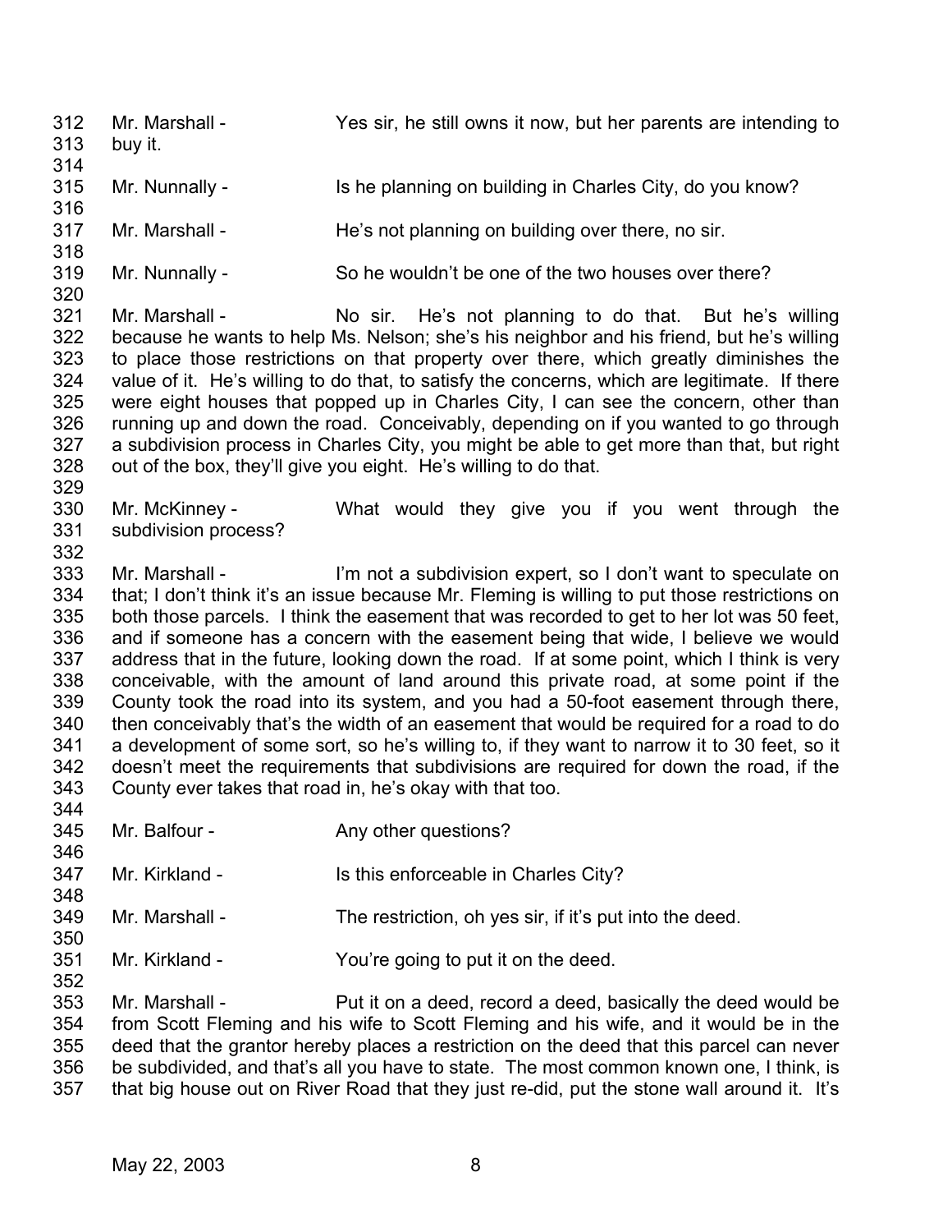312 Mr. Marshall - Yes sir, he still owns it now, but her parents are intending to
313 buy it.
314
315 Mr. Nunnally - Is he planning on building in Charles City, do you know?
316
317 Mr. Marshall - He's not planning on building over there, no sir.
318
319 Mr. Nunnally - So he wouldn't be one of the two houses over there?
320
321 Mr. Marshall - No sir. He's not planning to do that. But he's willing
322 because he wants to help Ms. Nelson; she's his neighbor and his friend, but he's willing
323 to place those restrictions on that property over there, which greatly diminishes the
324 value of it. He's willing to do that, to satisfy the concerns, which are legitimate. If there
325 were eight houses that popped up in Charles City, I can see the concern, other than
326 running up and down the road. Conceivably, depending on if you wanted to go through
327 a subdivision process in Charles City, you might be able to get more than that, but right
328 out of the box, they'll give you eight. He's willing to do that.
329
330 Mr. McKinney - What would they give you if you went through the
331 subdivision process?
332
333 Mr. Marshall - I'm not a subdivision expert, so I don't want to speculate on
334 that; I don't think it's an issue because Mr. Fleming is willing to put those restrictions on
335 both those parcels. I think the easement that was recorded to get to her lot was 50 feet,
336 and if someone has a concern with the easement being that wide, I believe we would
337 address that in the future, looking down the road. If at some point, which I think is very
338 conceivable, with the amount of land around this private road, at some point if the
339 County took the road into its system, and you had a 50-foot easement through there,
340 then conceivably that's the width of an easement that would be required for a road to do
341 a development of some sort, so he's willing to, if they want to narrow it to 30 feet, so it
342 doesn't meet the requirements that subdivisions are required for down the road, if the
343 County ever takes that road in, he's okay with that too.
344
345 Mr. Balfour - Any other questions?
346
347 Mr. Kirkland - Is this enforceable in Charles City?
348
349 Mr. Marshall - The restriction, oh yes sir, if it's put into the deed.
350
351 Mr. Kirkland - You're going to put it on the deed.
352
353 Mr. Marshall - Put it on a deed, record a deed, basically the deed would be
354 from Scott Fleming and his wife to Scott Fleming and his wife, and it would be in the
355 deed that the grantor hereby places a restriction on the deed that this parcel can never
356 be subdivided, and that's all you have to state. The most common known one, I think, is
357 that big house out on River Road that they just re-did, put the stone wall around it. It's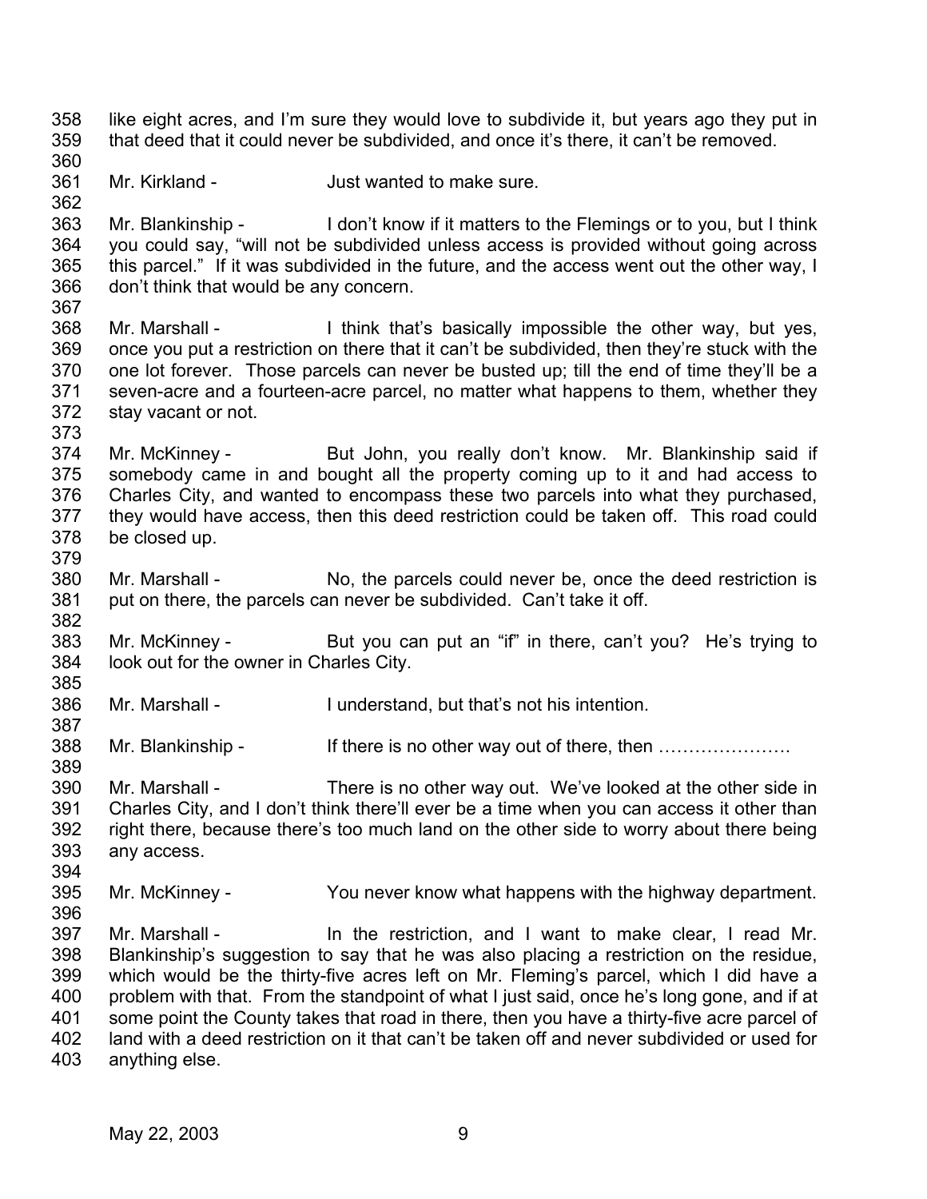like eight acres, and I'm sure they would love to subdivide it, but years ago they put in that deed that it could never be subdivided, and once it's there, it can't be removed.

Mr. Kirkland - Just wanted to make sure.

Mr. Blankinship - I don't know if it matters to the Flemings or to you, but I think you could say, "will not be subdivided unless access is provided without going across this parcel." If it was subdivided in the future, and the access went out the other way, I don't think that would be any concern.

Mr. Marshall - I think that's basically impossible the other way, but yes, once you put a restriction on there that it can't be subdivided, then they're stuck with the one lot forever. Those parcels can never be busted up; till the end of time they'll be a seven-acre and a fourteen-acre parcel, no matter what happens to them, whether they stay vacant or not.

Mr. McKinney - But John, you really don't know. Mr. Blankinship said if somebody came in and bought all the property coming up to it and had access to Charles City, and wanted to encompass these two parcels into what they purchased, they would have access, then this deed restriction could be taken off. This road could be closed up.

Mr. Marshall - No, the parcels could never be, once the deed restriction is put on there, the parcels can never be subdivided. Can't take it off.

Mr. McKinney - But you can put an "if" in there, can't you? He's trying to look out for the owner in Charles City.

Mr. Marshall - I understand, but that's not his intention.

Mr. Blankinship - If there is no other way out of there, then ………………….

Mr. Marshall - There is no other way out. We've looked at the other side in Charles City, and I don't think there'll ever be a time when you can access it other than right there, because there's too much land on the other side to worry about there being any access.

Mr. McKinney - You never know what happens with the highway department.

Mr. Marshall - In the restriction, and I want to make clear, I read Mr. Blankinship's suggestion to say that he was also placing a restriction on the residue, which would be the thirty-five acres left on Mr. Fleming's parcel, which I did have a problem with that. From the standpoint of what I just said, once he's long gone, and if at some point the County takes that road in there, then you have a thirty-five acre parcel of land with a deed restriction on it that can't be taken off and never subdivided or used for anything else.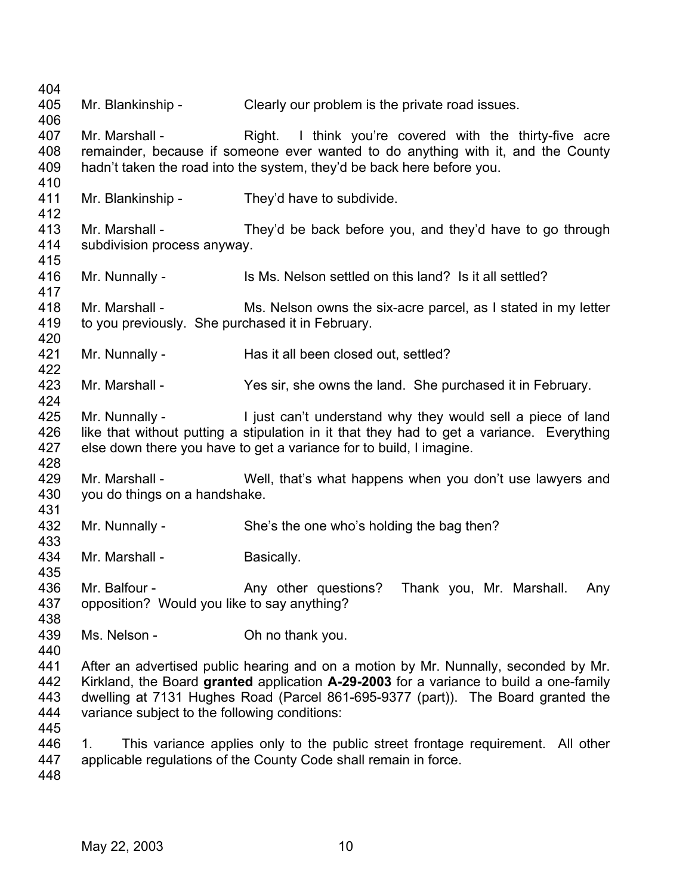Mr. Blankinship - Clearly our problem is the private road issues.

Mr. Marshall - Right. I think you're covered with the thirty-five acre remainder, because if someone ever wanted to do anything with it, and the County hadn't taken the road into the system, they'd be back here before you.

Mr. Blankinship - They'd have to subdivide.

Mr. Marshall - They'd be back before you, and they'd have to go through subdivision process anyway.

Mr. Nunnally - Is Ms. Nelson settled on this land? Is it all settled?

Mr. Marshall - Ms. Nelson owns the six-acre parcel, as I stated in my letter to you previously. She purchased it in February.

Mr. Nunnally - Has it all been closed out, settled?

Mr. Marshall - Yes sir, she owns the land. She purchased it in February.

Mr. Nunnally - I just can't understand why they would sell a piece of land like that without putting a stipulation in it that they had to get a variance. Everything else down there you have to get a variance for to build, I imagine.

Mr. Marshall - Well, that's what happens when you don't use lawyers and you do things on a handshake.

Mr. Nunnally - She's the one who's holding the bag then?

Mr. Marshall - Basically.

Mr. Balfour - Any other questions? Thank you, Mr. Marshall. Any opposition? Would you like to say anything?

Ms. Nelson - Oh no thank you.

After an advertised public hearing and on a motion by Mr. Nunnally, seconded by Mr. Kirkland, the Board **granted** application **A-29-2003** for a variance to build a one-family dwelling at 7131 Hughes Road (Parcel 861-695-9377 (part)). The Board granted the variance subject to the following conditions:

1. This variance applies only to the public street frontage requirement. All other applicable regulations of the County Code shall remain in force.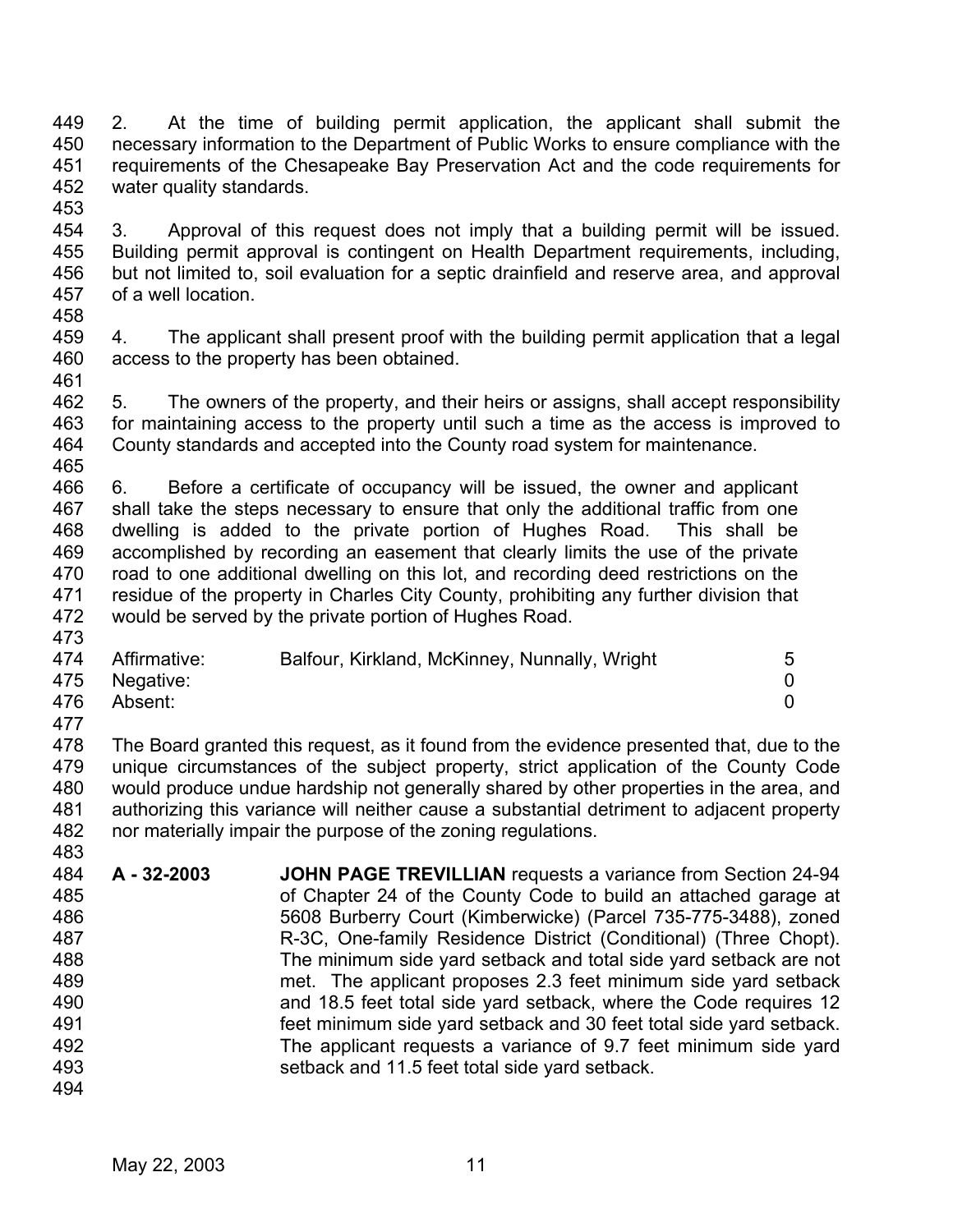2. At the time of building permit application, the applicant shall submit the necessary information to the Department of Public Works to ensure compliance with the requirements of the Chesapeake Bay Preservation Act and the code requirements for water quality standards.

3. Approval of this request does not imply that a building permit will be issued. Building permit approval is contingent on Health Department requirements, including, but not limited to, soil evaluation for a septic drainfield and reserve area, and approval of a well location.

4. The applicant shall present proof with the building permit application that a legal access to the property has been obtained.

5. The owners of the property, and their heirs or assigns, shall accept responsibility for maintaining access to the property until such a time as the access is improved to County standards and accepted into the County road system for maintenance.

6. Before a certificate of occupancy will be issued, the owner and applicant shall take the steps necessary to ensure that only the additional traffic from one dwelling is added to the private portion of Hughes Road. This shall be accomplished by recording an easement that clearly limits the use of the private road to one additional dwelling on this lot, and recording deed restrictions on the residue of the property in Charles City County, prohibiting any further division that would be served by the private portion of Hughes Road.

| | | |
|---|---|---|
| Affirmative: | Balfour, Kirkland, McKinney, Nunnally, Wright | 5 |
| Negative: | | 0 |
| Absent: | | 0 |

The Board granted this request, as it found from the evidence presented that, due to the unique circumstances of the subject property, strict application of the County Code would produce undue hardship not generally shared by other properties in the area, and authorizing this variance will neither cause a substantial detriment to adjacent property nor materially impair the purpose of the zoning regulations.

**A - 32-2003** **JOHN PAGE TREVILLIAN** requests a variance from Section 24-94 of Chapter 24 of the County Code to build an attached garage at 5608 Burberry Court (Kimberwicke) (Parcel 735-775-3488), zoned R-3C, One-family Residence District (Conditional) (Three Chopt). The minimum side yard setback and total side yard setback are not met. The applicant proposes 2.3 feet minimum side yard setback and 18.5 feet total side yard setback, where the Code requires 12 feet minimum side yard setback and 30 feet total side yard setback. The applicant requests a variance of 9.7 feet minimum side yard setback and 11.5 feet total side yard setback.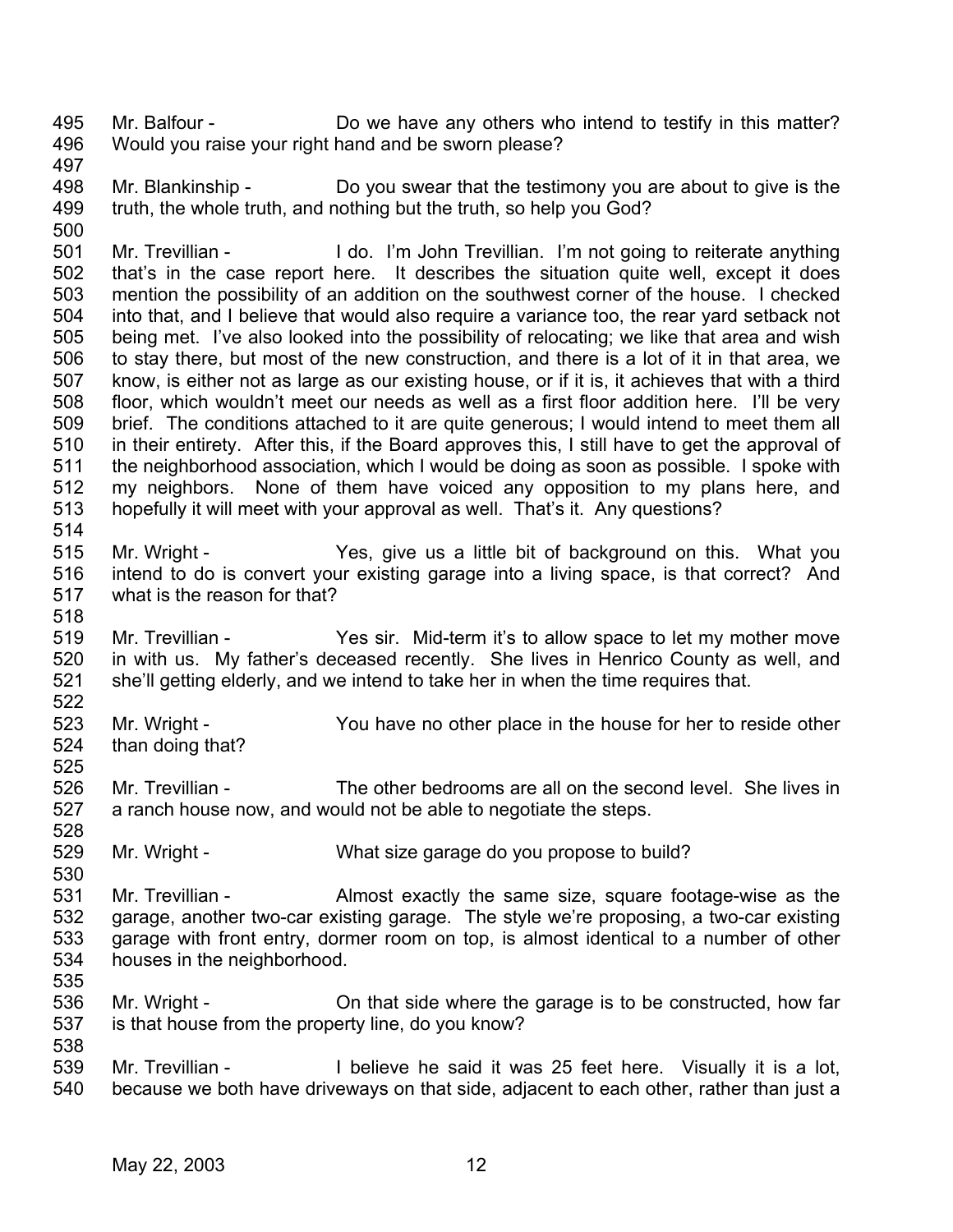Mr. Balfour - Do we have any others who intend to testify in this matter? Would you raise your right hand and be sworn please?

Mr. Blankinship - Do you swear that the testimony you are about to give is the truth, the whole truth, and nothing but the truth, so help you God?

Mr. Trevillian - I do. I'm John Trevillian. I'm not going to reiterate anything that's in the case report here. It describes the situation quite well, except it does mention the possibility of an addition on the southwest corner of the house. I checked into that, and I believe that would also require a variance too, the rear yard setback not being met. I've also looked into the possibility of relocating; we like that area and wish to stay there, but most of the new construction, and there is a lot of it in that area, we know, is either not as large as our existing house, or if it is, it achieves that with a third floor, which wouldn't meet our needs as well as a first floor addition here. I'll be very brief. The conditions attached to it are quite generous; I would intend to meet them all in their entirety. After this, if the Board approves this, I still have to get the approval of the neighborhood association, which I would be doing as soon as possible. I spoke with my neighbors. None of them have voiced any opposition to my plans here, and hopefully it will meet with your approval as well. That's it. Any questions?

Mr. Wright - Yes, give us a little bit of background on this. What you intend to do is convert your existing garage into a living space, is that correct? And what is the reason for that?

Mr. Trevillian - Yes sir. Mid-term it's to allow space to let my mother move in with us. My father's deceased recently. She lives in Henrico County as well, and she'll getting elderly, and we intend to take her in when the time requires that.

Mr. Wright - You have no other place in the house for her to reside other than doing that?

Mr. Trevillian - The other bedrooms are all on the second level. She lives in a ranch house now, and would not be able to negotiate the steps.

Mr. Wright - What size garage do you propose to build?

Mr. Trevillian - Almost exactly the same size, square footage-wise as the garage, another two-car existing garage. The style we're proposing, a two-car existing garage with front entry, dormer room on top, is almost identical to a number of other houses in the neighborhood.

Mr. Wright - On that side where the garage is to be constructed, how far is that house from the property line, do you know?

Mr. Trevillian - I believe he said it was 25 feet here. Visually it is a lot, because we both have driveways on that side, adjacent to each other, rather than just a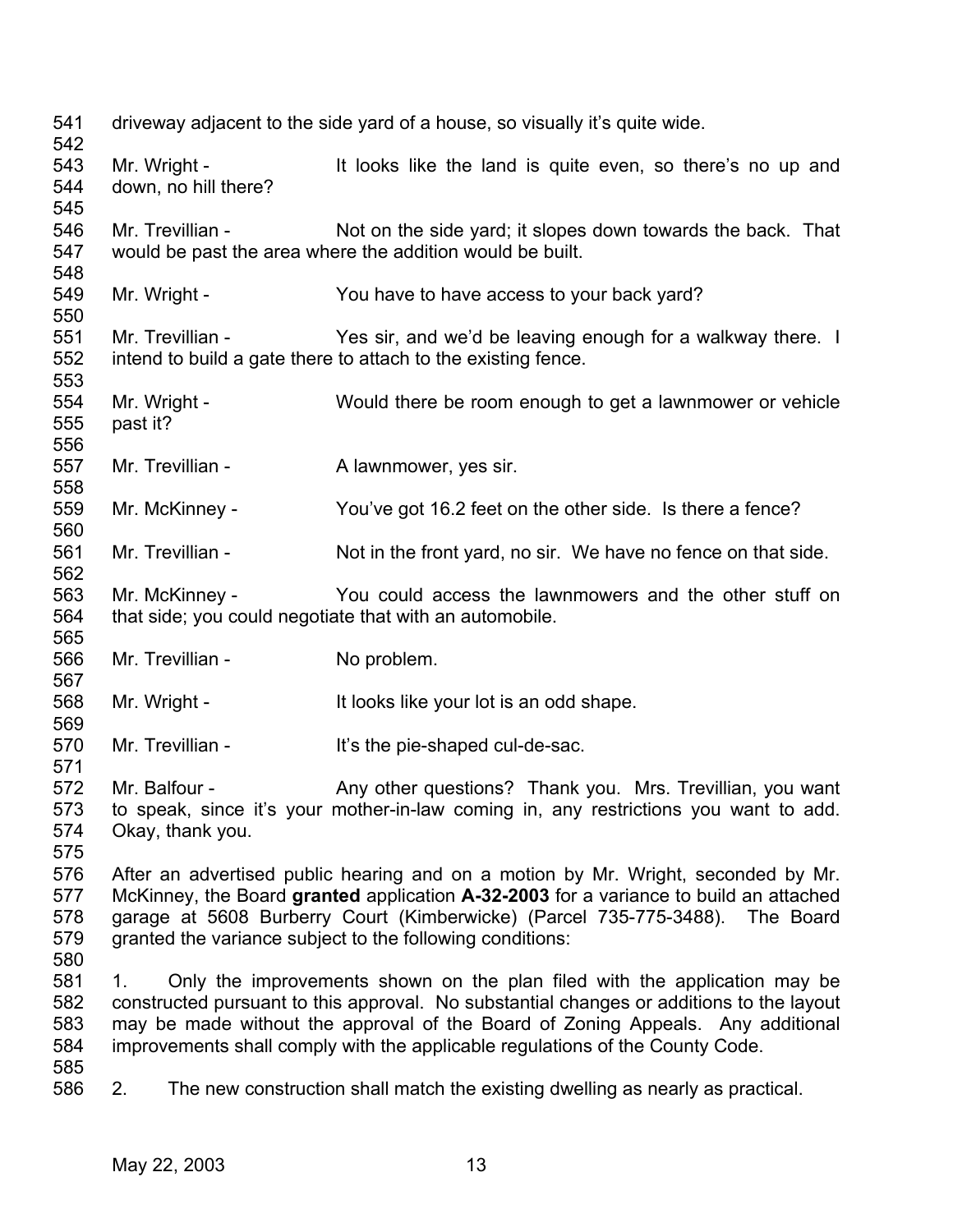driveway adjacent to the side yard of a house, so visually it's quite wide.

Mr. Wright - It looks like the land is quite even, so there's no up and down, no hill there?

Mr. Trevillian - Not on the side yard; it slopes down towards the back. That would be past the area where the addition would be built.

Mr. Wright - You have to have access to your back yard?

Mr. Trevillian - Yes sir, and we'd be leaving enough for a walkway there. I intend to build a gate there to attach to the existing fence.

Mr. Wright - Would there be room enough to get a lawnmower or vehicle past it?

Mr. Trevillian - A lawnmower, yes sir.

Mr. McKinney - You've got 16.2 feet on the other side. Is there a fence?

Mr. Trevillian - Not in the front yard, no sir. We have no fence on that side.

Mr. McKinney - You could access the lawnmowers and the other stuff on that side; you could negotiate that with an automobile.

Mr. Trevillian - No problem.

Mr. Wright - It looks like your lot is an odd shape.

Mr. Trevillian - It's the pie-shaped cul-de-sac.

Mr. Balfour - Any other questions? Thank you. Mrs. Trevillian, you want to speak, since it's your mother-in-law coming in, any restrictions you want to add. Okay, thank you.

After an advertised public hearing and on a motion by Mr. Wright, seconded by Mr. McKinney, the Board **granted** application **A-32-2003** for a variance to build an attached garage at 5608 Burberry Court (Kimberwicke) (Parcel 735-775-3488). The Board granted the variance subject to the following conditions:

1. Only the improvements shown on the plan filed with the application may be constructed pursuant to this approval. No substantial changes or additions to the layout may be made without the approval of the Board of Zoning Appeals. Any additional improvements shall comply with the applicable regulations of the County Code.

2. The new construction shall match the existing dwelling as nearly as practical.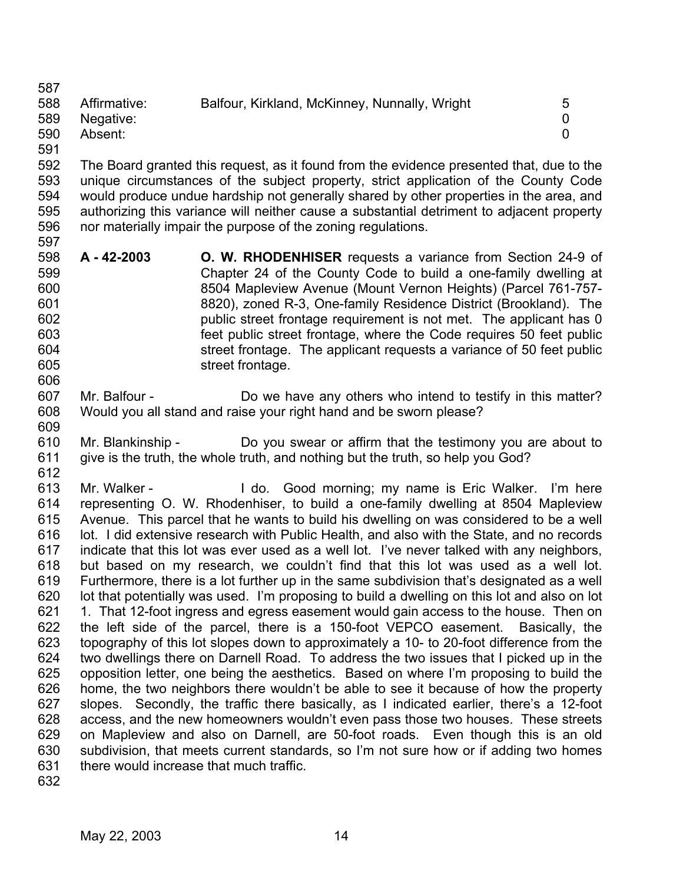| Affirmative: | Balfour, Kirkland, McKinney, Nunnally, Wright | 5 |
|---|---|---|
| Negative: | | 0 |
| Absent: | | 0 |

The Board granted this request, as it found from the evidence presented that, due to the unique circumstances of the subject property, strict application of the County Code would produce undue hardship not generally shared by other properties in the area, and authorizing this variance will neither cause a substantial detriment to adjacent property nor materially impair the purpose of the zoning regulations.

**A - 42-2003** **O. W. RHODENHISER** requests a variance from Section 24-9 of Chapter 24 of the County Code to build a one-family dwelling at 8504 Mapleview Avenue (Mount Vernon Heights) (Parcel 761-757-8820), zoned R-3, One-family Residence District (Brookland). The public street frontage requirement is not met. The applicant has 0 feet public street frontage, where the Code requires 50 feet public street frontage. The applicant requests a variance of 50 feet public street frontage.

Mr. Balfour - Do we have any others who intend to testify in this matter? Would you all stand and raise your right hand and be sworn please?

Mr. Blankinship - Do you swear or affirm that the testimony you are about to give is the truth, the whole truth, and nothing but the truth, so help you God?

Mr. Walker - I do. Good morning; my name is Eric Walker. I'm here representing O. W. Rhodenhiser, to build a one-family dwelling at 8504 Mapleview Avenue. This parcel that he wants to build his dwelling on was considered to be a well lot. I did extensive research with Public Health, and also with the State, and no records indicate that this lot was ever used as a well lot. I've never talked with any neighbors, but based on my research, we couldn't find that this lot was used as a well lot. Furthermore, there is a lot further up in the same subdivision that's designated as a well lot that potentially was used. I'm proposing to build a dwelling on this lot and also on lot 1. That 12-foot ingress and egress easement would gain access to the house. Then on the left side of the parcel, there is a 150-foot VEPCO easement. Basically, the topography of this lot slopes down to approximately a 10- to 20-foot difference from the two dwellings there on Darnell Road. To address the two issues that I picked up in the opposition letter, one being the aesthetics. Based on where I'm proposing to build the home, the two neighbors there wouldn't be able to see it because of how the property slopes. Secondly, the traffic there basically, as I indicated earlier, there's a 12-foot access, and the new homeowners wouldn't even pass those two houses. These streets on Mapleview and also on Darnell, are 50-foot roads. Even though this is an old subdivision, that meets current standards, so I'm not sure how or if adding two homes there would increase that much traffic.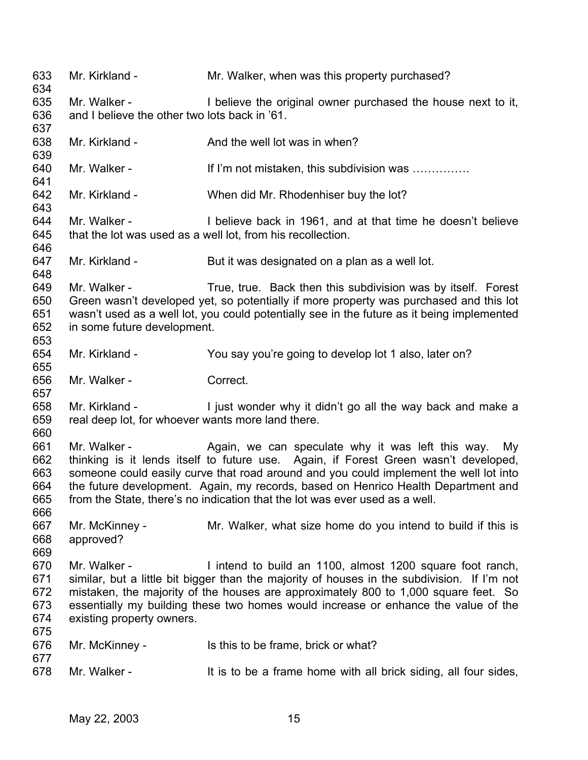633 Mr. Kirkland - Mr. Walker, when was this property purchased?
634
635 Mr. Walker - I believe the original owner purchased the house next to it,
636 and I believe the other two lots back in '61.
637
638 Mr. Kirkland - And the well lot was in when?
639
640 Mr. Walker - If I'm not mistaken, this subdivision was ……………
641
642 Mr. Kirkland - When did Mr. Rhodenhiser buy the lot?
643
644 Mr. Walker - I believe back in 1961, and at that time he doesn't believe
645 that the lot was used as a well lot, from his recollection.
646
647 Mr. Kirkland - But it was designated on a plan as a well lot.
648
649 Mr. Walker - True, true. Back then this subdivision was by itself. Forest
650 Green wasn't developed yet, so potentially if more property was purchased and this lot
651 wasn't used as a well lot, you could potentially see in the future as it being implemented
652 in some future development.
653
654 Mr. Kirkland - You say you're going to develop lot 1 also, later on?
655
656 Mr. Walker - Correct.
657
658 Mr. Kirkland - I just wonder why it didn't go all the way back and make a
659 real deep lot, for whoever wants more land there.
660
661 Mr. Walker - Again, we can speculate why it was left this way. My
662 thinking is it lends itself to future use. Again, if Forest Green wasn't developed,
663 someone could easily curve that road around and you could implement the well lot into
664 the future development. Again, my records, based on Henrico Health Department and
665 from the State, there's no indication that the lot was ever used as a well.
666
667 Mr. McKinney - Mr. Walker, what size home do you intend to build if this is
668 approved?
669
670 Mr. Walker - I intend to build an 1100, almost 1200 square foot ranch,
671 similar, but a little bit bigger than the majority of houses in the subdivision. If I'm not
672 mistaken, the majority of the houses are approximately 800 to 1,000 square feet. So
673 essentially my building these two homes would increase or enhance the value of the
674 existing property owners.
675
676 Mr. McKinney - Is this to be frame, brick or what?
677
678 Mr. Walker - It is to be a frame home with all brick siding, all four sides,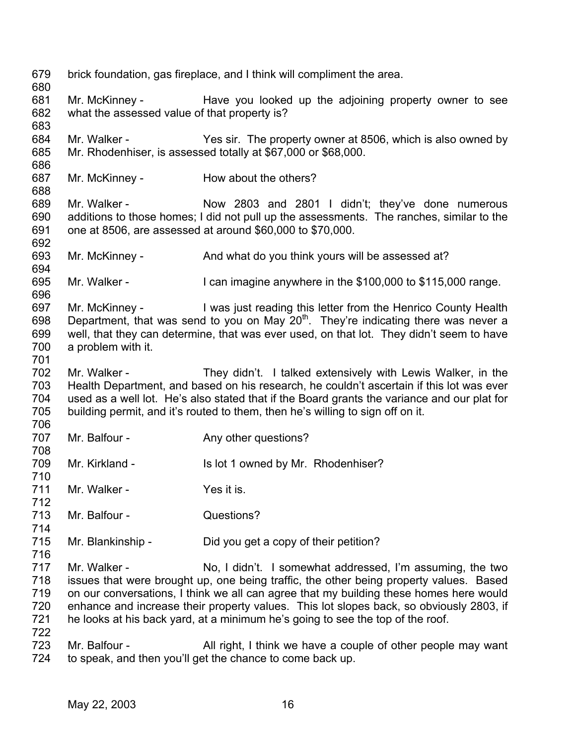brick foundation, gas fireplace, and I think will compliment the area.

Mr. McKinney - Have you looked up the adjoining property owner to see what the assessed value of that property is?

Mr. Walker - Yes sir. The property owner at 8506, which is also owned by Mr. Rhodenhiser, is assessed totally at $67,000 or $68,000.

Mr. McKinney - How about the others?

Mr. Walker - Now 2803 and 2801 I didn't; they've done numerous additions to those homes; I did not pull up the assessments. The ranches, similar to the one at 8506, are assessed at around $60,000 to $70,000.

Mr. McKinney - And what do you think yours will be assessed at?

Mr. Walker - I can imagine anywhere in the $100,000 to $115,000 range.

Mr. McKinney - I was just reading this letter from the Henrico County Health Department, that was send to you on May 20th. They're indicating there was never a well, that they can determine, that was ever used, on that lot. They didn't seem to have a problem with it.

Mr. Walker - They didn't. I talked extensively with Lewis Walker, in the Health Department, and based on his research, he couldn't ascertain if this lot was ever used as a well lot. He's also stated that if the Board grants the variance and our plat for building permit, and it's routed to them, then he's willing to sign off on it.

Mr. Balfour - Any other questions?

Mr. Kirkland - Is lot 1 owned by Mr. Rhodenhiser?

Mr. Walker - Yes it is.

Mr. Balfour - Questions?

Mr. Blankinship - Did you get a copy of their petition?

Mr. Walker - No, I didn't. I somewhat addressed, I'm assuming, the two issues that were brought up, one being traffic, the other being property values. Based on our conversations, I think we all can agree that my building these homes here would enhance and increase their property values. This lot slopes back, so obviously 2803, if he looks at his back yard, at a minimum he's going to see the top of the roof.

Mr. Balfour - All right, I think we have a couple of other people may want to speak, and then you'll get the chance to come back up.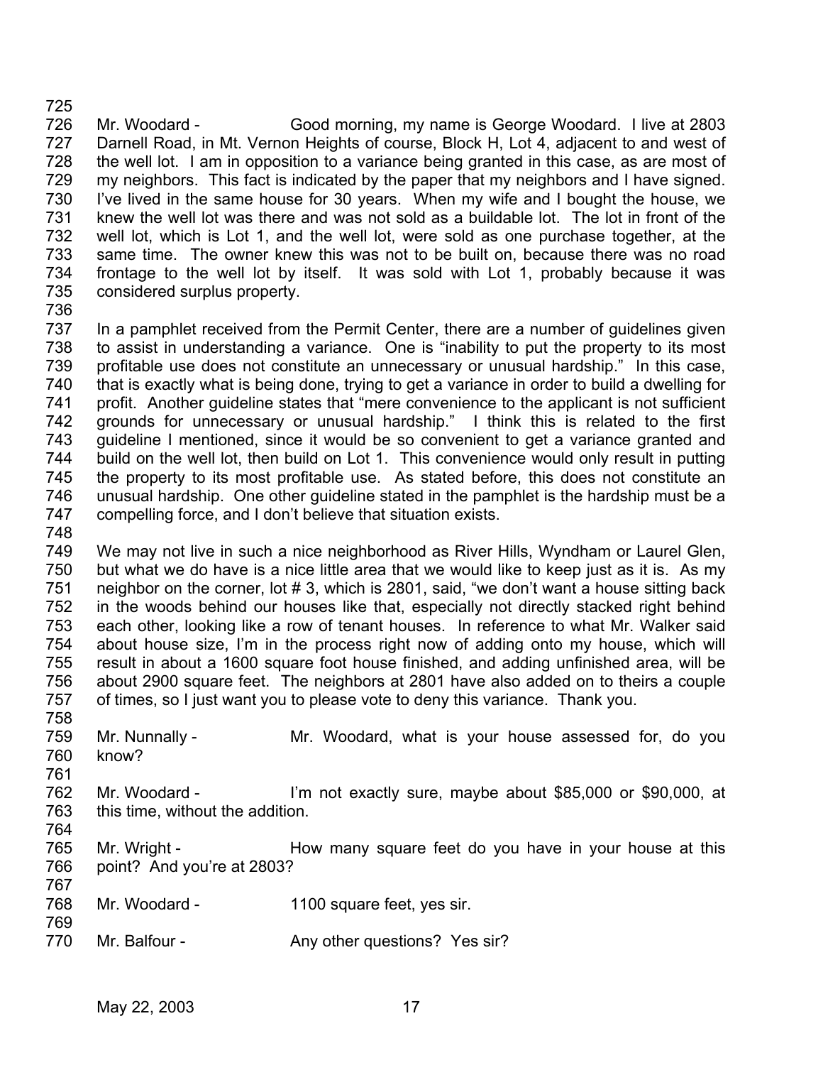Mr. Woodard - Good morning, my name is George Woodard. I live at 2803 Darnell Road, in Mt. Vernon Heights of course, Block H, Lot 4, adjacent to and west of the well lot. I am in opposition to a variance being granted in this case, as are most of my neighbors. This fact is indicated by the paper that my neighbors and I have signed. I've lived in the same house for 30 years. When my wife and I bought the house, we knew the well lot was there and was not sold as a buildable lot. The lot in front of the well lot, which is Lot 1, and the well lot, were sold as one purchase together, at the same time. The owner knew this was not to be built on, because there was no road frontage to the well lot by itself. It was sold with Lot 1, probably because it was considered surplus property.

In a pamphlet received from the Permit Center, there are a number of guidelines given to assist in understanding a variance. One is "inability to put the property to its most profitable use does not constitute an unnecessary or unusual hardship." In this case, that is exactly what is being done, trying to get a variance in order to build a dwelling for profit. Another guideline states that "mere convenience to the applicant is not sufficient grounds for unnecessary or unusual hardship." I think this is related to the first guideline I mentioned, since it would be so convenient to get a variance granted and build on the well lot, then build on Lot 1. This convenience would only result in putting the property to its most profitable use. As stated before, this does not constitute an unusual hardship. One other guideline stated in the pamphlet is the hardship must be a compelling force, and I don't believe that situation exists.

We may not live in such a nice neighborhood as River Hills, Wyndham or Laurel Glen, but what we do have is a nice little area that we would like to keep just as it is. As my neighbor on the corner, lot # 3, which is 2801, said, "we don't want a house sitting back in the woods behind our houses like that, especially not directly stacked right behind each other, looking like a row of tenant houses. In reference to what Mr. Walker said about house size, I'm in the process right now of adding onto my house, which will result in about a 1600 square foot house finished, and adding unfinished area, will be about 2900 square feet. The neighbors at 2801 have also added on to theirs a couple of times, so I just want you to please vote to deny this variance. Thank you.

Mr. Nunnally - Mr. Woodard, what is your house assessed for, do you know?

Mr. Woodard - I'm not exactly sure, maybe about $85,000 or $90,000, at this time, without the addition.

Mr. Wright - How many square feet do you have in your house at this point? And you're at 2803?

Mr. Woodard - 1100 square feet, yes sir.

Mr. Balfour - Any other questions? Yes sir?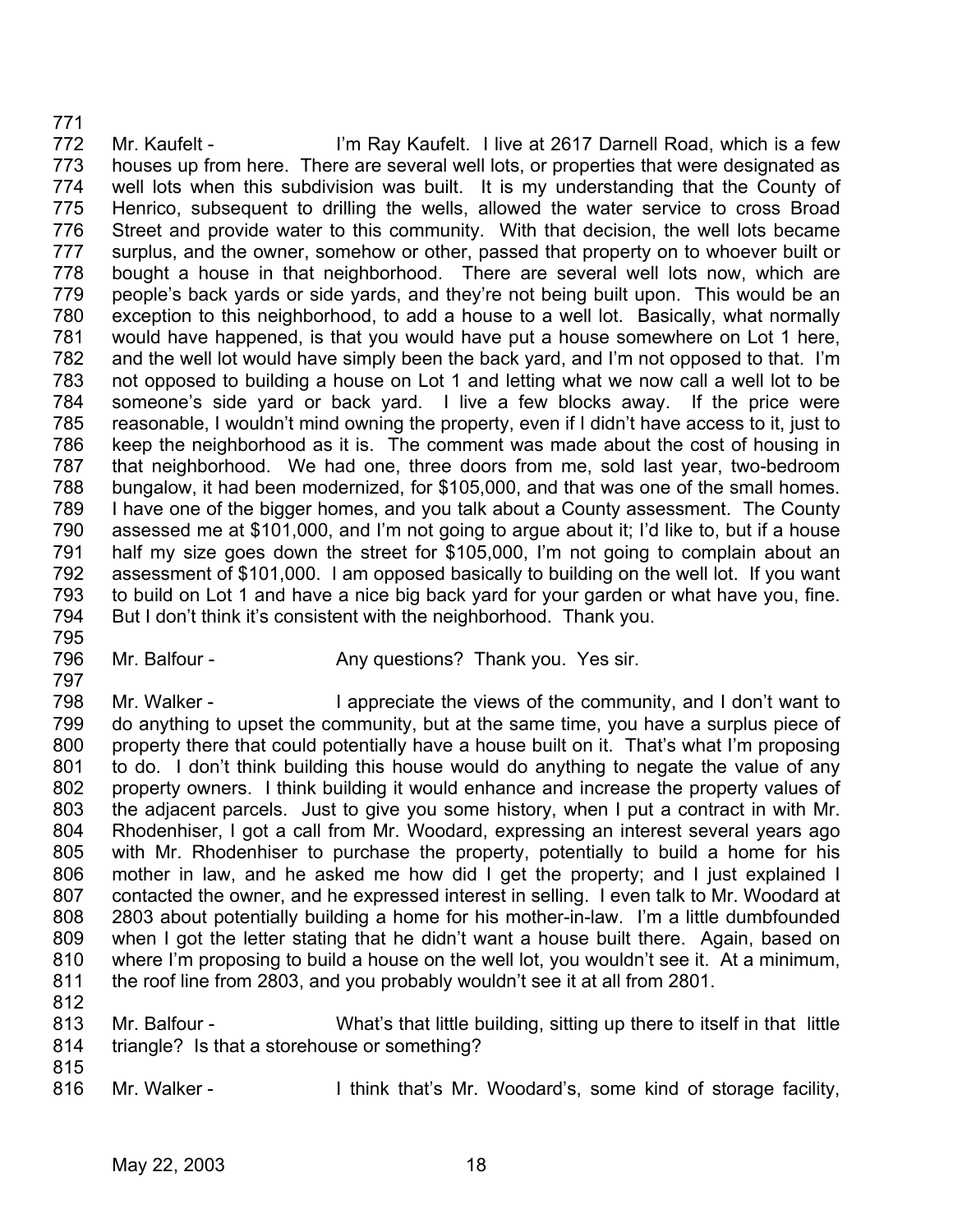Mr. Kaufelt - I'm Ray Kaufelt. I live at 2617 Darnell Road, which is a few houses up from here. There are several well lots, or properties that were designated as well lots when this subdivision was built. It is my understanding that the County of Henrico, subsequent to drilling the wells, allowed the water service to cross Broad Street and provide water to this community. With that decision, the well lots became surplus, and the owner, somehow or other, passed that property on to whoever built or bought a house in that neighborhood. There are several well lots now, which are people's back yards or side yards, and they're not being built upon. This would be an exception to this neighborhood, to add a house to a well lot. Basically, what normally would have happened, is that you would have put a house somewhere on Lot 1 here, and the well lot would have simply been the back yard, and I'm not opposed to that. I'm not opposed to building a house on Lot 1 and letting what we now call a well lot to be someone's side yard or back yard. I live a few blocks away. If the price were reasonable, I wouldn't mind owning the property, even if I didn't have access to it, just to keep the neighborhood as it is. The comment was made about the cost of housing in that neighborhood. We had one, three doors from me, sold last year, two-bedroom bungalow, it had been modernized, for $105,000, and that was one of the small homes. I have one of the bigger homes, and you talk about a County assessment. The County assessed me at $101,000, and I'm not going to argue about it; I'd like to, but if a house half my size goes down the street for $105,000, I'm not going to complain about an assessment of $101,000. I am opposed basically to building on the well lot. If you want to build on Lot 1 and have a nice big back yard for your garden or what have you, fine. But I don't think it's consistent with the neighborhood. Thank you.

Mr. Balfour - Any questions? Thank you. Yes sir.

Mr. Walker - I appreciate the views of the community, and I don't want to do anything to upset the community, but at the same time, you have a surplus piece of property there that could potentially have a house built on it. That's what I'm proposing to do. I don't think building this house would do anything to negate the value of any property owners. I think building it would enhance and increase the property values of the adjacent parcels. Just to give you some history, when I put a contract in with Mr. Rhodenhiser, I got a call from Mr. Woodard, expressing an interest several years ago with Mr. Rhodenhiser to purchase the property, potentially to build a home for his mother in law, and he asked me how did I get the property; and I just explained I contacted the owner, and he expressed interest in selling. I even talk to Mr. Woodard at 2803 about potentially building a home for his mother-in-law. I'm a little dumbfounded when I got the letter stating that he didn't want a house built there. Again, based on where I'm proposing to build a house on the well lot, you wouldn't see it. At a minimum, the roof line from 2803, and you probably wouldn't see it at all from 2801.

Mr. Balfour - What's that little building, sitting up there to itself in that little triangle? Is that a storehouse or something?

Mr. Walker - I think that's Mr. Woodard's, some kind of storage facility,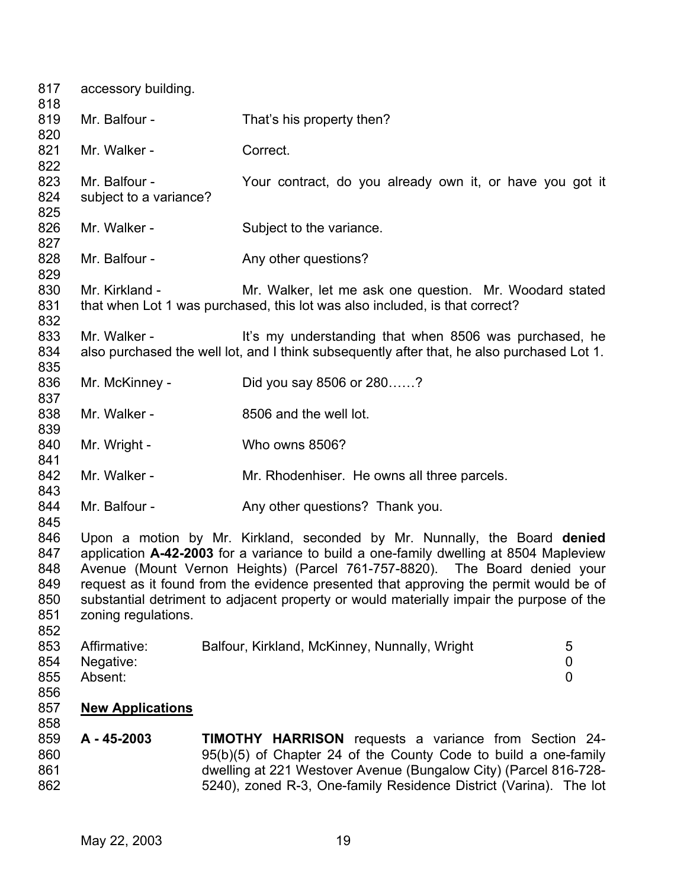accessory building.

Mr. Balfour - That's his property then?

Mr. Walker - Correct.

Mr. Balfour - Your contract, do you already own it, or have you got it subject to a variance?

Mr. Walker - Subject to the variance.

Mr. Balfour - Any other questions?

Mr. Kirkland - Mr. Walker, let me ask one question. Mr. Woodard stated that when Lot 1 was purchased, this lot was also included, is that correct?

Mr. Walker - It's my understanding that when 8506 was purchased, he also purchased the well lot, and I think subsequently after that, he also purchased Lot 1.

Mr. McKinney - Did you say 8506 or 280……?

Mr. Walker - 8506 and the well lot.

Mr. Wright - Who owns 8506?

Mr. Walker - Mr. Rhodenhiser. He owns all three parcels.

Mr. Balfour - Any other questions? Thank you.

Upon a motion by Mr. Kirkland, seconded by Mr. Nunnally, the Board **denied** application **A-42-2003** for a variance to build a one-family dwelling at 8504 Mapleview Avenue (Mount Vernon Heights) (Parcel 761-757-8820). The Board denied your request as it found from the evidence presented that approving the permit would be of substantial detriment to adjacent property or would materially impair the purpose of the zoning regulations.

| | | |
|---|---|---|
| Affirmative: | Balfour, Kirkland, McKinney, Nunnally, Wright | 5 |
| Negative: | | 0 |
| Absent: | | 0 |

**New Applications**

**A - 45-2003** **TIMOTHY HARRISON** requests a variance from Section 24-95(b)(5) of Chapter 24 of the County Code to build a one-family dwelling at 221 Westover Avenue (Bungalow City) (Parcel 816-728-5240), zoned R-3, One-family Residence District (Varina). The lot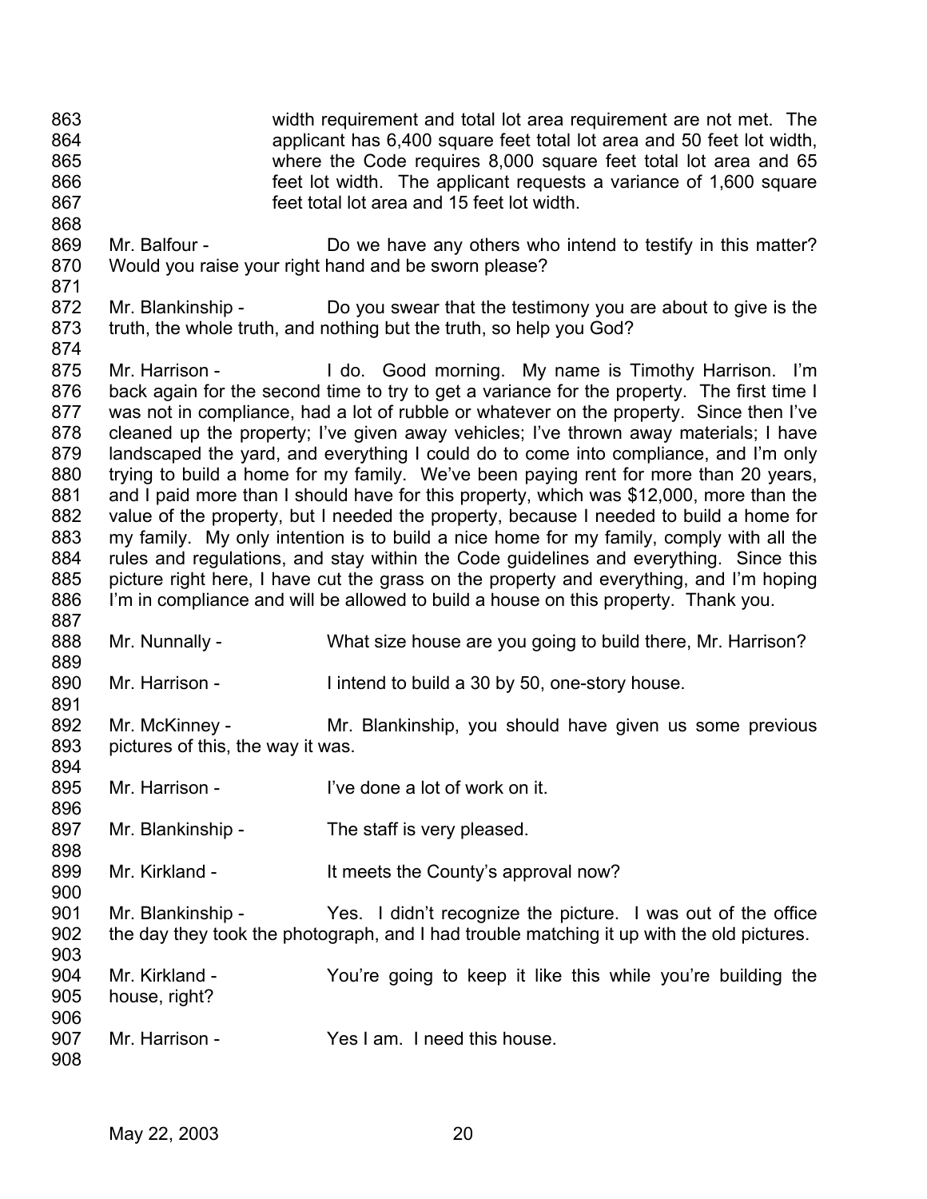width requirement and total lot area requirement are not met. The applicant has 6,400 square feet total lot area and 50 feet lot width, where the Code requires 8,000 square feet total lot area and 65 feet lot width. The applicant requests a variance of 1,600 square feet total lot area and 15 feet lot width.

Mr. Balfour - Do we have any others who intend to testify in this matter? Would you raise your right hand and be sworn please?

Mr. Blankinship - Do you swear that the testimony you are about to give is the truth, the whole truth, and nothing but the truth, so help you God?

Mr. Harrison - I do. Good morning. My name is Timothy Harrison. I'm back again for the second time to try to get a variance for the property. The first time I was not in compliance, had a lot of rubble or whatever on the property. Since then I've cleaned up the property; I've given away vehicles; I've thrown away materials; I have landscaped the yard, and everything I could do to come into compliance, and I'm only trying to build a home for my family. We've been paying rent for more than 20 years, and I paid more than I should have for this property, which was $12,000, more than the value of the property, but I needed the property, because I needed to build a home for my family. My only intention is to build a nice home for my family, comply with all the rules and regulations, and stay within the Code guidelines and everything. Since this picture right here, I have cut the grass on the property and everything, and I'm hoping I'm in compliance and will be allowed to build a house on this property. Thank you.

Mr. Nunnally - What size house are you going to build there, Mr. Harrison?

Mr. Harrison - I intend to build a 30 by 50, one-story house.

Mr. McKinney - Mr. Blankinship, you should have given us some previous pictures of this, the way it was.

Mr. Harrison - I've done a lot of work on it.

Mr. Blankinship - The staff is very pleased.

Mr. Kirkland - It meets the County's approval now?

Mr. Blankinship - Yes. I didn't recognize the picture. I was out of the office the day they took the photograph, and I had trouble matching it up with the old pictures.

Mr. Kirkland - You're going to keep it like this while you're building the house, right?

Mr. Harrison - Yes I am. I need this house.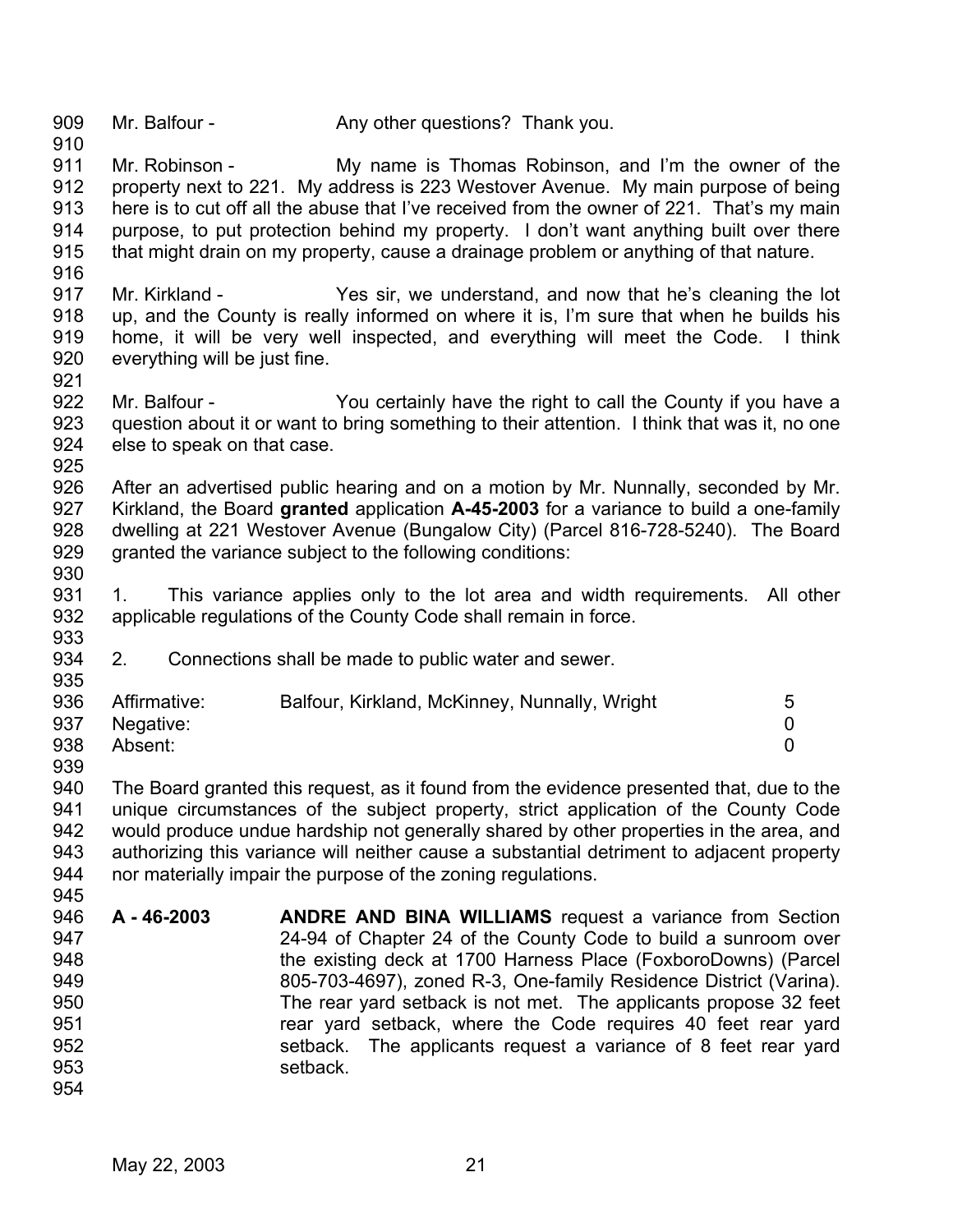Mr. Balfour - Any other questions? Thank you.

Mr. Robinson - My name is Thomas Robinson, and I'm the owner of the property next to 221. My address is 223 Westover Avenue. My main purpose of being here is to cut off all the abuse that I've received from the owner of 221. That's my main purpose, to put protection behind my property. I don't want anything built over there that might drain on my property, cause a drainage problem or anything of that nature.

Mr. Kirkland - Yes sir, we understand, and now that he's cleaning the lot up, and the County is really informed on where it is, I'm sure that when he builds his home, it will be very well inspected, and everything will meet the Code. I think everything will be just fine.

Mr. Balfour - You certainly have the right to call the County if you have a question about it or want to bring something to their attention. I think that was it, no one else to speak on that case.

After an advertised public hearing and on a motion by Mr. Nunnally, seconded by Mr. Kirkland, the Board **granted** application **A-45-2003** for a variance to build a one-family dwelling at 221 Westover Avenue (Bungalow City) (Parcel 816-728-5240). The Board granted the variance subject to the following conditions:

1. This variance applies only to the lot area and width requirements. All other applicable regulations of the County Code shall remain in force.

2. Connections shall be made to public water and sewer.

| | | |
|---|---|---|
| Affirmative: | Balfour, Kirkland, McKinney, Nunnally, Wright | 5 |
| Negative: | | 0 |
| Absent: | | 0 |

The Board granted this request, as it found from the evidence presented that, due to the unique circumstances of the subject property, strict application of the County Code would produce undue hardship not generally shared by other properties in the area, and authorizing this variance will neither cause a substantial detriment to adjacent property nor materially impair the purpose of the zoning regulations.

**A - 46-2003** **ANDRE AND BINA WILLIAMS** request a variance from Section 24-94 of Chapter 24 of the County Code to build a sunroom over the existing deck at 1700 Harness Place (FoxboroDowns) (Parcel 805-703-4697), zoned R-3, One-family Residence District (Varina). The rear yard setback is not met. The applicants propose 32 feet rear yard setback, where the Code requires 40 feet rear yard setback. The applicants request a variance of 8 feet rear yard setback.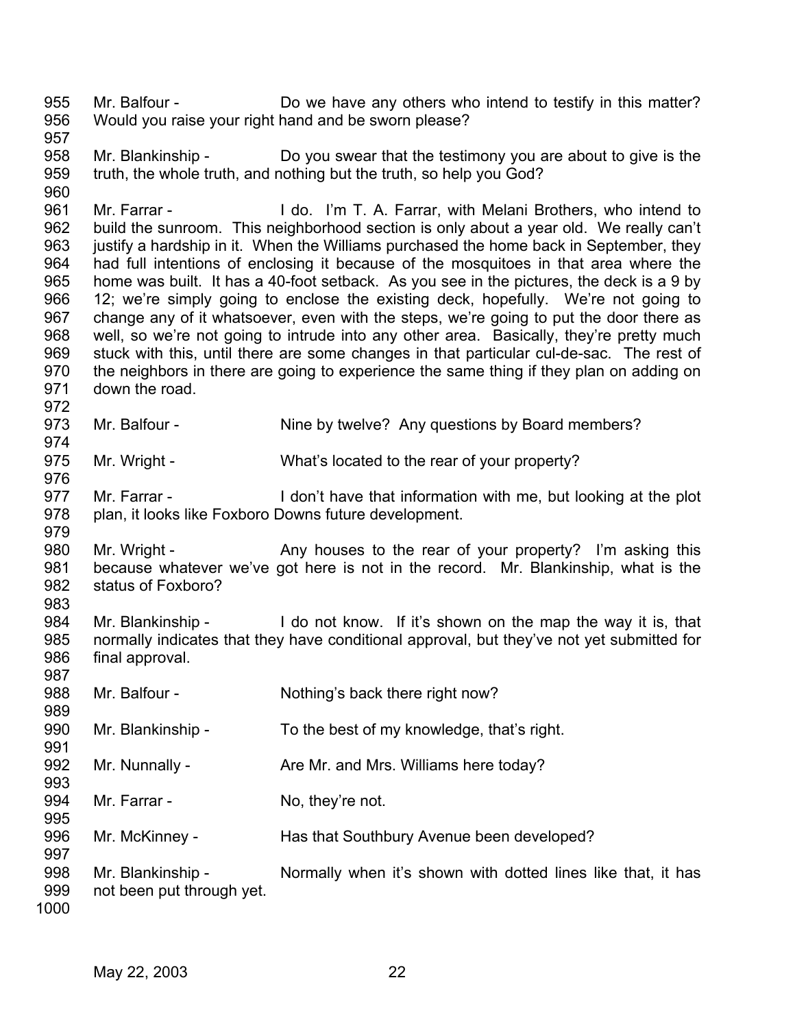955 Mr. Balfour - Do we have any others who intend to testify in this matter?
956 Would you raise your right hand and be sworn please?
957
958 Mr. Blankinship - Do you swear that the testimony you are about to give is the
959 truth, the whole truth, and nothing but the truth, so help you God?
960
961 Mr. Farrar - I do. I'm T. A. Farrar, with Melani Brothers, who intend to
962 build the sunroom. This neighborhood section is only about a year old. We really can't
963 justify a hardship in it. When the Williams purchased the home back in September, they
964 had full intentions of enclosing it because of the mosquitoes in that area where the
965 home was built. It has a 40-foot setback. As you see in the pictures, the deck is a 9 by
966 12; we're simply going to enclose the existing deck, hopefully. We're not going to
967 change any of it whatsoever, even with the steps, we're going to put the door there as
968 well, so we're not going to intrude into any other area. Basically, they're pretty much
969 stuck with this, until there are some changes in that particular cul-de-sac. The rest of
970 the neighbors in there are going to experience the same thing if they plan on adding on
971 down the road.
972
973 Mr. Balfour - Nine by twelve? Any questions by Board members?
974
975 Mr. Wright - What's located to the rear of your property?
976
977 Mr. Farrar - I don't have that information with me, but looking at the plot
978 plan, it looks like Foxboro Downs future development.
979
980 Mr. Wright - Any houses to the rear of your property? I'm asking this
981 because whatever we've got here is not in the record. Mr. Blankinship, what is the
982 status of Foxboro?
983
984 Mr. Blankinship - I do not know. If it's shown on the map the way it is, that
985 normally indicates that they have conditional approval, but they've not yet submitted for
986 final approval.
987
988 Mr. Balfour - Nothing's back there right now?
989
990 Mr. Blankinship - To the best of my knowledge, that's right.
991
992 Mr. Nunnally - Are Mr. and Mrs. Williams here today?
993
994 Mr. Farrar - No, they're not.
995
996 Mr. McKinney - Has that Southbury Avenue been developed?
997
998 Mr. Blankinship - Normally when it's shown with dotted lines like that, it has
999 not been put through yet.
1000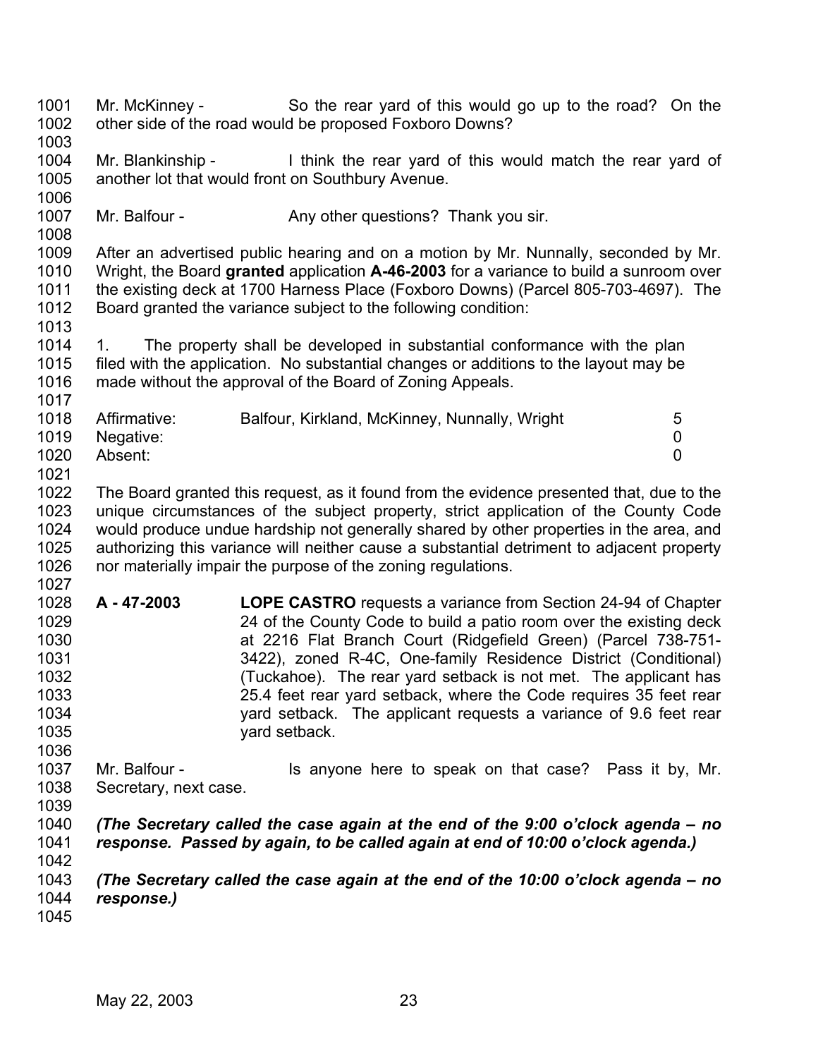Mr. McKinney - So the rear yard of this would go up to the road? On the other side of the road would be proposed Foxboro Downs?

Mr. Blankinship - I think the rear yard of this would match the rear yard of another lot that would front on Southbury Avenue.

Mr. Balfour - Any other questions? Thank you sir.

After an advertised public hearing and on a motion by Mr. Nunnally, seconded by Mr. Wright, the Board **granted** application **A-46-2003** for a variance to build a sunroom over the existing deck at 1700 Harness Place (Foxboro Downs) (Parcel 805-703-4697). The Board granted the variance subject to the following condition:

1. The property shall be developed in substantial conformance with the plan filed with the application. No substantial changes or additions to the layout may be made without the approval of the Board of Zoning Appeals.

| | | |
|---|---|---|
| Affirmative: | Balfour, Kirkland, McKinney, Nunnally, Wright | 5 |
| Negative: | | 0 |
| Absent: | | 0 |

The Board granted this request, as it found from the evidence presented that, due to the unique circumstances of the subject property, strict application of the County Code would produce undue hardship not generally shared by other properties in the area, and authorizing this variance will neither cause a substantial detriment to adjacent property nor materially impair the purpose of the zoning regulations.

**A - 47-2003** **LOPE CASTRO** requests a variance from Section 24-94 of Chapter 24 of the County Code to build a patio room over the existing deck at 2216 Flat Branch Court (Ridgefield Green) (Parcel 738-751-3422), zoned R-4C, One-family Residence District (Conditional) (Tuckahoe). The rear yard setback is not met. The applicant has 25.4 feet rear yard setback, where the Code requires 35 feet rear yard setback. The applicant requests a variance of 9.6 feet rear yard setback.

Mr. Balfour - Is anyone here to speak on that case? Pass it by, Mr. Secretary, next case.

***(The Secretary called the case again at the end of the 9:00 o'clock agenda – no response. Passed by again, to be called again at end of 10:00 o'clock agenda.)***

***(The Secretary called the case again at the end of the 10:00 o'clock agenda – no response.)***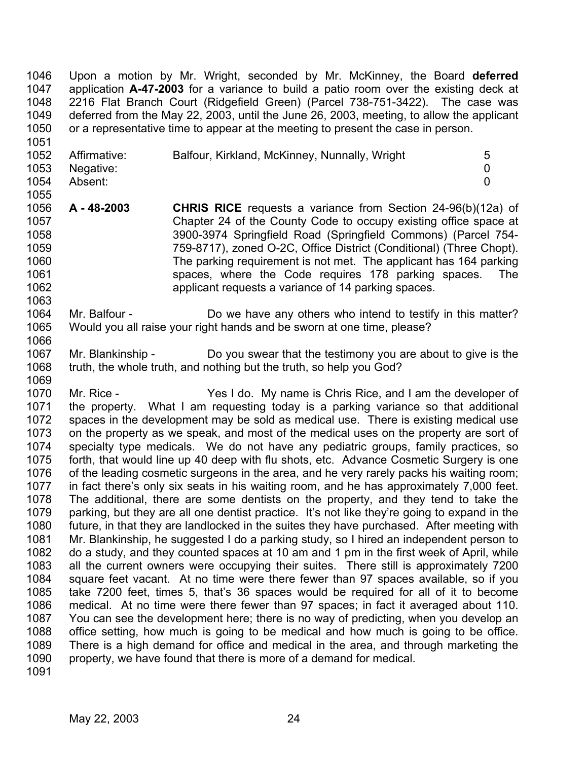Upon a motion by Mr. Wright, seconded by Mr. McKinney, the Board **deferred** application **A-47-2003** for a variance to build a patio room over the existing deck at 2216 Flat Branch Court (Ridgefield Green) (Parcel 738-751-3422). The case was deferred from the May 22, 2003, until the June 26, 2003, meeting, to allow the applicant or a representative time to appear at the meeting to present the case in person.

| | | |
|---|---|---|
| Affirmative: | Balfour, Kirkland, McKinney, Nunnally, Wright | 5 |
| Negative: | | 0 |
| Absent: | | 0 |

**A - 48-2003** **CHRIS RICE** requests a variance from Section 24-96(b)(12a) of Chapter 24 of the County Code to occupy existing office space at 3900-3974 Springfield Road (Springfield Commons) (Parcel 754-759-8717), zoned O-2C, Office District (Conditional) (Three Chopt). The parking requirement is not met. The applicant has 164 parking spaces, where the Code requires 178 parking spaces. The applicant requests a variance of 14 parking spaces.

Mr. Balfour - Do we have any others who intend to testify in this matter? Would you all raise your right hands and be sworn at one time, please?

Mr. Blankinship - Do you swear that the testimony you are about to give is the truth, the whole truth, and nothing but the truth, so help you God?

Mr. Rice - Yes I do. My name is Chris Rice, and I am the developer of the property. What I am requesting today is a parking variance so that additional spaces in the development may be sold as medical use. There is existing medical use on the property as we speak, and most of the medical uses on the property are sort of specialty type medicals. We do not have any pediatric groups, family practices, so forth, that would line up 40 deep with flu shots, etc. Advance Cosmetic Surgery is one of the leading cosmetic surgeons in the area, and he very rarely packs his waiting room; in fact there's only six seats in his waiting room, and he has approximately 7,000 feet. The additional, there are some dentists on the property, and they tend to take the parking, but they are all one dentist practice. It's not like they're going to expand in the future, in that they are landlocked in the suites they have purchased. After meeting with Mr. Blankinship, he suggested I do a parking study, so I hired an independent person to do a study, and they counted spaces at 10 am and 1 pm in the first week of April, while all the current owners were occupying their suites. There still is approximately 7200 square feet vacant. At no time were there fewer than 97 spaces available, so if you take 7200 feet, times 5, that's 36 spaces would be required for all of it to become medical. At no time were there fewer than 97 spaces; in fact it averaged about 110. You can see the development here; there is no way of predicting, when you develop an office setting, how much is going to be medical and how much is going to be office. There is a high demand for office and medical in the area, and through marketing the property, we have found that there is more of a demand for medical.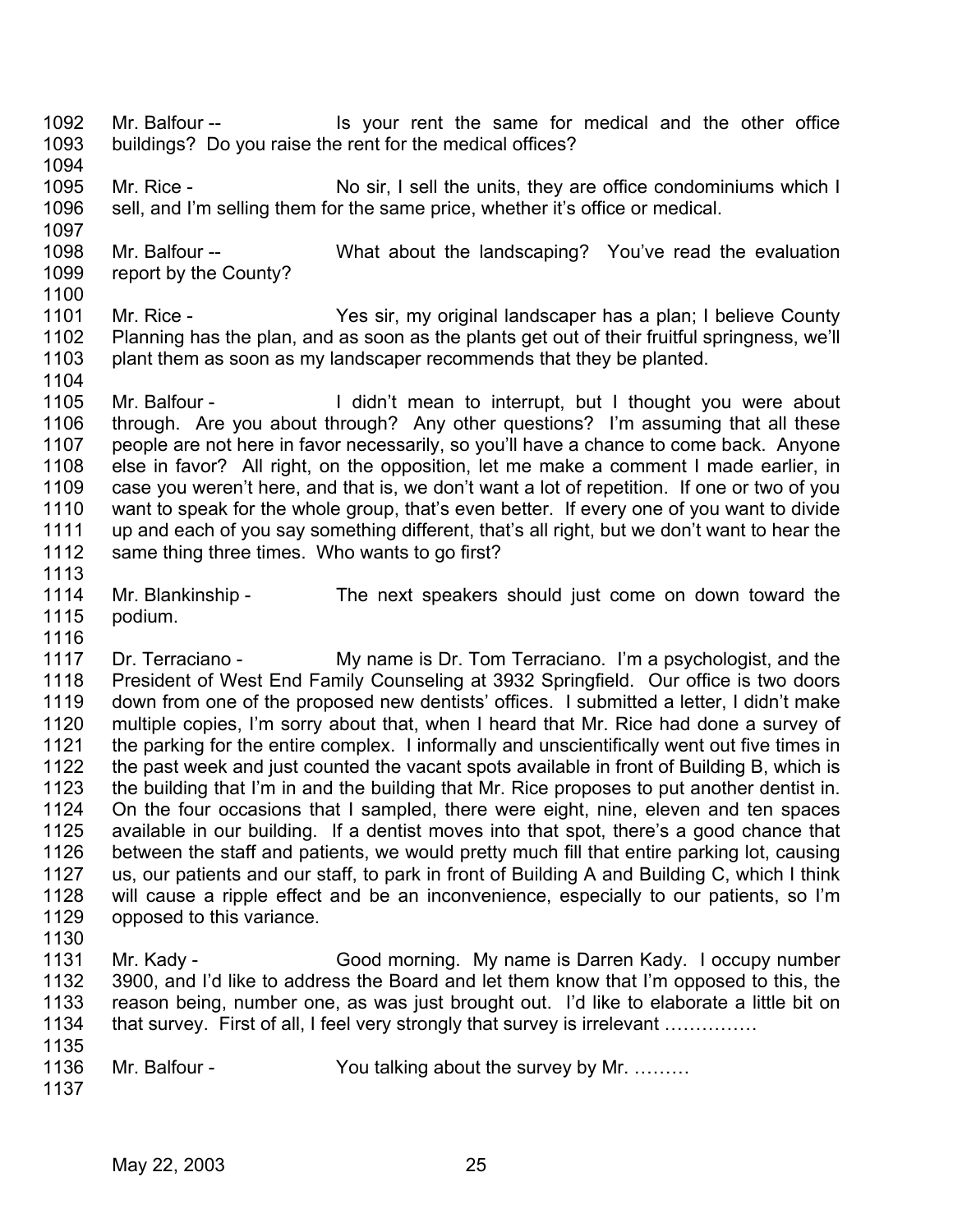1092 Mr. Balfour -- Is your rent the same for medical and the other office
1093 buildings? Do you raise the rent for the medical offices?
1094
1095 Mr. Rice - No sir, I sell the units, they are office condominiums which I
1096 sell, and I'm selling them for the same price, whether it's office or medical.
1097
1098 Mr. Balfour -- What about the landscaping? You've read the evaluation
1099 report by the County?
1100
1101 Mr. Rice - Yes sir, my original landscaper has a plan; I believe County
1102 Planning has the plan, and as soon as the plants get out of their fruitful springness, we'll
1103 plant them as soon as my landscaper recommends that they be planted.
1104
1105 Mr. Balfour - I didn't mean to interrupt, but I thought you were about
1106 through. Are you about through? Any other questions? I'm assuming that all these
1107 people are not here in favor necessarily, so you'll have a chance to come back. Anyone
1108 else in favor? All right, on the opposition, let me make a comment I made earlier, in
1109 case you weren't here, and that is, we don't want a lot of repetition. If one or two of you
1110 want to speak for the whole group, that's even better. If every one of you want to divide
1111 up and each of you say something different, that's all right, but we don't want to hear the
1112 same thing three times. Who wants to go first?
1113
1114 Mr. Blankinship - The next speakers should just come on down toward the
1115 podium.
1116
1117 Dr. Terraciano - My name is Dr. Tom Terraciano. I'm a psychologist, and the
1118 President of West End Family Counseling at 3932 Springfield. Our office is two doors
1119 down from one of the proposed new dentists' offices. I submitted a letter, I didn't make
1120 multiple copies, I'm sorry about that, when I heard that Mr. Rice had done a survey of
1121 the parking for the entire complex. I informally and unscientifically went out five times in
1122 the past week and just counted the vacant spots available in front of Building B, which is
1123 the building that I'm in and the building that Mr. Rice proposes to put another dentist in.
1124 On the four occasions that I sampled, there were eight, nine, eleven and ten spaces
1125 available in our building. If a dentist moves into that spot, there's a good chance that
1126 between the staff and patients, we would pretty much fill that entire parking lot, causing
1127 us, our patients and our staff, to park in front of Building A and Building C, which I think
1128 will cause a ripple effect and be an inconvenience, especially to our patients, so I'm
1129 opposed to this variance.
1130
1131 Mr. Kady - Good morning. My name is Darren Kady. I occupy number
1132 3900, and I'd like to address the Board and let them know that I'm opposed to this, the
1133 reason being, number one, as was just brought out. I'd like to elaborate a little bit on
1134 that survey. First of all, I feel very strongly that survey is irrelevant ……………
1135
1136 Mr. Balfour - You talking about the survey by Mr. ………
1137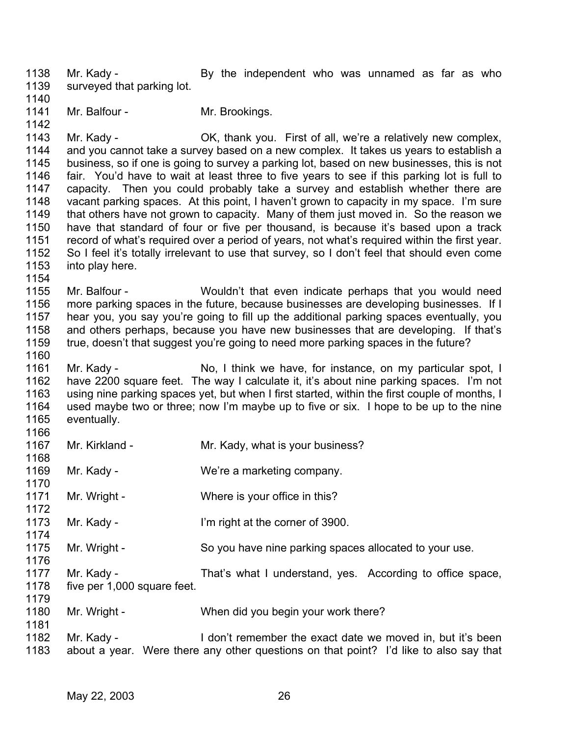Mr. Kady - By the independent who was unnamed as far as who surveyed that parking lot.

Mr. Balfour - Mr. Brookings.

Mr. Kady - OK, thank you. First of all, we're a relatively new complex, and you cannot take a survey based on a new complex. It takes us years to establish a business, so if one is going to survey a parking lot, based on new businesses, this is not fair. You'd have to wait at least three to five years to see if this parking lot is full to capacity. Then you could probably take a survey and establish whether there are vacant parking spaces. At this point, I haven't grown to capacity in my space. I'm sure that others have not grown to capacity. Many of them just moved in. So the reason we have that standard of four or five per thousand, is because it's based upon a track record of what's required over a period of years, not what's required within the first year. So I feel it's totally irrelevant to use that survey, so I don't feel that should even come into play here.

Mr. Balfour - Wouldn't that even indicate perhaps that you would need more parking spaces in the future, because businesses are developing businesses. If I hear you, you say you're going to fill up the additional parking spaces eventually, you and others perhaps, because you have new businesses that are developing. If that's true, doesn't that suggest you're going to need more parking spaces in the future?

Mr. Kady - No, I think we have, for instance, on my particular spot, I have 2200 square feet. The way I calculate it, it's about nine parking spaces. I'm not using nine parking spaces yet, but when I first started, within the first couple of months, I used maybe two or three; now I'm maybe up to five or six. I hope to be up to the nine eventually.

Mr. Kirkland - Mr. Kady, what is your business?

Mr. Kady - We're a marketing company.

Mr. Wright - Where is your office in this?

Mr. Kady - I'm right at the corner of 3900.

Mr. Wright - So you have nine parking spaces allocated to your use.

Mr. Kady - That's what I understand, yes. According to office space, five per 1,000 square feet.

Mr. Wright - When did you begin your work there?

Mr. Kady - I don't remember the exact date we moved in, but it's been about a year. Were there any other questions on that point? I'd like to also say that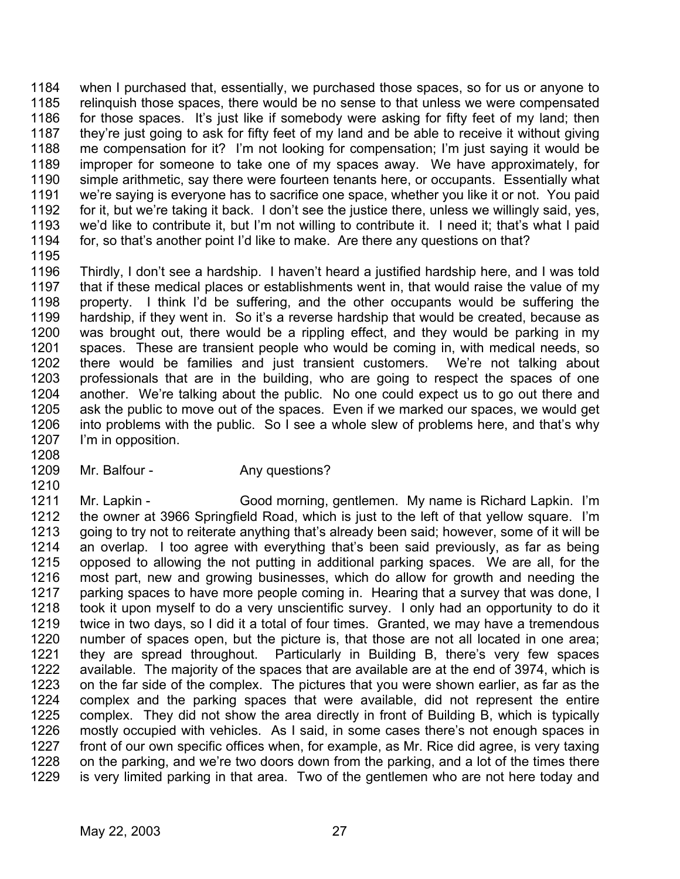1184 when I purchased that, essentially, we purchased those spaces, so for us or anyone to
1185 relinquish those spaces, there would be no sense to that unless we were compensated
1186 for those spaces. It's just like if somebody were asking for fifty feet of my land; then
1187 they're just going to ask for fifty feet of my land and be able to receive it without giving
1188 me compensation for it? I'm not looking for compensation; I'm just saying it would be
1189 improper for someone to take one of my spaces away. We have approximately, for
1190 simple arithmetic, say there were fourteen tenants here, or occupants. Essentially what
1191 we're saying is everyone has to sacrifice one space, whether you like it or not. You paid
1192 for it, but we're taking it back. I don't see the justice there, unless we willingly said, yes,
1193 we'd like to contribute it, but I'm not willing to contribute it. I need it; that's what I paid
1194 for, so that's another point I'd like to make. Are there any questions on that?
1195
1196 Thirdly, I don't see a hardship. I haven't heard a justified hardship here, and I was told
1197 that if these medical places or establishments went in, that would raise the value of my
1198 property. I think I'd be suffering, and the other occupants would be suffering the
1199 hardship, if they went in. So it's a reverse hardship that would be created, because as
1200 was brought out, there would be a rippling effect, and they would be parking in my
1201 spaces. These are transient people who would be coming in, with medical needs, so
1202 there would be families and just transient customers. We're not talking about
1203 professionals that are in the building, who are going to respect the spaces of one
1204 another. We're talking about the public. No one could expect us to go out there and
1205 ask the public to move out of the spaces. Even if we marked our spaces, we would get
1206 into problems with the public. So I see a whole slew of problems here, and that's why
1207 I'm in opposition.
1208
1209 Mr. Balfour - Any questions?
1210
1211 Mr. Lapkin - Good morning, gentlemen. My name is Richard Lapkin. I'm
1212 the owner at 3966 Springfield Road, which is just to the left of that yellow square. I'm
1213 going to try not to reiterate anything that's already been said; however, some of it will be
1214 an overlap. I too agree with everything that's been said previously, as far as being
1215 opposed to allowing the not putting in additional parking spaces. We are all, for the
1216 most part, new and growing businesses, which do allow for growth and needing the
1217 parking spaces to have more people coming in. Hearing that a survey that was done, I
1218 took it upon myself to do a very unscientific survey. I only had an opportunity to do it
1219 twice in two days, so I did it a total of four times. Granted, we may have a tremendous
1220 number of spaces open, but the picture is, that those are not all located in one area;
1221 they are spread throughout. Particularly in Building B, there's very few spaces
1222 available. The majority of the spaces that are available are at the end of 3974, which is
1223 on the far side of the complex. The pictures that you were shown earlier, as far as the
1224 complex and the parking spaces that were available, did not represent the entire
1225 complex. They did not show the area directly in front of Building B, which is typically
1226 mostly occupied with vehicles. As I said, in some cases there's not enough spaces in
1227 front of our own specific offices when, for example, as Mr. Rice did agree, is very taxing
1228 on the parking, and we're two doors down from the parking, and a lot of the times there
1229 is very limited parking in that area. Two of the gentlemen who are not here today and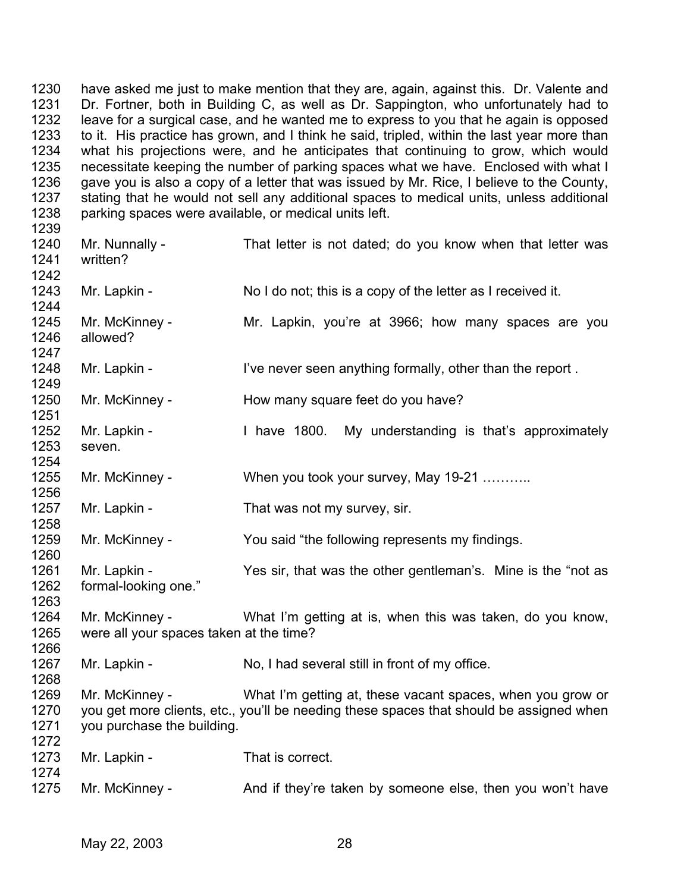have asked me just to make mention that they are, again, against this. Dr. Valente and Dr. Fortner, both in Building C, as well as Dr. Sappington, who unfortunately had to leave for a surgical case, and he wanted me to express to you that he again is opposed to it. His practice has grown, and I think he said, tripled, within the last year more than what his projections were, and he anticipates that continuing to grow, which would necessitate keeping the number of parking spaces what we have. Enclosed with what I gave you is also a copy of a letter that was issued by Mr. Rice, I believe to the County, stating that he would not sell any additional spaces to medical units, unless additional parking spaces were available, or medical units left.

Mr. Nunnally - That letter is not dated; do you know when that letter was written?

Mr. Lapkin - No I do not; this is a copy of the letter as I received it.

Mr. McKinney - Mr. Lapkin, you're at 3966; how many spaces are you allowed?

Mr. Lapkin - I've never seen anything formally, other than the report .

Mr. McKinney - How many square feet do you have?

Mr. Lapkin - I have 1800. My understanding is that's approximately seven.

Mr. McKinney - When you took your survey, May 19-21 ………..

Mr. Lapkin - That was not my survey, sir.

Mr. McKinney - You said "the following represents my findings.

Mr. Lapkin - Yes sir, that was the other gentleman's. Mine is the "not as formal-looking one."

Mr. McKinney - What I'm getting at is, when this was taken, do you know, were all your spaces taken at the time?

Mr. Lapkin - No, I had several still in front of my office.

Mr. McKinney - What I'm getting at, these vacant spaces, when you grow or you get more clients, etc., you'll be needing these spaces that should be assigned when you purchase the building.

Mr. Lapkin - That is correct.

Mr. McKinney - And if they're taken by someone else, then you won't have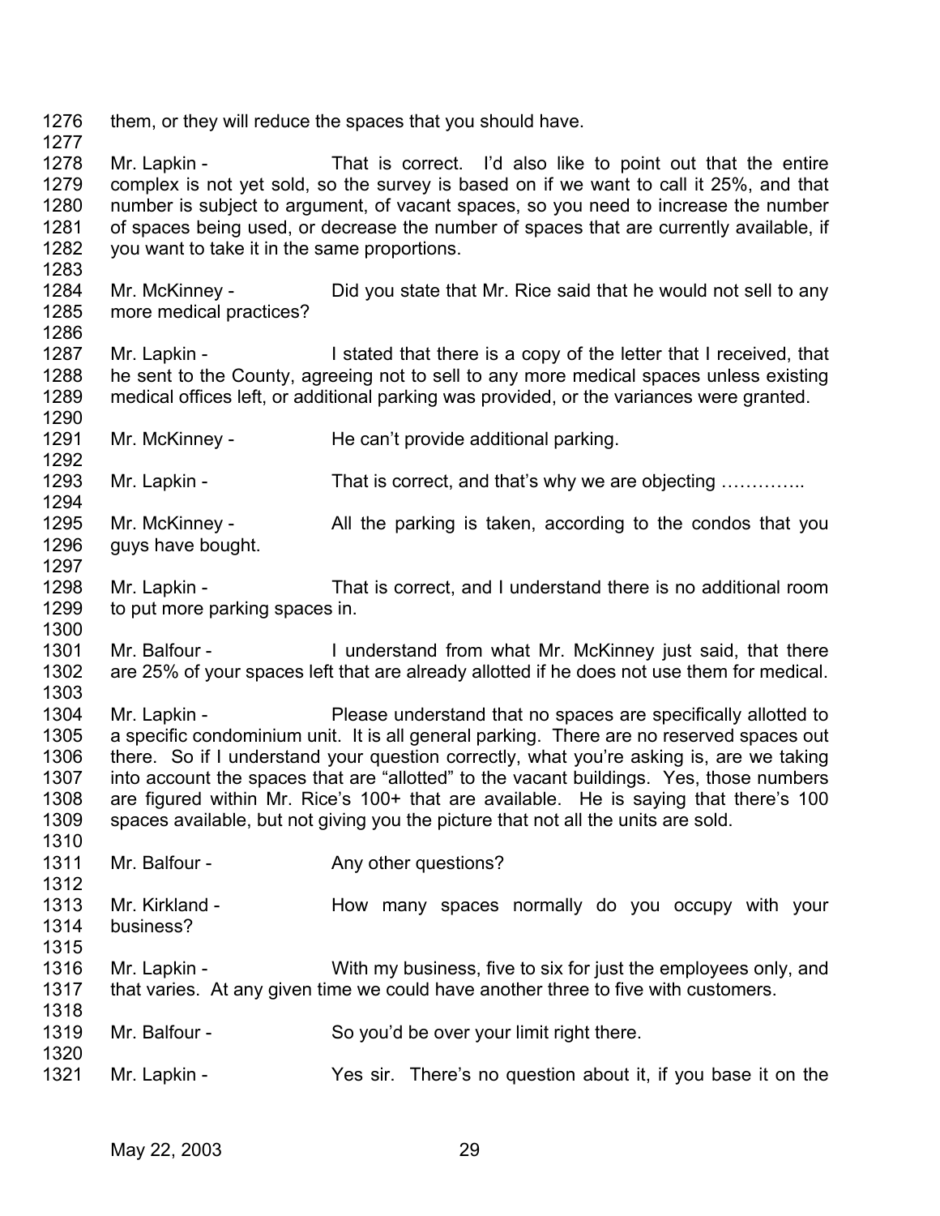them, or they will reduce the spaces that you should have.

Mr. Lapkin - That is correct. I'd also like to point out that the entire complex is not yet sold, so the survey is based on if we want to call it 25%, and that number is subject to argument, of vacant spaces, so you need to increase the number of spaces being used, or decrease the number of spaces that are currently available, if you want to take it in the same proportions.

Mr. McKinney - Did you state that Mr. Rice said that he would not sell to any more medical practices?

Mr. Lapkin - I stated that there is a copy of the letter that I received, that he sent to the County, agreeing not to sell to any more medical spaces unless existing medical offices left, or additional parking was provided, or the variances were granted.

Mr. McKinney - He can't provide additional parking.

Mr. Lapkin - That is correct, and that's why we are objecting …………..

Mr. McKinney - All the parking is taken, according to the condos that you guys have bought.

Mr. Lapkin - That is correct, and I understand there is no additional room to put more parking spaces in.

Mr. Balfour - I understand from what Mr. McKinney just said, that there are 25% of your spaces left that are already allotted if he does not use them for medical.

Mr. Lapkin - Please understand that no spaces are specifically allotted to a specific condominium unit. It is all general parking. There are no reserved spaces out there. So if I understand your question correctly, what you're asking is, are we taking into account the spaces that are "allotted" to the vacant buildings. Yes, those numbers are figured within Mr. Rice's 100+ that are available. He is saying that there's 100 spaces available, but not giving you the picture that not all the units are sold.

Mr. Balfour - Any other questions?

Mr. Kirkland - How many spaces normally do you occupy with your business?

Mr. Lapkin - With my business, five to six for just the employees only, and that varies. At any given time we could have another three to five with customers.

Mr. Balfour - So you'd be over your limit right there.

Mr. Lapkin - Yes sir. There's no question about it, if you base it on the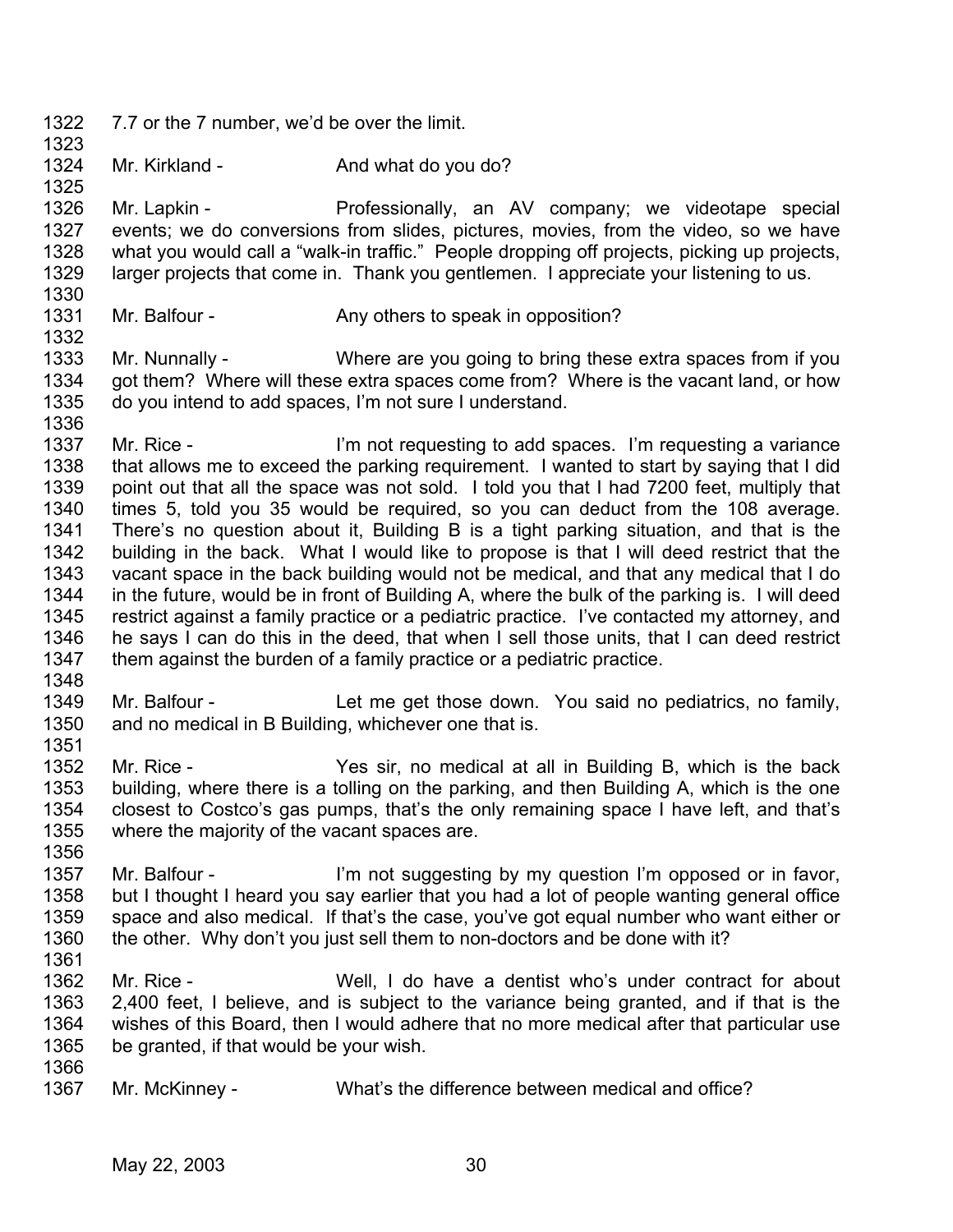1322 7.7 or the 7 number, we'd be over the limit.

1323

1324 Mr. Kirkland - And what do you do?

1325

1326 Mr. Lapkin - Professionally, an AV company; we videotape special
1327 events; we do conversions from slides, pictures, movies, from the video, so we have
1328 what you would call a "walk-in traffic." People dropping off projects, picking up projects,
1329 larger projects that come in. Thank you gentlemen. I appreciate your listening to us.

1330

1331 Mr. Balfour - Any others to speak in opposition?

1332

1333 Mr. Nunnally - Where are you going to bring these extra spaces from if you
1334 got them? Where will these extra spaces come from? Where is the vacant land, or how
1335 do you intend to add spaces, I'm not sure I understand.

1336

1337 Mr. Rice - I'm not requesting to add spaces. I'm requesting a variance
1338 that allows me to exceed the parking requirement. I wanted to start by saying that I did
1339 point out that all the space was not sold. I told you that I had 7200 feet, multiply that
1340 times 5, told you 35 would be required, so you can deduct from the 108 average.
1341 There's no question about it, Building B is a tight parking situation, and that is the
1342 building in the back. What I would like to propose is that I will deed restrict that the
1343 vacant space in the back building would not be medical, and that any medical that I do
1344 in the future, would be in front of Building A, where the bulk of the parking is. I will deed
1345 restrict against a family practice or a pediatric practice. I've contacted my attorney, and
1346 he says I can do this in the deed, that when I sell those units, that I can deed restrict
1347 them against the burden of a family practice or a pediatric practice.

1348

1349 Mr. Balfour - Let me get those down. You said no pediatrics, no family,
1350 and no medical in B Building, whichever one that is.

1351

1352 Mr. Rice - Yes sir, no medical at all in Building B, which is the back
1353 building, where there is a tolling on the parking, and then Building A, which is the one
1354 closest to Costco's gas pumps, that's the only remaining space I have left, and that's
1355 where the majority of the vacant spaces are.

1356

1357 Mr. Balfour - I'm not suggesting by my question I'm opposed or in favor,
1358 but I thought I heard you say earlier that you had a lot of people wanting general office
1359 space and also medical. If that's the case, you've got equal number who want either or
1360 the other. Why don't you just sell them to non-doctors and be done with it?

1361

1362 Mr. Rice - Well, I do have a dentist who's under contract for about
1363 2,400 feet, I believe, and is subject to the variance being granted, and if that is the
1364 wishes of this Board, then I would adhere that no more medical after that particular use
1365 be granted, if that would be your wish.

1366

1367 Mr. McKinney - What's the difference between medical and office?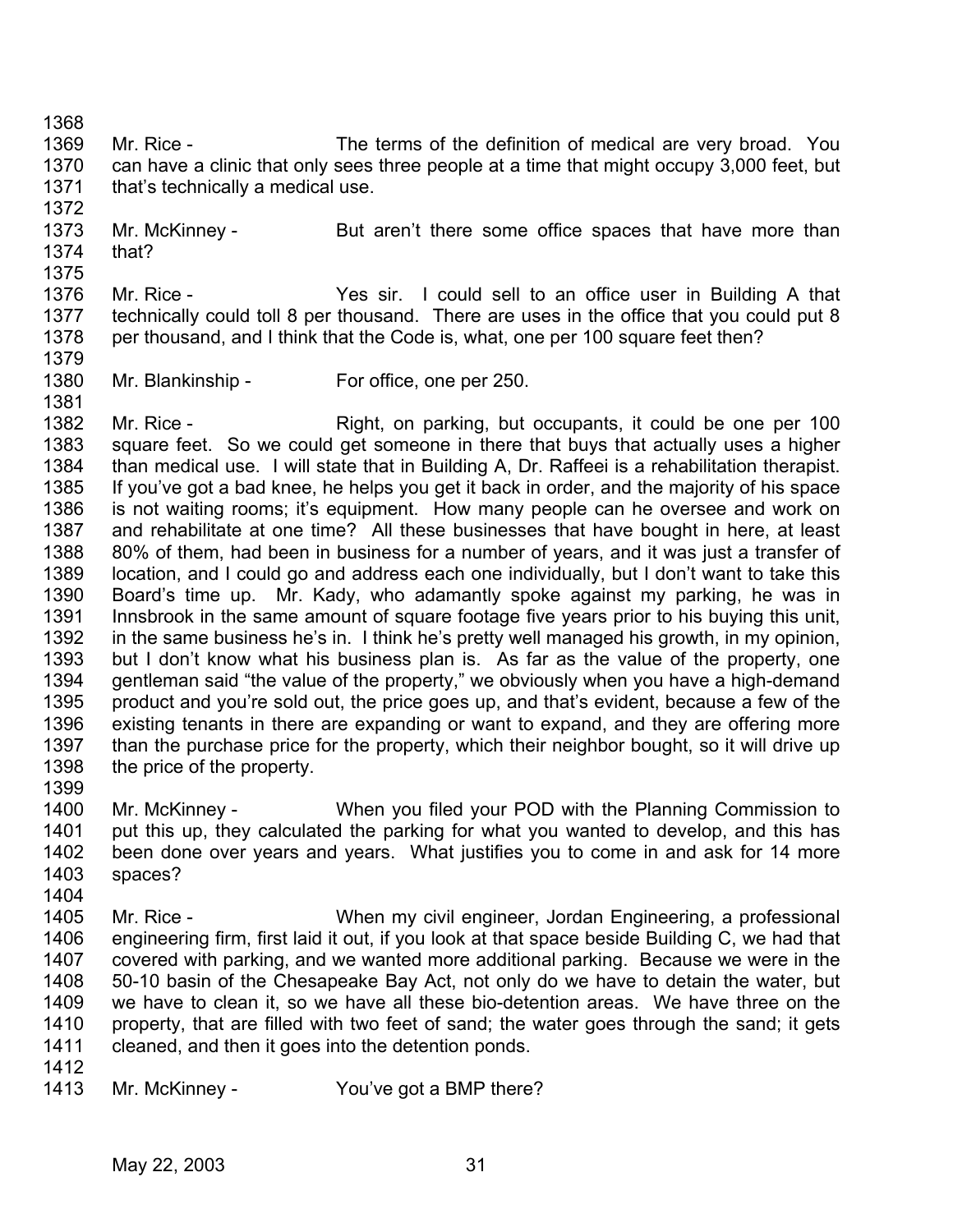Mr. Rice - The terms of the definition of medical are very broad. You can have a clinic that only sees three people at a time that might occupy 3,000 feet, but that's technically a medical use.

Mr. McKinney - But aren't there some office spaces that have more than that?

Mr. Rice - Yes sir. I could sell to an office user in Building A that technically could toll 8 per thousand. There are uses in the office that you could put 8 per thousand, and I think that the Code is, what, one per 100 square feet then?

Mr. Blankinship - For office, one per 250.

Mr. Rice - Right, on parking, but occupants, it could be one per 100 square feet. So we could get someone in there that buys that actually uses a higher than medical use. I will state that in Building A, Dr. Raffeei is a rehabilitation therapist. If you've got a bad knee, he helps you get it back in order, and the majority of his space is not waiting rooms; it's equipment. How many people can he oversee and work on and rehabilitate at one time? All these businesses that have bought in here, at least 80% of them, had been in business for a number of years, and it was just a transfer of location, and I could go and address each one individually, but I don't want to take this Board's time up. Mr. Kady, who adamantly spoke against my parking, he was in Innsbrook in the same amount of square footage five years prior to his buying this unit, in the same business he's in. I think he's pretty well managed his growth, in my opinion, but I don't know what his business plan is. As far as the value of the property, one gentleman said "the value of the property," we obviously when you have a high-demand product and you're sold out, the price goes up, and that's evident, because a few of the existing tenants in there are expanding or want to expand, and they are offering more than the purchase price for the property, which their neighbor bought, so it will drive up the price of the property.

Mr. McKinney - When you filed your POD with the Planning Commission to put this up, they calculated the parking for what you wanted to develop, and this has been done over years and years. What justifies you to come in and ask for 14 more spaces?

Mr. Rice - When my civil engineer, Jordan Engineering, a professional engineering firm, first laid it out, if you look at that space beside Building C, we had that covered with parking, and we wanted more additional parking. Because we were in the 50-10 basin of the Chesapeake Bay Act, not only do we have to detain the water, but we have to clean it, so we have all these bio-detention areas. We have three on the property, that are filled with two feet of sand; the water goes through the sand; it gets cleaned, and then it goes into the detention ponds.

Mr. McKinney - You've got a BMP there?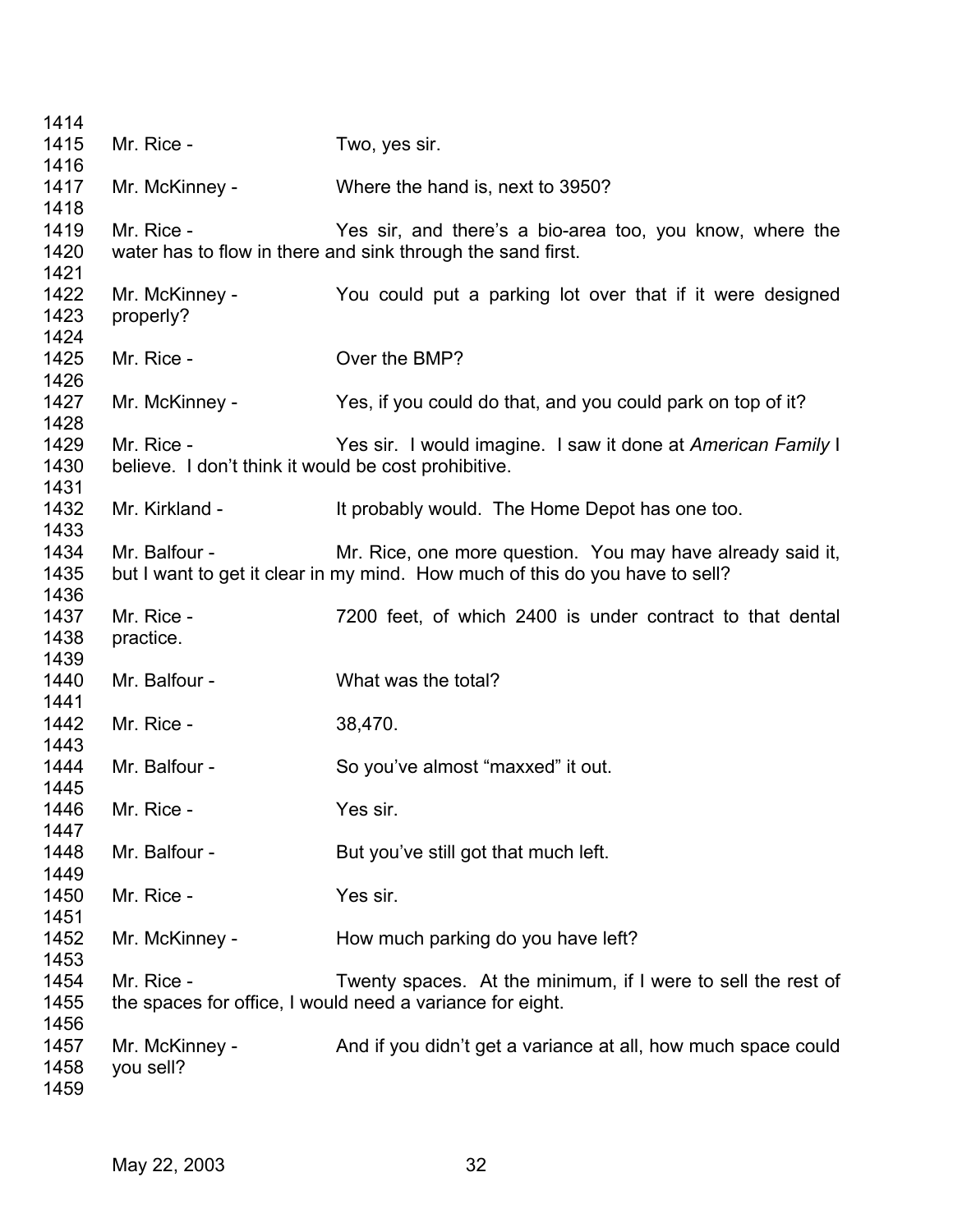Mr. Rice - Two, yes sir.

Mr. McKinney - Where the hand is, next to 3950?

Mr. Rice - Yes sir, and there's a bio-area too, you know, where the water has to flow in there and sink through the sand first.

Mr. McKinney - You could put a parking lot over that if it were designed properly?

Mr. Rice - Over the BMP?

Mr. McKinney - Yes, if you could do that, and you could park on top of it?

Mr. Rice - Yes sir. I would imagine. I saw it done at *American Family* I believe. I don't think it would be cost prohibitive.

Mr. Kirkland - It probably would. The Home Depot has one too.

Mr. Balfour - Mr. Rice, one more question. You may have already said it, but I want to get it clear in my mind. How much of this do you have to sell?

Mr. Rice - 7200 feet, of which 2400 is under contract to that dental practice.

Mr. Balfour - What was the total?

Mr. Rice - 38,470.

Mr. Balfour - So you've almost "maxxed" it out.

Mr. Rice - Yes sir.

Mr. Balfour - But you've still got that much left.

Mr. Rice - Yes sir.

Mr. McKinney - How much parking do you have left?

Mr. Rice - Twenty spaces. At the minimum, if I were to sell the rest of the spaces for office, I would need a variance for eight.

Mr. McKinney - And if you didn't get a variance at all, how much space could you sell?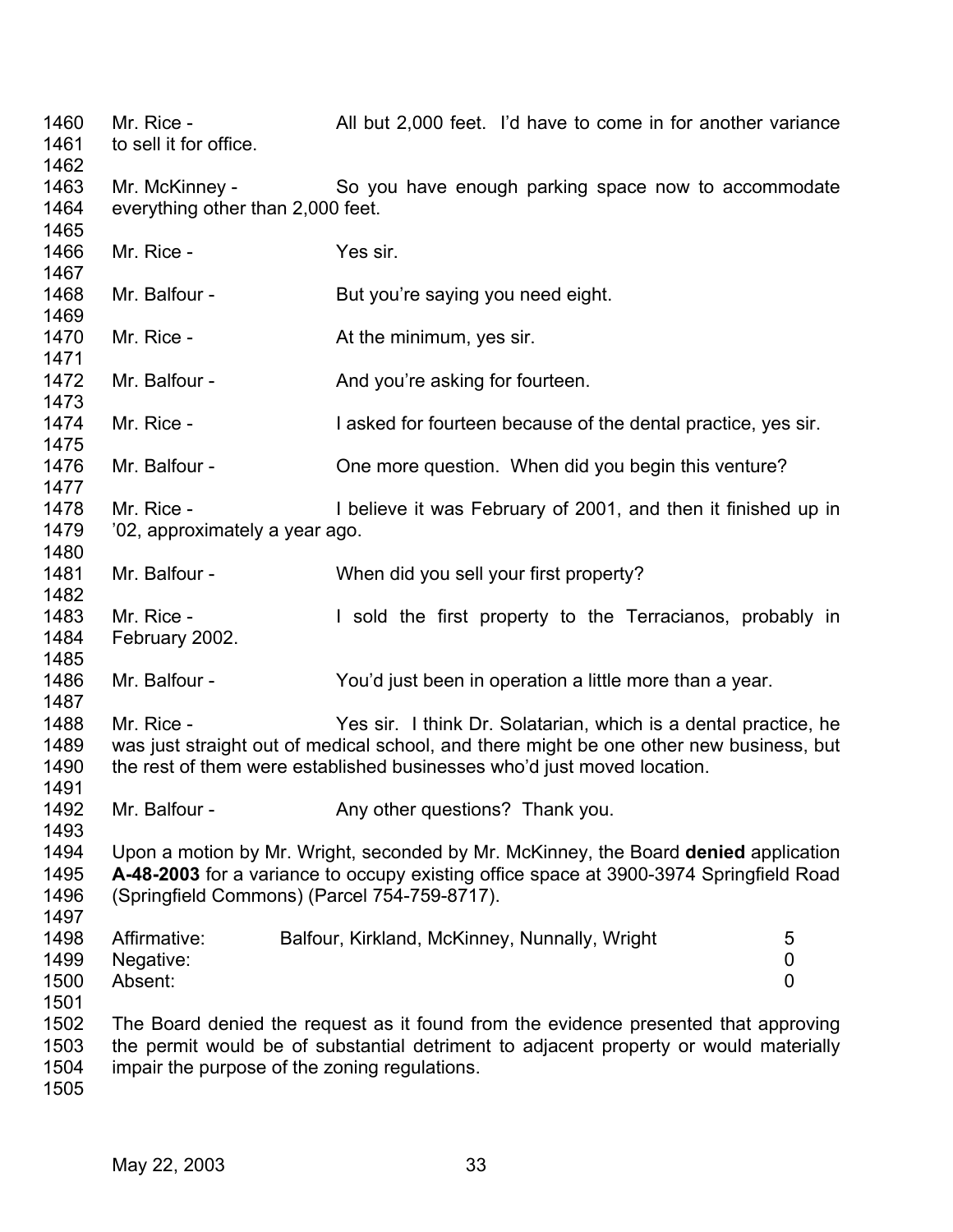Mr. Rice - All but 2,000 feet. I'd have to come in for another variance to sell it for office.

Mr. McKinney - So you have enough parking space now to accommodate everything other than 2,000 feet.

Mr. Rice - Yes sir.

Mr. Balfour - But you're saying you need eight.

Mr. Rice - At the minimum, yes sir.

Mr. Balfour - And you're asking for fourteen.

Mr. Rice - I asked for fourteen because of the dental practice, yes sir.

Mr. Balfour - One more question. When did you begin this venture?

Mr. Rice - I believe it was February of 2001, and then it finished up in '02, approximately a year ago.

Mr. Balfour - When did you sell your first property?

Mr. Rice - I sold the first property to the Terracianos, probably in February 2002.

Mr. Balfour - You'd just been in operation a little more than a year.

Mr. Rice - Yes sir. I think Dr. Solatarian, which is a dental practice, he was just straight out of medical school, and there might be one other new business, but the rest of them were established businesses who'd just moved location.

Mr. Balfour - Any other questions? Thank you.

Upon a motion by Mr. Wright, seconded by Mr. McKinney, the Board **denied** application **A-48-2003** for a variance to occupy existing office space at 3900-3974 Springfield Road (Springfield Commons) (Parcel 754-759-8717).

| | | |
|---|---|---|
| Affirmative: | Balfour, Kirkland, McKinney, Nunnally, Wright | 5 |
| Negative: | | 0 |
| Absent: | | 0 |

The Board denied the request as it found from the evidence presented that approving the permit would be of substantial detriment to adjacent property or would materially impair the purpose of the zoning regulations.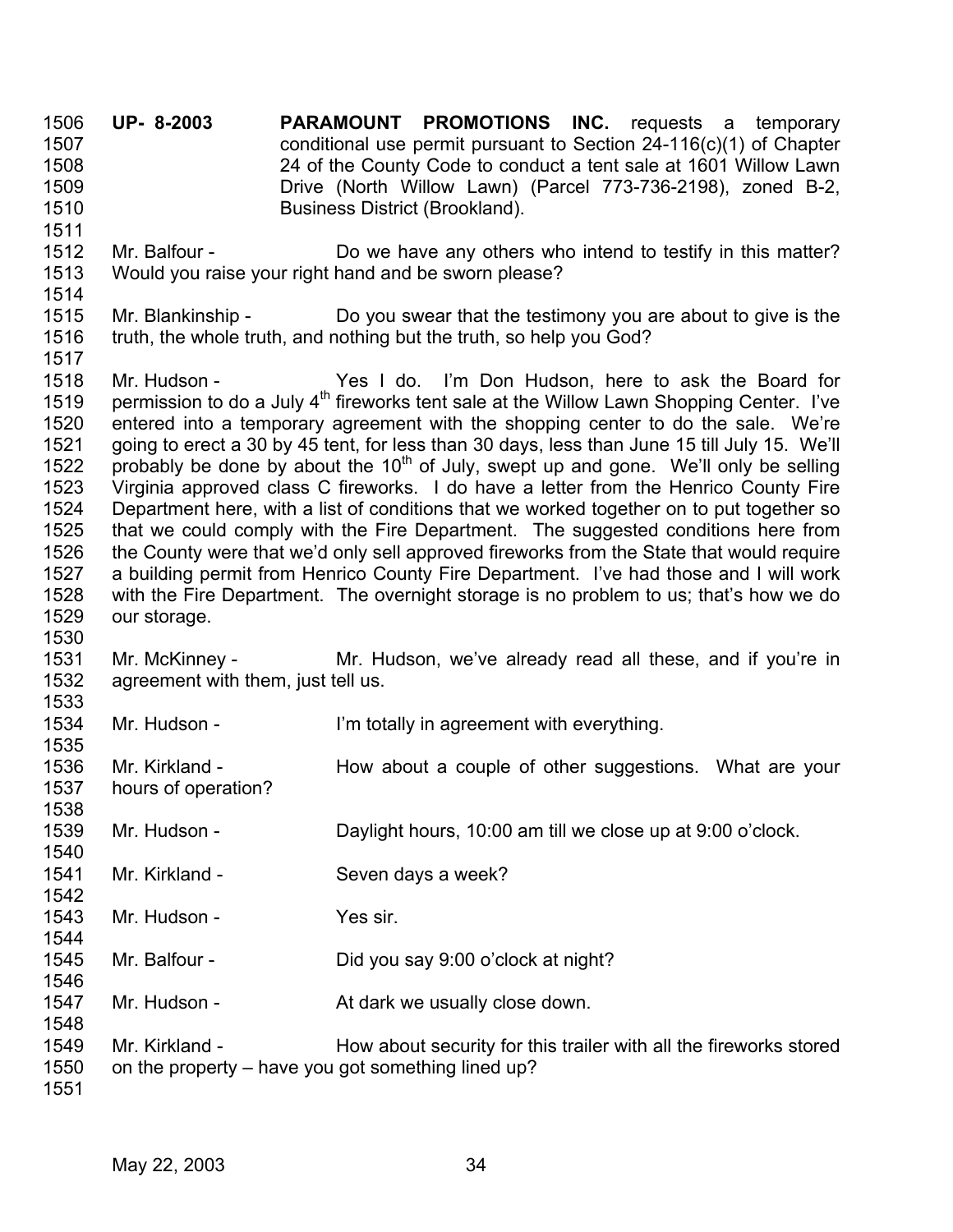**UP- 8-2003** **PARAMOUNT PROMOTIONS INC.** requests a temporary conditional use permit pursuant to Section 24-116(c)(1) of Chapter 24 of the County Code to conduct a tent sale at 1601 Willow Lawn Drive (North Willow Lawn) (Parcel 773-736-2198), zoned B-2, Business District (Brookland).

Mr. Balfour - Do we have any others who intend to testify in this matter? Would you raise your right hand and be sworn please?

Mr. Blankinship - Do you swear that the testimony you are about to give is the truth, the whole truth, and nothing but the truth, so help you God?

Mr. Hudson - Yes I do. I'm Don Hudson, here to ask the Board for permission to do a July 4th fireworks tent sale at the Willow Lawn Shopping Center. I've entered into a temporary agreement with the shopping center to do the sale. We're going to erect a 30 by 45 tent, for less than 30 days, less than June 15 till July 15. We'll probably be done by about the 10th of July, swept up and gone. We'll only be selling Virginia approved class C fireworks. I do have a letter from the Henrico County Fire Department here, with a list of conditions that we worked together on to put together so that we could comply with the Fire Department. The suggested conditions here from the County were that we'd only sell approved fireworks from the State that would require a building permit from Henrico County Fire Department. I've had those and I will work with the Fire Department. The overnight storage is no problem to us; that's how we do our storage.

Mr. McKinney - Mr. Hudson, we've already read all these, and if you're in agreement with them, just tell us.

Mr. Hudson - I'm totally in agreement with everything.

Mr. Kirkland - How about a couple of other suggestions. What are your hours of operation?

Mr. Hudson - Daylight hours, 10:00 am till we close up at 9:00 o'clock.

Mr. Kirkland - Seven days a week?

Mr. Hudson - Yes sir.

Mr. Balfour - Did you say 9:00 o'clock at night?

Mr. Hudson - At dark we usually close down.

Mr. Kirkland - How about security for this trailer with all the fireworks stored on the property – have you got something lined up?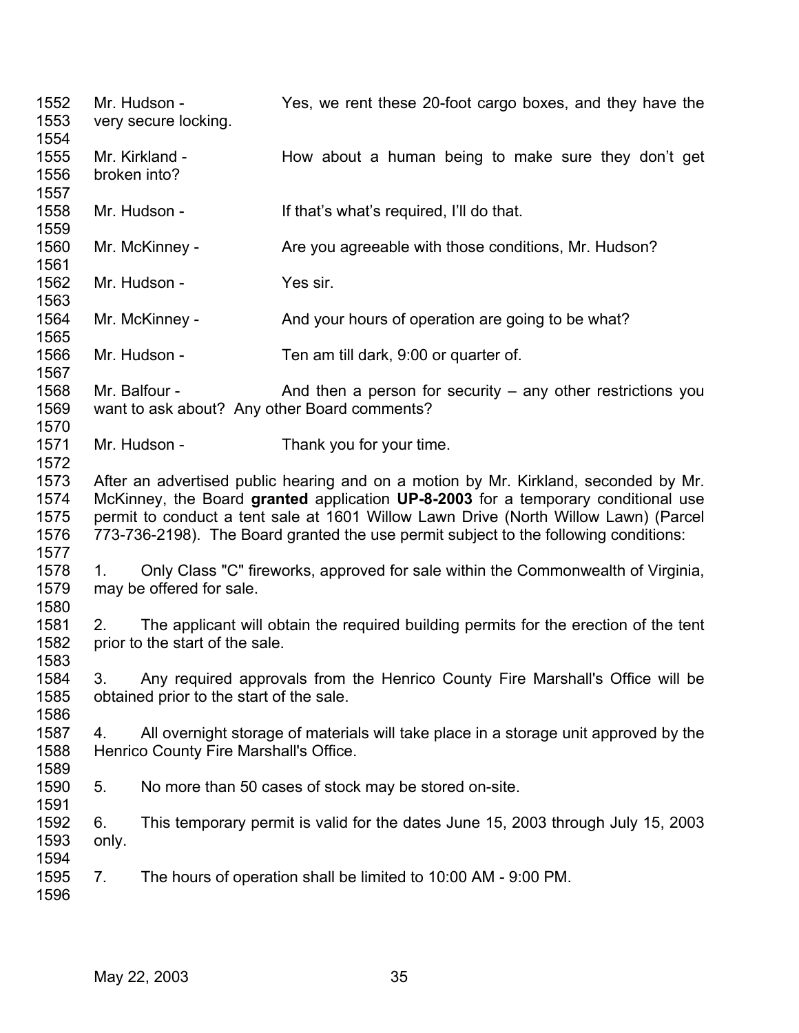Mr. Hudson - Yes, we rent these 20-foot cargo boxes, and they have the very secure locking.

Mr. Kirkland - How about a human being to make sure they don't get broken into?

Mr. Hudson - If that's what's required, I'll do that.

Mr. McKinney - Are you agreeable with those conditions, Mr. Hudson?

Mr. Hudson - Yes sir.

Mr. McKinney - And your hours of operation are going to be what?

Mr. Hudson - Ten am till dark, 9:00 or quarter of.

Mr. Balfour - And then a person for security – any other restrictions you want to ask about? Any other Board comments?

Mr. Hudson - Thank you for your time.

After an advertised public hearing and on a motion by Mr. Kirkland, seconded by Mr. McKinney, the Board **granted** application **UP-8-2003** for a temporary conditional use permit to conduct a tent sale at 1601 Willow Lawn Drive (North Willow Lawn) (Parcel 773-736-2198). The Board granted the use permit subject to the following conditions:

1. Only Class "C" fireworks, approved for sale within the Commonwealth of Virginia, may be offered for sale.

2. The applicant will obtain the required building permits for the erection of the tent prior to the start of the sale.

3. Any required approvals from the Henrico County Fire Marshall's Office will be obtained prior to the start of the sale.

4. All overnight storage of materials will take place in a storage unit approved by the Henrico County Fire Marshall's Office.

5. No more than 50 cases of stock may be stored on-site.

6. This temporary permit is valid for the dates June 15, 2003 through July 15, 2003 only.

7. The hours of operation shall be limited to 10:00 AM - 9:00 PM.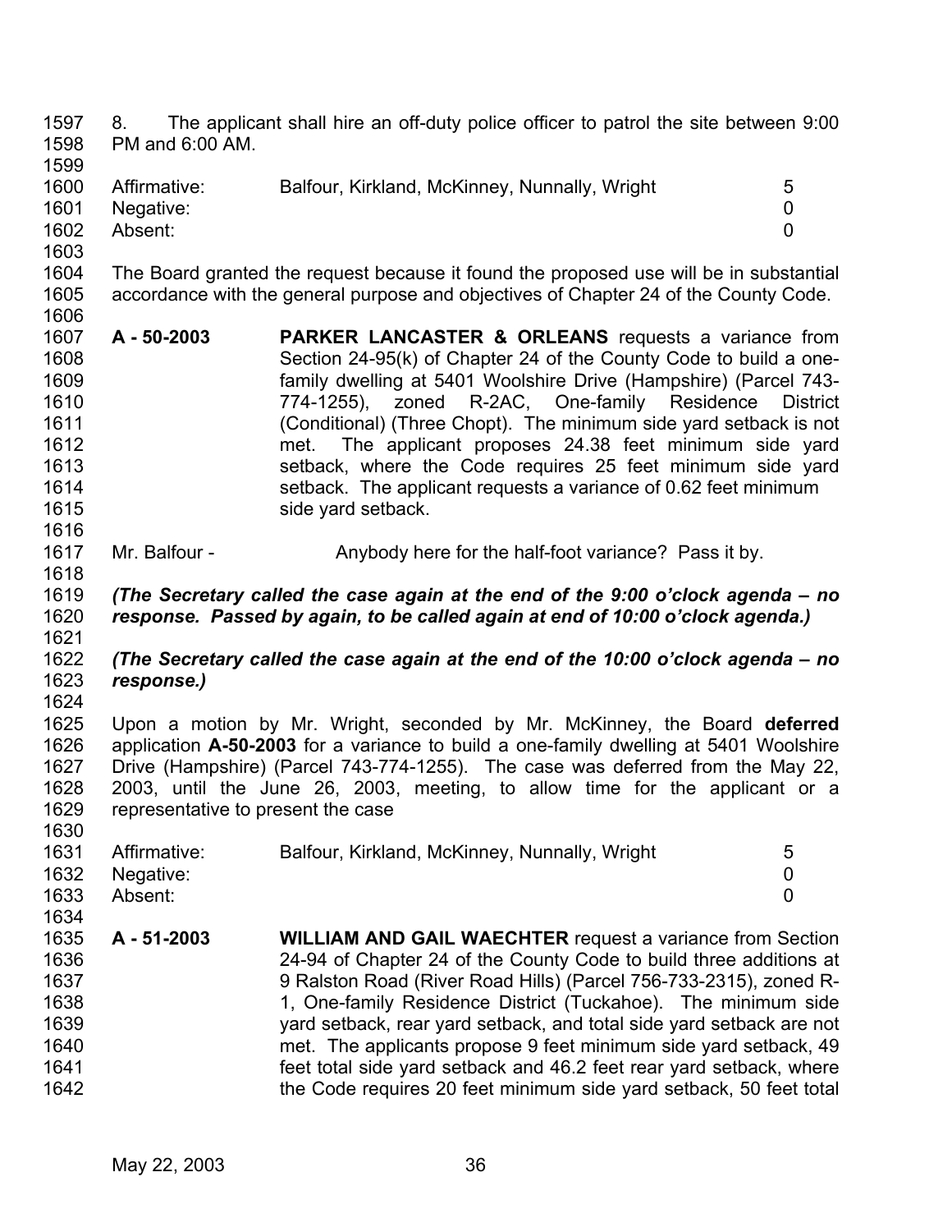8. The applicant shall hire an off-duty police officer to patrol the site between 9:00 PM and 6:00 AM.

| | | |
|---|---|---|
| Affirmative: | Balfour, Kirkland, McKinney, Nunnally, Wright | 5 |
| Negative: | | 0 |
| Absent: | | 0 |

The Board granted the request because it found the proposed use will be in substantial accordance with the general purpose and objectives of Chapter 24 of the County Code.

**A - 50-2003** **PARKER LANCASTER & ORLEANS** requests a variance from Section 24-95(k) of Chapter 24 of the County Code to build a one-family dwelling at 5401 Woolshire Drive (Hampshire) (Parcel 743-774-1255), zoned R-2AC, One-family Residence District (Conditional) (Three Chopt). The minimum side yard setback is not met. The applicant proposes 24.38 feet minimum side yard setback, where the Code requires 25 feet minimum side yard setback. The applicant requests a variance of 0.62 feet minimum side yard setback.

Mr. Balfour - Anybody here for the half-foot variance? Pass it by.

***(The Secretary called the case again at the end of the 9:00 o'clock agenda – no response. Passed by again, to be called again at end of 10:00 o'clock agenda.)***

***(The Secretary called the case again at the end of the 10:00 o'clock agenda – no response.)***

Upon a motion by Mr. Wright, seconded by Mr. McKinney, the Board **deferred** application **A-50-2003** for a variance to build a one-family dwelling at 5401 Woolshire Drive (Hampshire) (Parcel 743-774-1255). The case was deferred from the May 22, 2003, until the June 26, 2003, meeting, to allow time for the applicant or a representative to present the case

| | | |
|---|---|---|
| Affirmative: | Balfour, Kirkland, McKinney, Nunnally, Wright | 5 |
| Negative: | | 0 |
| Absent: | | 0 |

**A - 51-2003** **WILLIAM AND GAIL WAECHTER** request a variance from Section 24-94 of Chapter 24 of the County Code to build three additions at 9 Ralston Road (River Road Hills) (Parcel 756-733-2315), zoned R-1, One-family Residence District (Tuckahoe). The minimum side yard setback, rear yard setback, and total side yard setback are not met. The applicants propose 9 feet minimum side yard setback, 49 feet total side yard setback and 46.2 feet rear yard setback, where the Code requires 20 feet minimum side yard setback, 50 feet total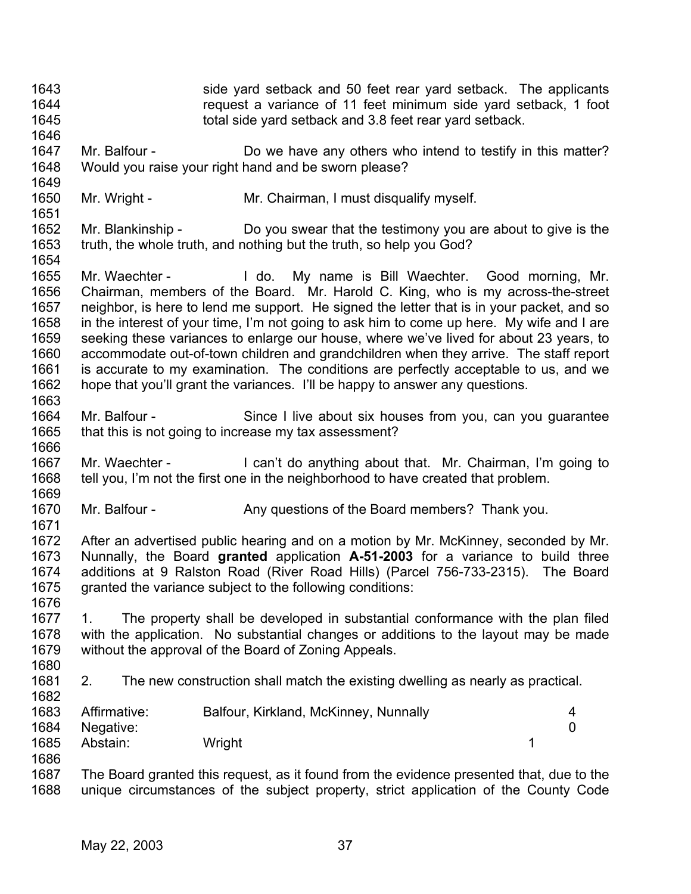side yard setback and 50 feet rear yard setback. The applicants request a variance of 11 feet minimum side yard setback, 1 foot total side yard setback and 3.8 feet rear yard setback.

Mr. Balfour - Do we have any others who intend to testify in this matter? Would you raise your right hand and be sworn please?

Mr. Wright - Mr. Chairman, I must disqualify myself.

Mr. Blankinship - Do you swear that the testimony you are about to give is the truth, the whole truth, and nothing but the truth, so help you God?

Mr. Waechter - I do. My name is Bill Waechter. Good morning, Mr. Chairman, members of the Board. Mr. Harold C. King, who is my across-the-street neighbor, is here to lend me support. He signed the letter that is in your packet, and so in the interest of your time, I'm not going to ask him to come up here. My wife and I are seeking these variances to enlarge our house, where we've lived for about 23 years, to accommodate out-of-town children and grandchildren when they arrive. The staff report is accurate to my examination. The conditions are perfectly acceptable to us, and we hope that you'll grant the variances. I'll be happy to answer any questions.

Mr. Balfour - Since I live about six houses from you, can you guarantee that this is not going to increase my tax assessment?

Mr. Waechter - I can't do anything about that. Mr. Chairman, I'm going to tell you, I'm not the first one in the neighborhood to have created that problem.

Mr. Balfour - Any questions of the Board members? Thank you.

After an advertised public hearing and on a motion by Mr. McKinney, seconded by Mr. Nunnally, the Board **granted** application **A-51-2003** for a variance to build three additions at 9 Ralston Road (River Road Hills) (Parcel 756-733-2315). The Board granted the variance subject to the following conditions:

1. The property shall be developed in substantial conformance with the plan filed with the application. No substantial changes or additions to the layout may be made without the approval of the Board of Zoning Appeals.

2. The new construction shall match the existing dwelling as nearly as practical.

| | | |
|---|---|---|
| Affirmative: | Balfour, Kirkland, McKinney, Nunnally | 4 |
| Negative: | | 0 |
| Abstain: | Wright | 1 |

The Board granted this request, as it found from the evidence presented that, due to the unique circumstances of the subject property, strict application of the County Code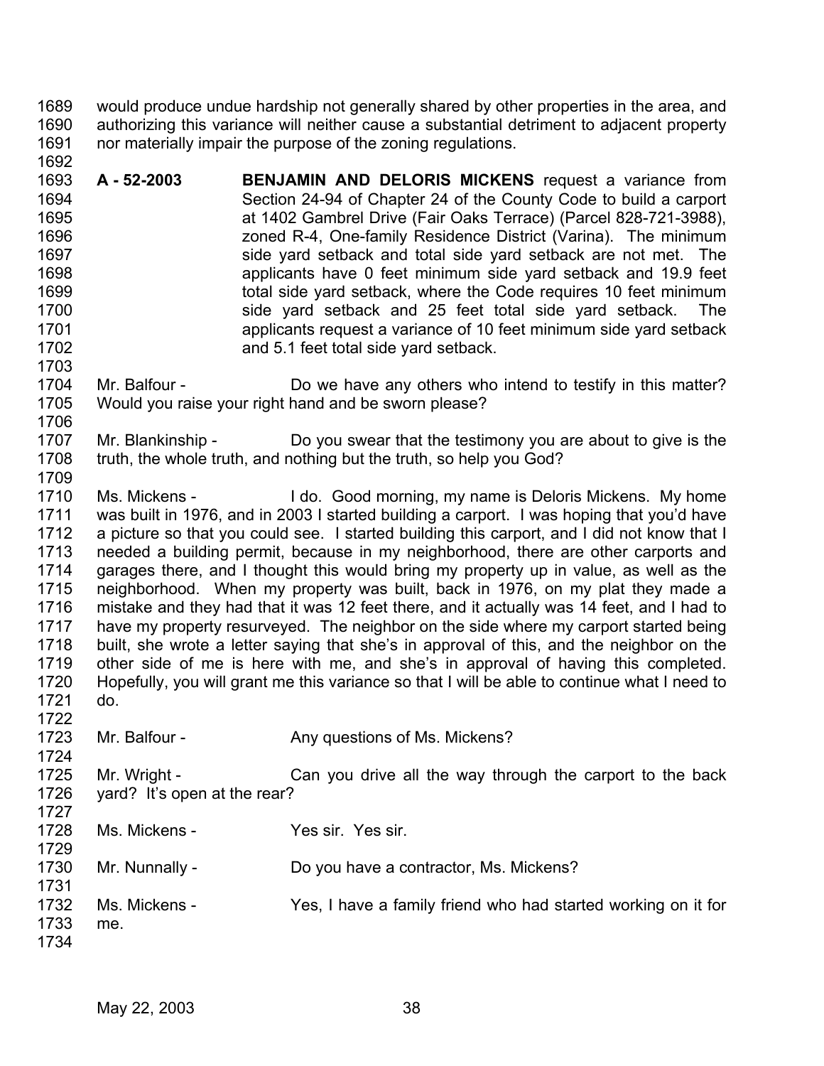would produce undue hardship not generally shared by other properties in the area, and authorizing this variance will neither cause a substantial detriment to adjacent property nor materially impair the purpose of the zoning regulations.

**A - 52-2003** **BENJAMIN AND DELORIS MICKENS** request a variance from Section 24-94 of Chapter 24 of the County Code to build a carport at 1402 Gambrel Drive (Fair Oaks Terrace) (Parcel 828-721-3988), zoned R-4, One-family Residence District (Varina). The minimum side yard setback and total side yard setback are not met. The applicants have 0 feet minimum side yard setback and 19.9 feet total side yard setback, where the Code requires 10 feet minimum side yard setback and 25 feet total side yard setback. The applicants request a variance of 10 feet minimum side yard setback and 5.1 feet total side yard setback.

Mr. Balfour - Do we have any others who intend to testify in this matter? Would you raise your right hand and be sworn please?

Mr. Blankinship - Do you swear that the testimony you are about to give is the truth, the whole truth, and nothing but the truth, so help you God?

Ms. Mickens - I do. Good morning, my name is Deloris Mickens. My home was built in 1976, and in 2003 I started building a carport. I was hoping that you'd have a picture so that you could see. I started building this carport, and I did not know that I needed a building permit, because in my neighborhood, there are other carports and garages there, and I thought this would bring my property up in value, as well as the neighborhood. When my property was built, back in 1976, on my plat they made a mistake and they had that it was 12 feet there, and it actually was 14 feet, and I had to have my property resurveyed. The neighbor on the side where my carport started being built, she wrote a letter saying that she's in approval of this, and the neighbor on the other side of me is here with me, and she's in approval of having this completed. Hopefully, you will grant me this variance so that I will be able to continue what I need to do.

Mr. Balfour - Any questions of Ms. Mickens?

Mr. Wright - Can you drive all the way through the carport to the back yard? It's open at the rear?

Ms. Mickens - Yes sir. Yes sir.

Mr. Nunnally - Do you have a contractor, Ms. Mickens?

Ms. Mickens - Yes, I have a family friend who had started working on it for me.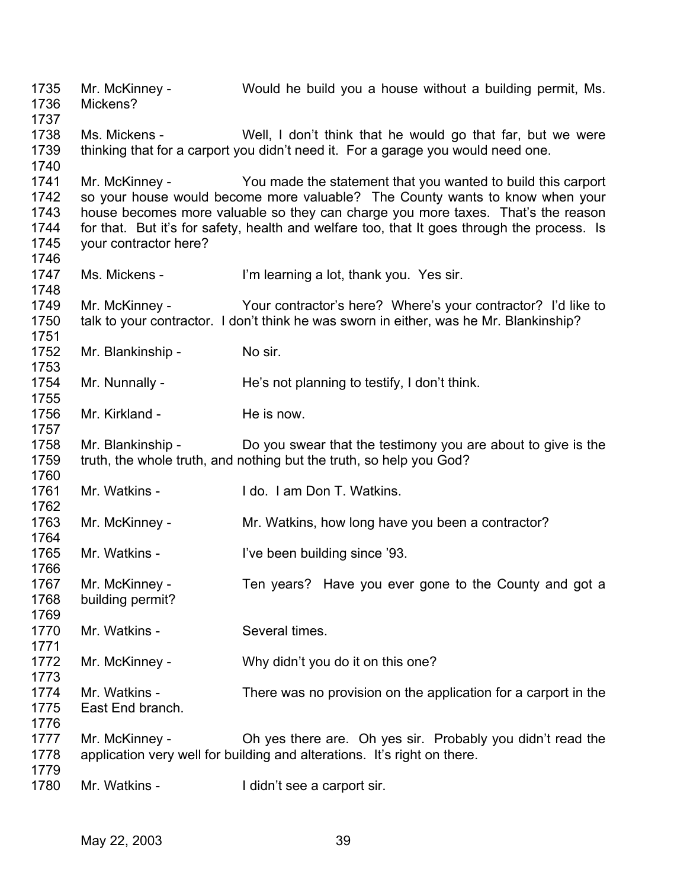1735 Mr. McKinney - Would he build you a house without a building permit, Ms.
1736 Mickens?
1737
1738 Ms. Mickens - Well, I don't think that he would go that far, but we were
1739 thinking that for a carport you didn't need it. For a garage you would need one.
1740
1741 Mr. McKinney - You made the statement that you wanted to build this carport
1742 so your house would become more valuable? The County wants to know when your
1743 house becomes more valuable so they can charge you more taxes. That's the reason
1744 for that. But it's for safety, health and welfare too, that It goes through the process. Is
1745 your contractor here?
1746
1747 Ms. Mickens - I'm learning a lot, thank you. Yes sir.
1748
1749 Mr. McKinney - Your contractor's here? Where's your contractor? I'd like to
1750 talk to your contractor. I don't think he was sworn in either, was he Mr. Blankinship?
1751
1752 Mr. Blankinship - No sir.
1753
1754 Mr. Nunnally - He's not planning to testify, I don't think.
1755
1756 Mr. Kirkland - He is now.
1757
1758 Mr. Blankinship - Do you swear that the testimony you are about to give is the
1759 truth, the whole truth, and nothing but the truth, so help you God?
1760
1761 Mr. Watkins - I do. I am Don T. Watkins.
1762
1763 Mr. McKinney - Mr. Watkins, how long have you been a contractor?
1764
1765 Mr. Watkins - I've been building since '93.
1766
1767 Mr. McKinney - Ten years? Have you ever gone to the County and got a
1768 building permit?
1769
1770 Mr. Watkins - Several times.
1771
1772 Mr. McKinney - Why didn't you do it on this one?
1773
1774 Mr. Watkins - There was no provision on the application for a carport in the
1775 East End branch.
1776
1777 Mr. McKinney - Oh yes there are. Oh yes sir. Probably you didn't read the
1778 application very well for building and alterations. It's right on there.
1779
1780 Mr. Watkins - I didn't see a carport sir.

May 22, 2003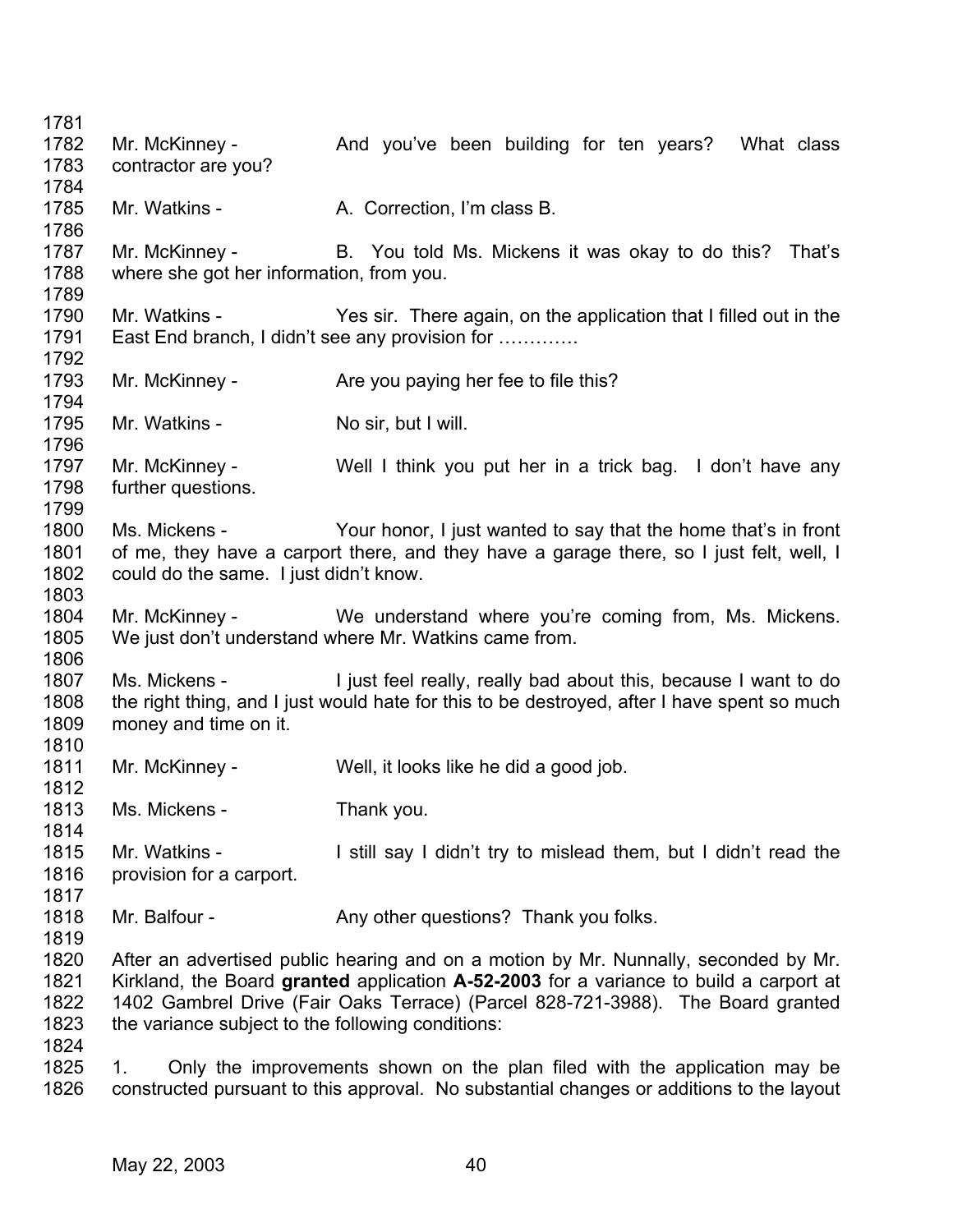Mr. McKinney - And you've been building for ten years? What class contractor are you?

Mr. Watkins - A. Correction, I'm class B.

Mr. McKinney - B. You told Ms. Mickens it was okay to do this? That's where she got her information, from you.

Mr. Watkins - Yes sir. There again, on the application that I filled out in the East End branch, I didn't see any provision for ………….

Mr. McKinney - Are you paying her fee to file this?

Mr. Watkins - No sir, but I will.

Mr. McKinney - Well I think you put her in a trick bag. I don't have any further questions.

Ms. Mickens - Your honor, I just wanted to say that the home that's in front of me, they have a carport there, and they have a garage there, so I just felt, well, I could do the same. I just didn't know.

Mr. McKinney - We understand where you're coming from, Ms. Mickens. We just don't understand where Mr. Watkins came from.

Ms. Mickens - I just feel really, really bad about this, because I want to do the right thing, and I just would hate for this to be destroyed, after I have spent so much money and time on it.

Mr. McKinney - Well, it looks like he did a good job.

Ms. Mickens - Thank you.

Mr. Watkins - I still say I didn't try to mislead them, but I didn't read the provision for a carport.

Mr. Balfour - Any other questions? Thank you folks.

After an advertised public hearing and on a motion by Mr. Nunnally, seconded by Mr. Kirkland, the Board **granted** application **A-52-2003** for a variance to build a carport at 1402 Gambrel Drive (Fair Oaks Terrace) (Parcel 828-721-3988). The Board granted the variance subject to the following conditions:

1. Only the improvements shown on the plan filed with the application may be constructed pursuant to this approval. No substantial changes or additions to the layout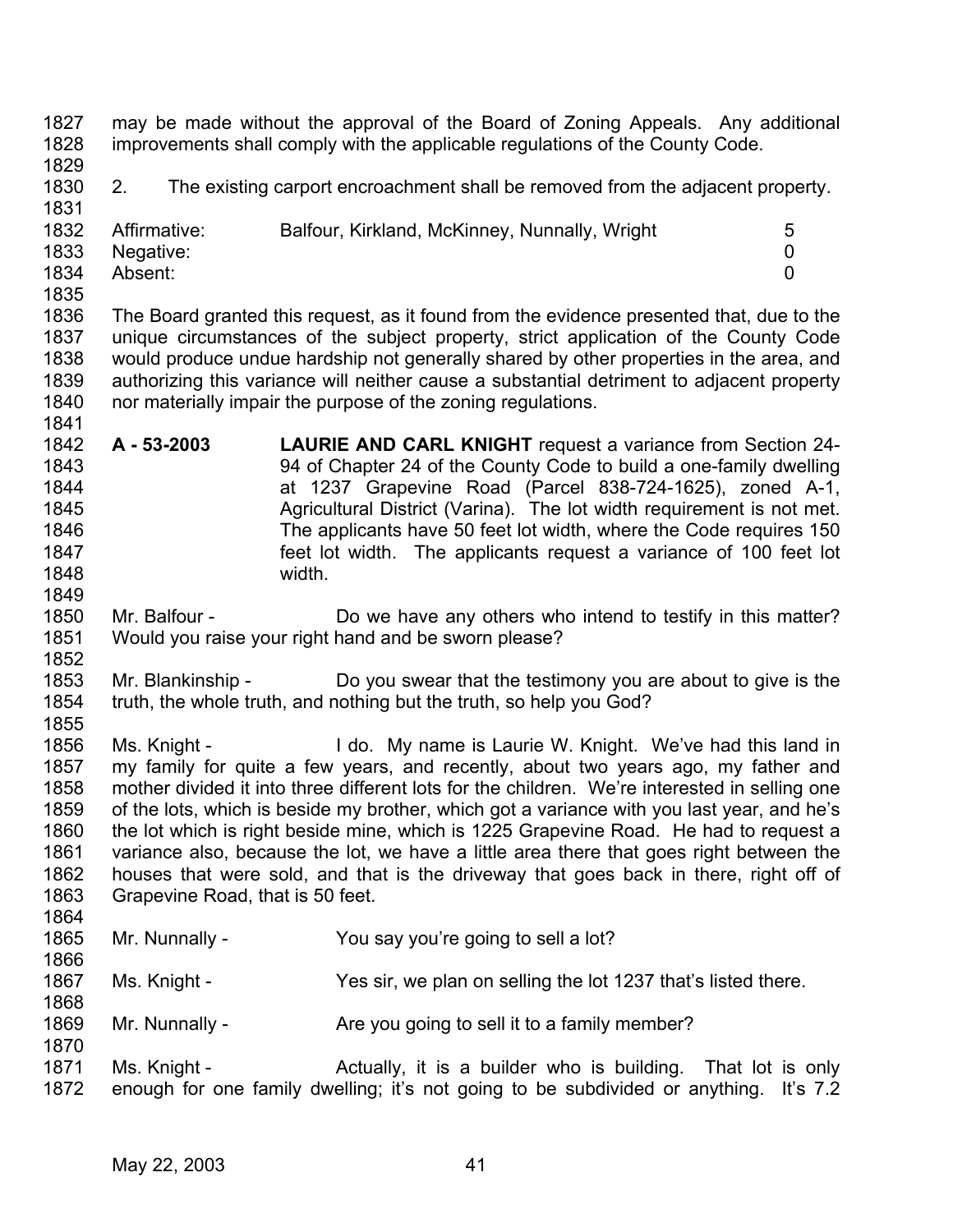may be made without the approval of the Board of Zoning Appeals. Any additional improvements shall comply with the applicable regulations of the County Code.

2. The existing carport encroachment shall be removed from the adjacent property.

| | | |
|---|---|---|
| Affirmative: | Balfour, Kirkland, McKinney, Nunnally, Wright | 5 |
| Negative: | | 0 |
| Absent: | | 0 |

The Board granted this request, as it found from the evidence presented that, due to the unique circumstances of the subject property, strict application of the County Code would produce undue hardship not generally shared by other properties in the area, and authorizing this variance will neither cause a substantial detriment to adjacent property nor materially impair the purpose of the zoning regulations.

**A - 53-2003** **LAURIE AND CARL KNIGHT** request a variance from Section 24-94 of Chapter 24 of the County Code to build a one-family dwelling at 1237 Grapevine Road (Parcel 838-724-1625), zoned A-1, Agricultural District (Varina). The lot width requirement is not met. The applicants have 50 feet lot width, where the Code requires 150 feet lot width. The applicants request a variance of 100 feet lot width.

Mr. Balfour - Do we have any others who intend to testify in this matter? Would you raise your right hand and be sworn please?

Mr. Blankinship - Do you swear that the testimony you are about to give is the truth, the whole truth, and nothing but the truth, so help you God?

Ms. Knight - I do. My name is Laurie W. Knight. We've had this land in my family for quite a few years, and recently, about two years ago, my father and mother divided it into three different lots for the children. We're interested in selling one of the lots, which is beside my brother, which got a variance with you last year, and he's the lot which is right beside mine, which is 1225 Grapevine Road. He had to request a variance also, because the lot, we have a little area there that goes right between the houses that were sold, and that is the driveway that goes back in there, right off of Grapevine Road, that is 50 feet.

Mr. Nunnally - You say you're going to sell a lot?

Ms. Knight - Yes sir, we plan on selling the lot 1237 that's listed there.

Mr. Nunnally - Are you going to sell it to a family member?

Ms. Knight - Actually, it is a builder who is building. That lot is only enough for one family dwelling; it's not going to be subdivided or anything. It's 7.2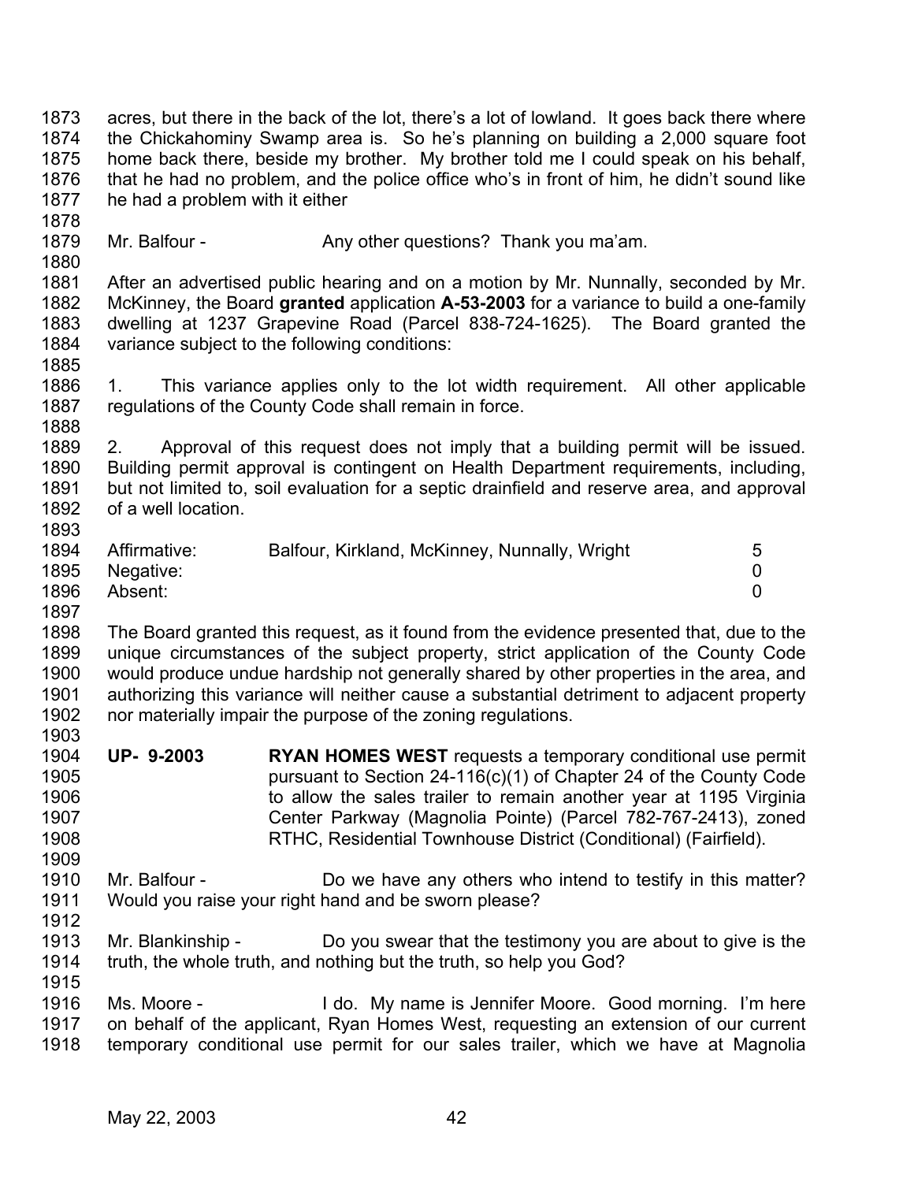acres, but there in the back of the lot, there's a lot of lowland. It goes back there where the Chickahominy Swamp area is. So he's planning on building a 2,000 square foot home back there, beside my brother. My brother told me I could speak on his behalf, that he had no problem, and the police office who's in front of him, he didn't sound like he had a problem with it either

Mr. Balfour - Any other questions? Thank you ma'am.

After an advertised public hearing and on a motion by Mr. Nunnally, seconded by Mr. McKinney, the Board **granted** application **A-53-2003** for a variance to build a one-family dwelling at 1237 Grapevine Road (Parcel 838-724-1625). The Board granted the variance subject to the following conditions:

1. This variance applies only to the lot width requirement. All other applicable regulations of the County Code shall remain in force.

2. Approval of this request does not imply that a building permit will be issued. Building permit approval is contingent on Health Department requirements, including, but not limited to, soil evaluation for a septic drainfield and reserve area, and approval of a well location.

| | | |
|---|---|---|
| Affirmative: | Balfour, Kirkland, McKinney, Nunnally, Wright | 5 |
| Negative: | | 0 |
| Absent: | | 0 |

The Board granted this request, as it found from the evidence presented that, due to the unique circumstances of the subject property, strict application of the County Code would produce undue hardship not generally shared by other properties in the area, and authorizing this variance will neither cause a substantial detriment to adjacent property nor materially impair the purpose of the zoning regulations.

**UP- 9-2003** **RYAN HOMES WEST** requests a temporary conditional use permit pursuant to Section 24-116(c)(1) of Chapter 24 of the County Code to allow the sales trailer to remain another year at 1195 Virginia Center Parkway (Magnolia Pointe) (Parcel 782-767-2413), zoned RTHC, Residential Townhouse District (Conditional) (Fairfield).

Mr. Balfour - Do we have any others who intend to testify in this matter? Would you raise your right hand and be sworn please?

Mr. Blankinship - Do you swear that the testimony you are about to give is the truth, the whole truth, and nothing but the truth, so help you God?

Ms. Moore - I do. My name is Jennifer Moore. Good morning. I'm here on behalf of the applicant, Ryan Homes West, requesting an extension of our current temporary conditional use permit for our sales trailer, which we have at Magnolia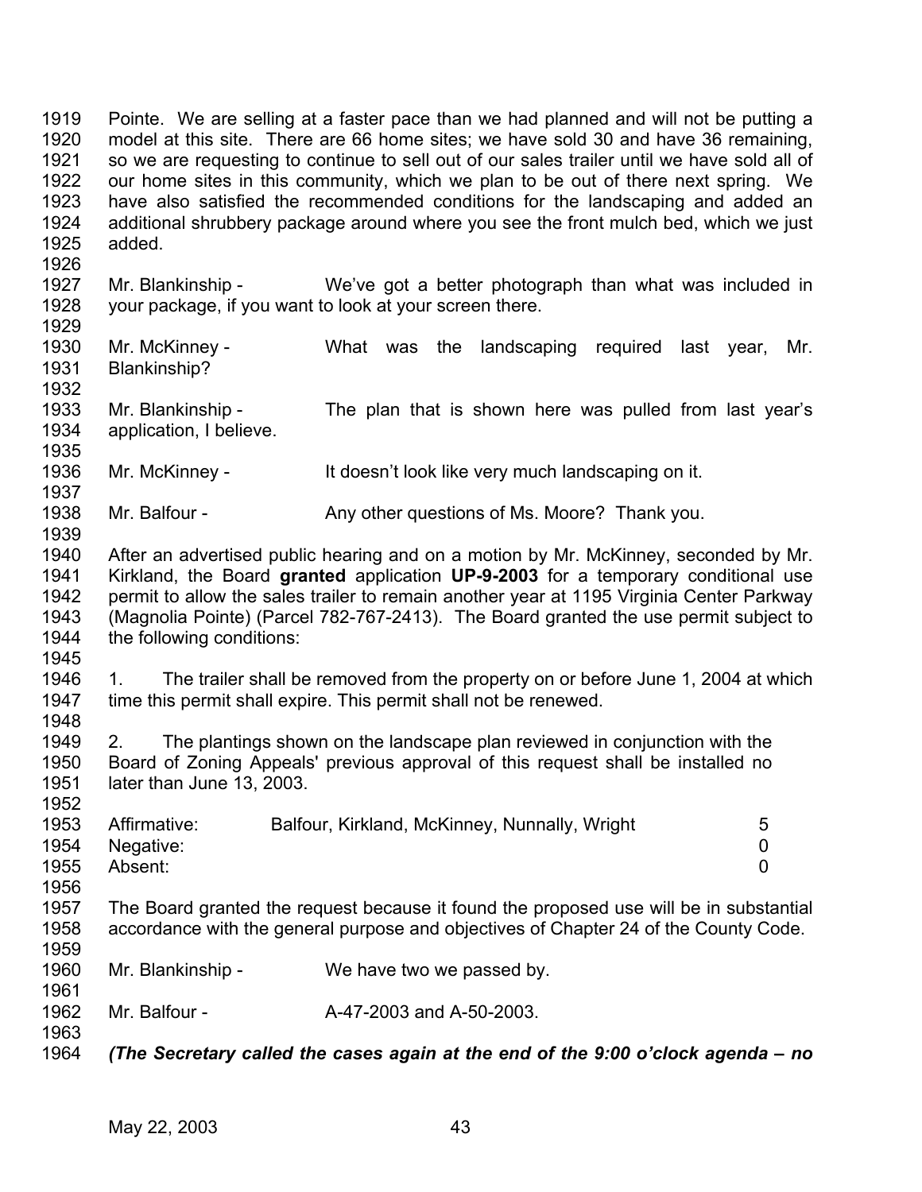Pointe. We are selling at a faster pace than we had planned and will not be putting a model at this site. There are 66 home sites; we have sold 30 and have 36 remaining, so we are requesting to continue to sell out of our sales trailer until we have sold all of our home sites in this community, which we plan to be out of there next spring. We have also satisfied the recommended conditions for the landscaping and added an additional shrubbery package around where you see the front mulch bed, which we just added.

Mr. Blankinship - We've got a better photograph than what was included in your package, if you want to look at your screen there.

Mr. McKinney - What was the landscaping required last year, Mr. Blankinship?

Mr. Blankinship - The plan that is shown here was pulled from last year's application, I believe.

Mr. McKinney - It doesn't look like very much landscaping on it.

Mr. Balfour - Any other questions of Ms. Moore? Thank you.

After an advertised public hearing and on a motion by Mr. McKinney, seconded by Mr. Kirkland, the Board **granted** application **UP-9-2003** for a temporary conditional use permit to allow the sales trailer to remain another year at 1195 Virginia Center Parkway (Magnolia Pointe) (Parcel 782-767-2413). The Board granted the use permit subject to the following conditions:

1. The trailer shall be removed from the property on or before June 1, 2004 at which time this permit shall expire. This permit shall not be renewed.

2. The plantings shown on the landscape plan reviewed in conjunction with the Board of Zoning Appeals' previous approval of this request shall be installed no later than June 13, 2003.

| | | |
|---|---|---|
| Affirmative: | Balfour, Kirkland, McKinney, Nunnally, Wright | 5 |
| Negative: | | 0 |
| Absent: | | 0 |

The Board granted the request because it found the proposed use will be in substantial accordance with the general purpose and objectives of Chapter 24 of the County Code.

Mr. Blankinship - We have two we passed by.

Mr. Balfour - A-47-2003 and A-50-2003.

***(The Secretary called the cases again at the end of the 9:00 o'clock agenda – no***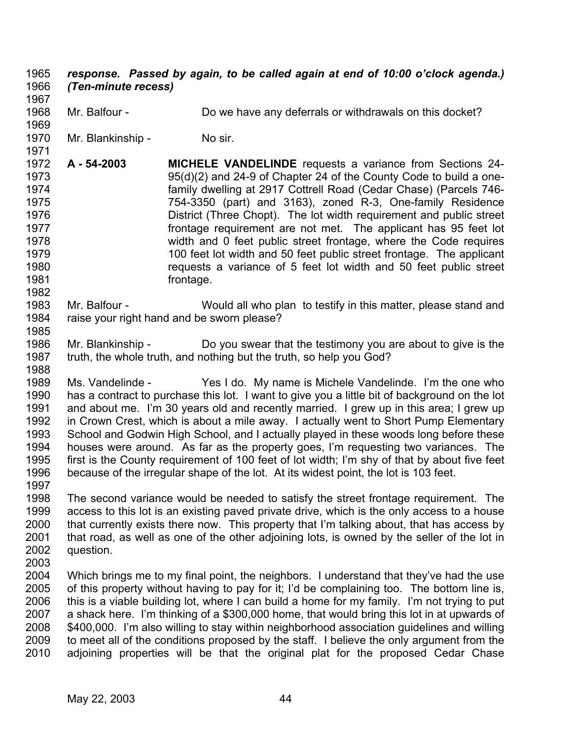***response. Passed by again, to be called again at end of 10:00 o'clock agenda.)***
***(Ten-minute recess)***

Mr. Balfour - Do we have any deferrals or withdrawals on this docket?

Mr. Blankinship - No sir.

**A - 54-2003** **MICHELE VANDELINDE** requests a variance from Sections 24-95(d)(2) and 24-9 of Chapter 24 of the County Code to build a one-family dwelling at 2917 Cottrell Road (Cedar Chase) (Parcels 746-754-3350 (part) and 3163), zoned R-3, One-family Residence District (Three Chopt). The lot width requirement and public street frontage requirement are not met. The applicant has 95 feet lot width and 0 feet public street frontage, where the Code requires 100 feet lot width and 50 feet public street frontage. The applicant requests a variance of 5 feet lot width and 50 feet public street frontage.

Mr. Balfour - Would all who plan to testify in this matter, please stand and raise your right hand and be sworn please?

Mr. Blankinship - Do you swear that the testimony you are about to give is the truth, the whole truth, and nothing but the truth, so help you God?

Ms. Vandelinde - Yes I do. My name is Michele Vandelinde. I'm the one who has a contract to purchase this lot. I want to give you a little bit of background on the lot and about me. I'm 30 years old and recently married. I grew up in this area; I grew up in Crown Crest, which is about a mile away. I actually went to Short Pump Elementary School and Godwin High School, and I actually played in these woods long before these houses were around. As far as the property goes, I'm requesting two variances. The first is the County requirement of 100 feet of lot width; I'm shy of that by about five feet because of the irregular shape of the lot. At its widest point, the lot is 103 feet.

The second variance would be needed to satisfy the street frontage requirement. The access to this lot is an existing paved private drive, which is the only access to a house that currently exists there now. This property that I'm talking about, that has access by that road, as well as one of the other adjoining lots, is owned by the seller of the lot in question.

Which brings me to my final point, the neighbors. I understand that they've had the use of this property without having to pay for it; I'd be complaining too. The bottom line is, this is a viable building lot, where I can build a home for my family. I'm not trying to put a shack here. I'm thinking of a $300,000 home, that would bring this lot in at upwards of $400,000. I'm also willing to stay within neighborhood association guidelines and willing to meet all of the conditions proposed by the staff. I believe the only argument from the adjoining properties will be that the original plat for the proposed Cedar Chase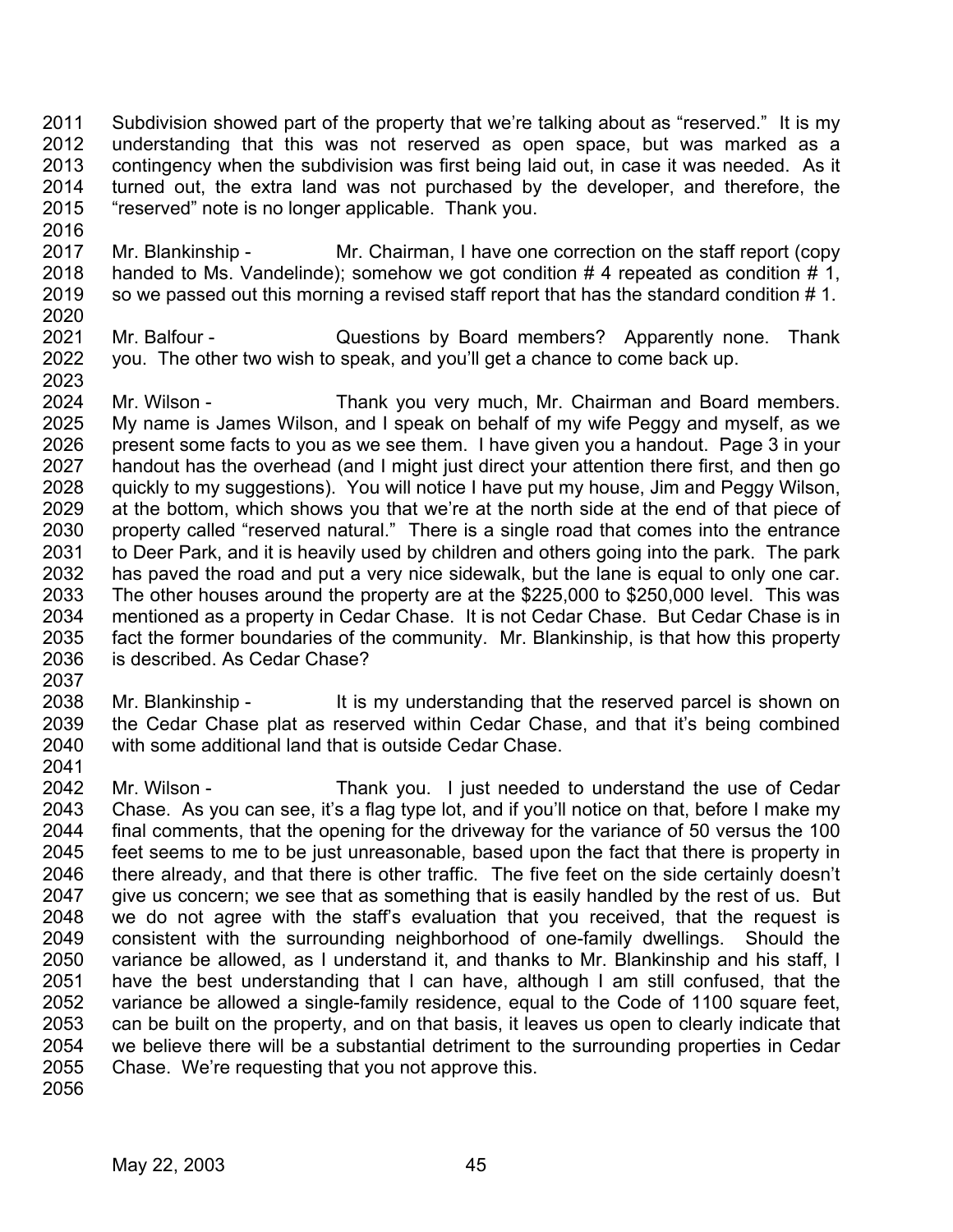Subdivision showed part of the property that we're talking about as "reserved." It is my understanding that this was not reserved as open space, but was marked as a contingency when the subdivision was first being laid out, in case it was needed. As it turned out, the extra land was not purchased by the developer, and therefore, the "reserved" note is no longer applicable. Thank you.

Mr. Blankinship - Mr. Chairman, I have one correction on the staff report (copy handed to Ms. Vandelinde); somehow we got condition # 4 repeated as condition # 1, so we passed out this morning a revised staff report that has the standard condition # 1.

Mr. Balfour - Questions by Board members? Apparently none. Thank you. The other two wish to speak, and you'll get a chance to come back up.

Mr. Wilson - Thank you very much, Mr. Chairman and Board members. My name is James Wilson, and I speak on behalf of my wife Peggy and myself, as we present some facts to you as we see them. I have given you a handout. Page 3 in your handout has the overhead (and I might just direct your attention there first, and then go quickly to my suggestions). You will notice I have put my house, Jim and Peggy Wilson, at the bottom, which shows you that we're at the north side at the end of that piece of property called "reserved natural." There is a single road that comes into the entrance to Deer Park, and it is heavily used by children and others going into the park. The park has paved the road and put a very nice sidewalk, but the lane is equal to only one car. The other houses around the property are at the $225,000 to $250,000 level. This was mentioned as a property in Cedar Chase. It is not Cedar Chase. But Cedar Chase is in fact the former boundaries of the community. Mr. Blankinship, is that how this property is described. As Cedar Chase?

Mr. Blankinship - It is my understanding that the reserved parcel is shown on the Cedar Chase plat as reserved within Cedar Chase, and that it's being combined with some additional land that is outside Cedar Chase.

Mr. Wilson - Thank you. I just needed to understand the use of Cedar Chase. As you can see, it's a flag type lot, and if you'll notice on that, before I make my final comments, that the opening for the driveway for the variance of 50 versus the 100 feet seems to me to be just unreasonable, based upon the fact that there is property in there already, and that there is other traffic. The five feet on the side certainly doesn't give us concern; we see that as something that is easily handled by the rest of us. But we do not agree with the staff's evaluation that you received, that the request is consistent with the surrounding neighborhood of one-family dwellings. Should the variance be allowed, as I understand it, and thanks to Mr. Blankinship and his staff, I have the best understanding that I can have, although I am still confused, that the variance be allowed a single-family residence, equal to the Code of 1100 square feet, can be built on the property, and on that basis, it leaves us open to clearly indicate that we believe there will be a substantial detriment to the surrounding properties in Cedar Chase. We're requesting that you not approve this.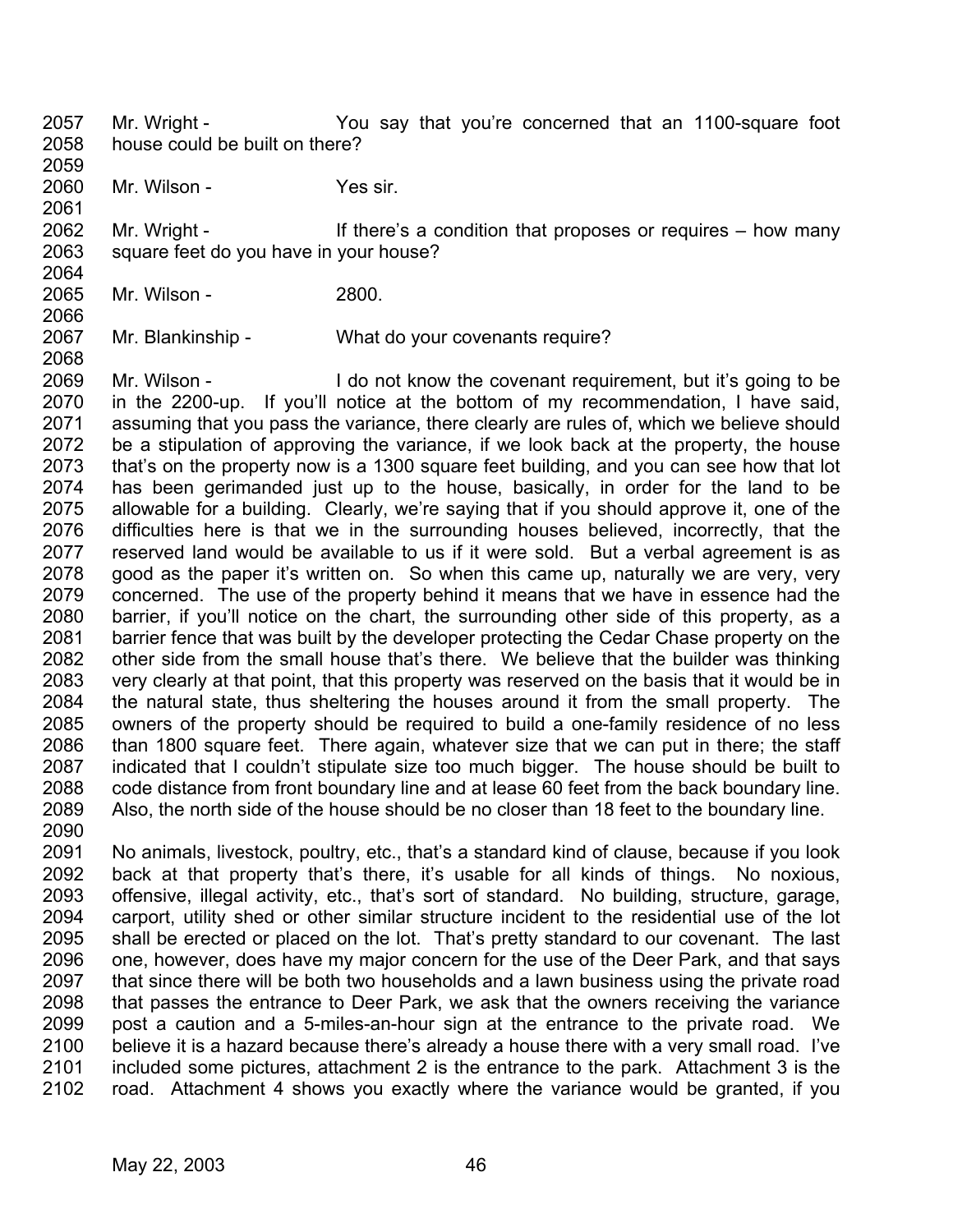Mr. Wright - You say that you're concerned that an 1100-square foot house could be built on there?

Mr. Wilson - Yes sir.

Mr. Wright - If there's a condition that proposes or requires – how many square feet do you have in your house?

Mr. Wilson - 2800.

Mr. Blankinship - What do your covenants require?

Mr. Wilson - I do not know the covenant requirement, but it's going to be in the 2200-up. If you'll notice at the bottom of my recommendation, I have said, assuming that you pass the variance, there clearly are rules of, which we believe should be a stipulation of approving the variance, if we look back at the property, the house that's on the property now is a 1300 square feet building, and you can see how that lot has been gerimanded just up to the house, basically, in order for the land to be allowable for a building. Clearly, we're saying that if you should approve it, one of the difficulties here is that we in the surrounding houses believed, incorrectly, that the reserved land would be available to us if it were sold. But a verbal agreement is as good as the paper it's written on. So when this came up, naturally we are very, very concerned. The use of the property behind it means that we have in essence had the barrier, if you'll notice on the chart, the surrounding other side of this property, as a barrier fence that was built by the developer protecting the Cedar Chase property on the other side from the small house that's there. We believe that the builder was thinking very clearly at that point, that this property was reserved on the basis that it would be in the natural state, thus sheltering the houses around it from the small property. The owners of the property should be required to build a one-family residence of no less than 1800 square feet. There again, whatever size that we can put in there; the staff indicated that I couldn't stipulate size too much bigger. The house should be built to code distance from front boundary line and at lease 60 feet from the back boundary line. Also, the north side of the house should be no closer than 18 feet to the boundary line.

No animals, livestock, poultry, etc., that's a standard kind of clause, because if you look back at that property that's there, it's usable for all kinds of things. No noxious, offensive, illegal activity, etc., that's sort of standard. No building, structure, garage, carport, utility shed or other similar structure incident to the residential use of the lot shall be erected or placed on the lot. That's pretty standard to our covenant. The last one, however, does have my major concern for the use of the Deer Park, and that says that since there will be both two households and a lawn business using the private road that passes the entrance to Deer Park, we ask that the owners receiving the variance post a caution and a 5-miles-an-hour sign at the entrance to the private road. We believe it is a hazard because there's already a house there with a very small road. I've included some pictures, attachment 2 is the entrance to the park. Attachment 3 is the road. Attachment 4 shows you exactly where the variance would be granted, if you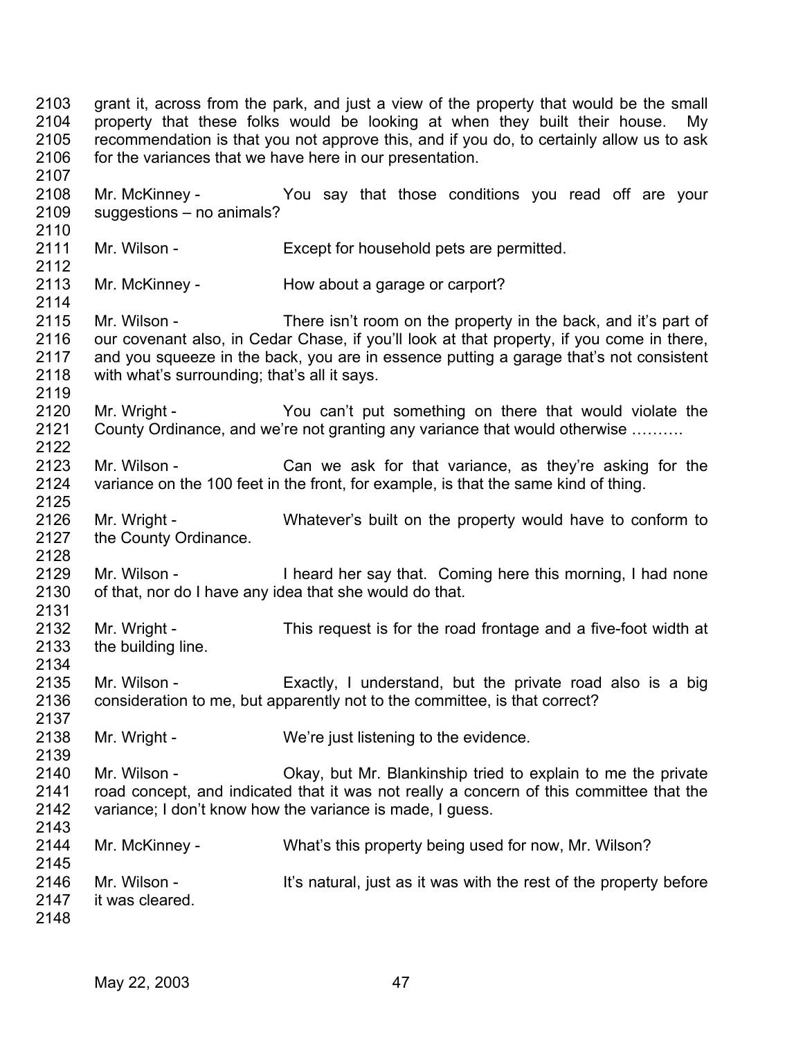2103 grant it, across from the park, and just a view of the property that would be the small
2104 property that these folks would be looking at when they built their house. My
2105 recommendation is that you not approve this, and if you do, to certainly allow us to ask
2106 for the variances that we have here in our presentation.
2107
2108 Mr. McKinney - You say that those conditions you read off are your
2109 suggestions – no animals?
2110
2111 Mr. Wilson - Except for household pets are permitted.
2112
2113 Mr. McKinney - How about a garage or carport?
2114
2115 Mr. Wilson - There isn't room on the property in the back, and it's part of
2116 our covenant also, in Cedar Chase, if you'll look at that property, if you come in there,
2117 and you squeeze in the back, you are in essence putting a garage that's not consistent
2118 with what's surrounding; that's all it says.
2119
2120 Mr. Wright - You can't put something on there that would violate the
2121 County Ordinance, and we're not granting any variance that would otherwise ……….
2122
2123 Mr. Wilson - Can we ask for that variance, as they're asking for the
2124 variance on the 100 feet in the front, for example, is that the same kind of thing.
2125
2126 Mr. Wright - Whatever's built on the property would have to conform to
2127 the County Ordinance.
2128
2129 Mr. Wilson - I heard her say that. Coming here this morning, I had none
2130 of that, nor do I have any idea that she would do that.
2131
2132 Mr. Wright - This request is for the road frontage and a five-foot width at
2133 the building line.
2134
2135 Mr. Wilson - Exactly, I understand, but the private road also is a big
2136 consideration to me, but apparently not to the committee, is that correct?
2137
2138 Mr. Wright - We're just listening to the evidence.
2139
2140 Mr. Wilson - Okay, but Mr. Blankinship tried to explain to me the private
2141 road concept, and indicated that it was not really a concern of this committee that the
2142 variance; I don't know how the variance is made, I guess.
2143
2144 Mr. McKinney - What's this property being used for now, Mr. Wilson?
2145
2146 Mr. Wilson - It's natural, just as it was with the rest of the property before
2147 it was cleared.
2148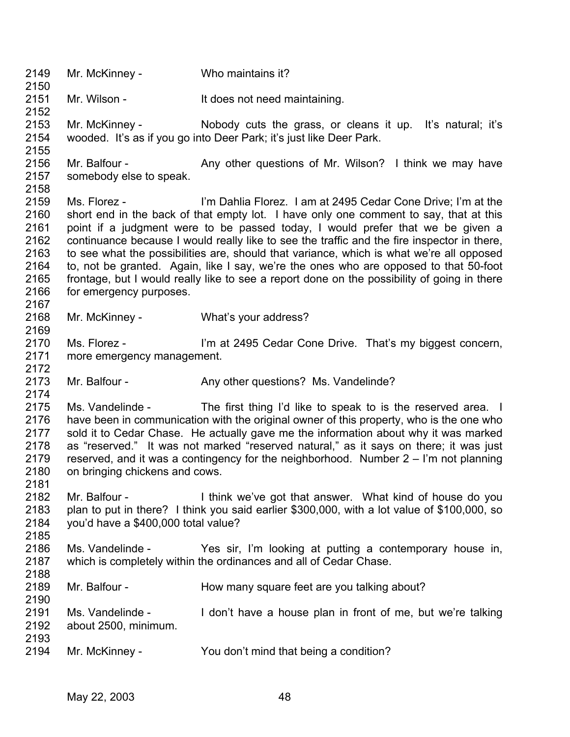2149 Mr. McKinney - Who maintains it?

2150

2151 Mr. Wilson - It does not need maintaining.

2152

2153 Mr. McKinney - Nobody cuts the grass, or cleans it up. It's natural; it's
2154 wooded. It's as if you go into Deer Park; it's just like Deer Park.

2155

2156 Mr. Balfour - Any other questions of Mr. Wilson? I think we may have
2157 somebody else to speak.

2158

2159 Ms. Florez - I'm Dahlia Florez. I am at 2495 Cedar Cone Drive; I'm at the
2160 short end in the back of that empty lot. I have only one comment to say, that at this
2161 point if a judgment were to be passed today, I would prefer that we be given a
2162 continuance because I would really like to see the traffic and the fire inspector in there,
2163 to see what the possibilities are, should that variance, which is what we're all opposed
2164 to, not be granted. Again, like I say, we're the ones who are opposed to that 50-foot
2165 frontage, but I would really like to see a report done on the possibility of going in there
2166 for emergency purposes.

2167

2168 Mr. McKinney - What's your address?

2169

2170 Ms. Florez - I'm at 2495 Cedar Cone Drive. That's my biggest concern,
2171 more emergency management.

2172

2173 Mr. Balfour - Any other questions? Ms. Vandelinde?

2174

2175 Ms. Vandelinde - The first thing I'd like to speak to is the reserved area. I
2176 have been in communication with the original owner of this property, who is the one who
2177 sold it to Cedar Chase. He actually gave me the information about why it was marked
2178 as "reserved." It was not marked "reserved natural," as it says on there; it was just
2179 reserved, and it was a contingency for the neighborhood. Number 2 – I'm not planning
2180 on bringing chickens and cows.

2181

2182 Mr. Balfour - I think we've got that answer. What kind of house do you
2183 plan to put in there? I think you said earlier $300,000, with a lot value of $100,000, so
2184 you'd have a $400,000 total value?

2185

2186 Ms. Vandelinde - Yes sir, I'm looking at putting a contemporary house in,
2187 which is completely within the ordinances and all of Cedar Chase.

2188

2189 Mr. Balfour - How many square feet are you talking about?

2190

2191 Ms. Vandelinde - I don't have a house plan in front of me, but we're talking
2192 about 2500, minimum.

2193

2194 Mr. McKinney - You don't mind that being a condition?

May 22, 2003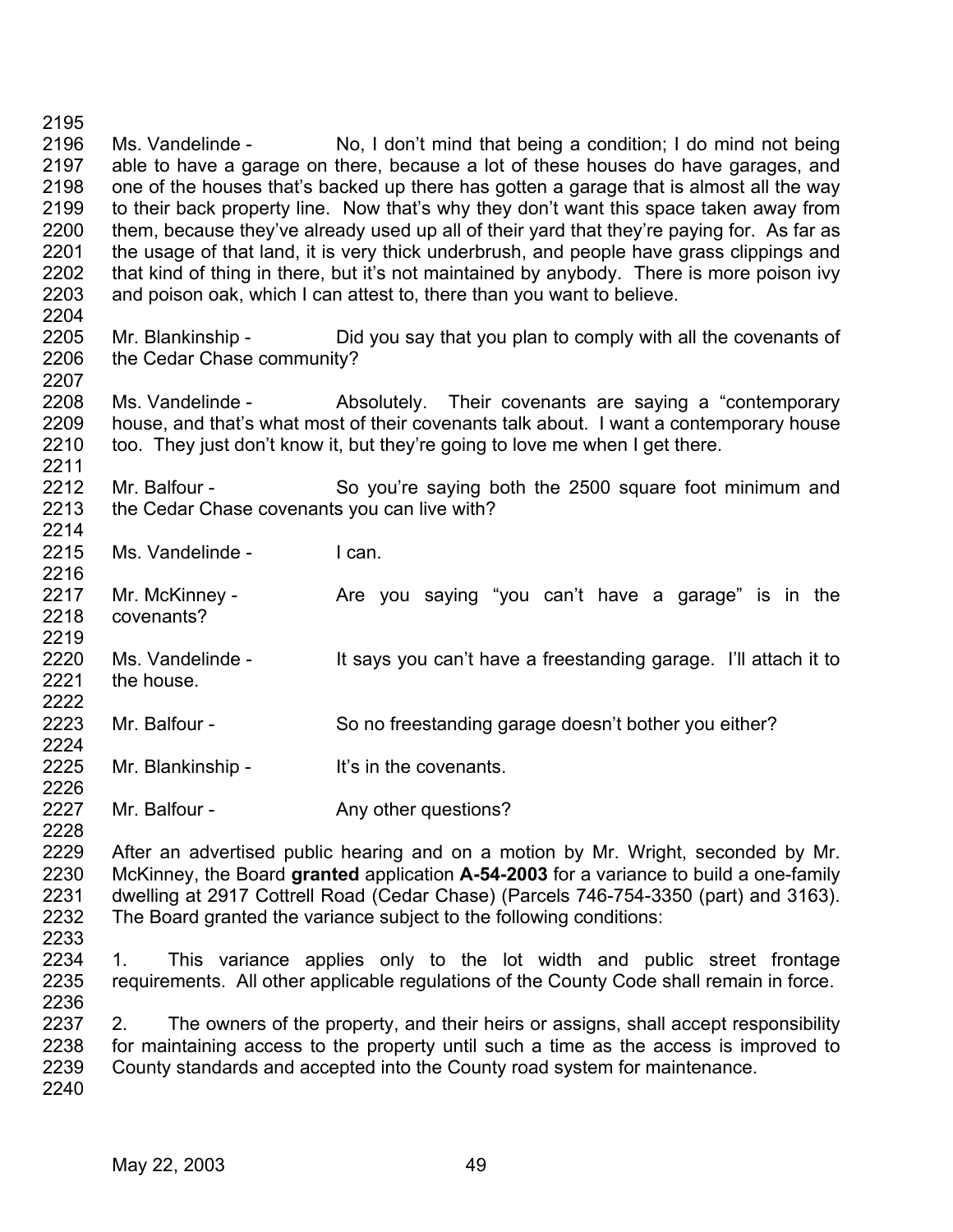Ms. Vandelinde - No, I don't mind that being a condition; I do mind not being able to have a garage on there, because a lot of these houses do have garages, and one of the houses that's backed up there has gotten a garage that is almost all the way to their back property line. Now that's why they don't want this space taken away from them, because they've already used up all of their yard that they're paying for. As far as the usage of that land, it is very thick underbrush, and people have grass clippings and that kind of thing in there, but it's not maintained by anybody. There is more poison ivy and poison oak, which I can attest to, there than you want to believe.

Mr. Blankinship - Did you say that you plan to comply with all the covenants of the Cedar Chase community?

Ms. Vandelinde - Absolutely. Their covenants are saying a "contemporary house, and that's what most of their covenants talk about. I want a contemporary house too. They just don't know it, but they're going to love me when I get there.

Mr. Balfour - So you're saying both the 2500 square foot minimum and the Cedar Chase covenants you can live with?

Ms. Vandelinde - I can.

Mr. McKinney - Are you saying "you can't have a garage" is in the covenants?

Ms. Vandelinde - It says you can't have a freestanding garage. I'll attach it to the house.

Mr. Balfour - So no freestanding garage doesn't bother you either?

Mr. Blankinship - It's in the covenants.

Mr. Balfour - Any other questions?

After an advertised public hearing and on a motion by Mr. Wright, seconded by Mr. McKinney, the Board **granted** application **A-54-2003** for a variance to build a one-family dwelling at 2917 Cottrell Road (Cedar Chase) (Parcels 746-754-3350 (part) and 3163). The Board granted the variance subject to the following conditions:

1. This variance applies only to the lot width and public street frontage requirements. All other applicable regulations of the County Code shall remain in force.

2. The owners of the property, and their heirs or assigns, shall accept responsibility for maintaining access to the property until such a time as the access is improved to County standards and accepted into the County road system for maintenance.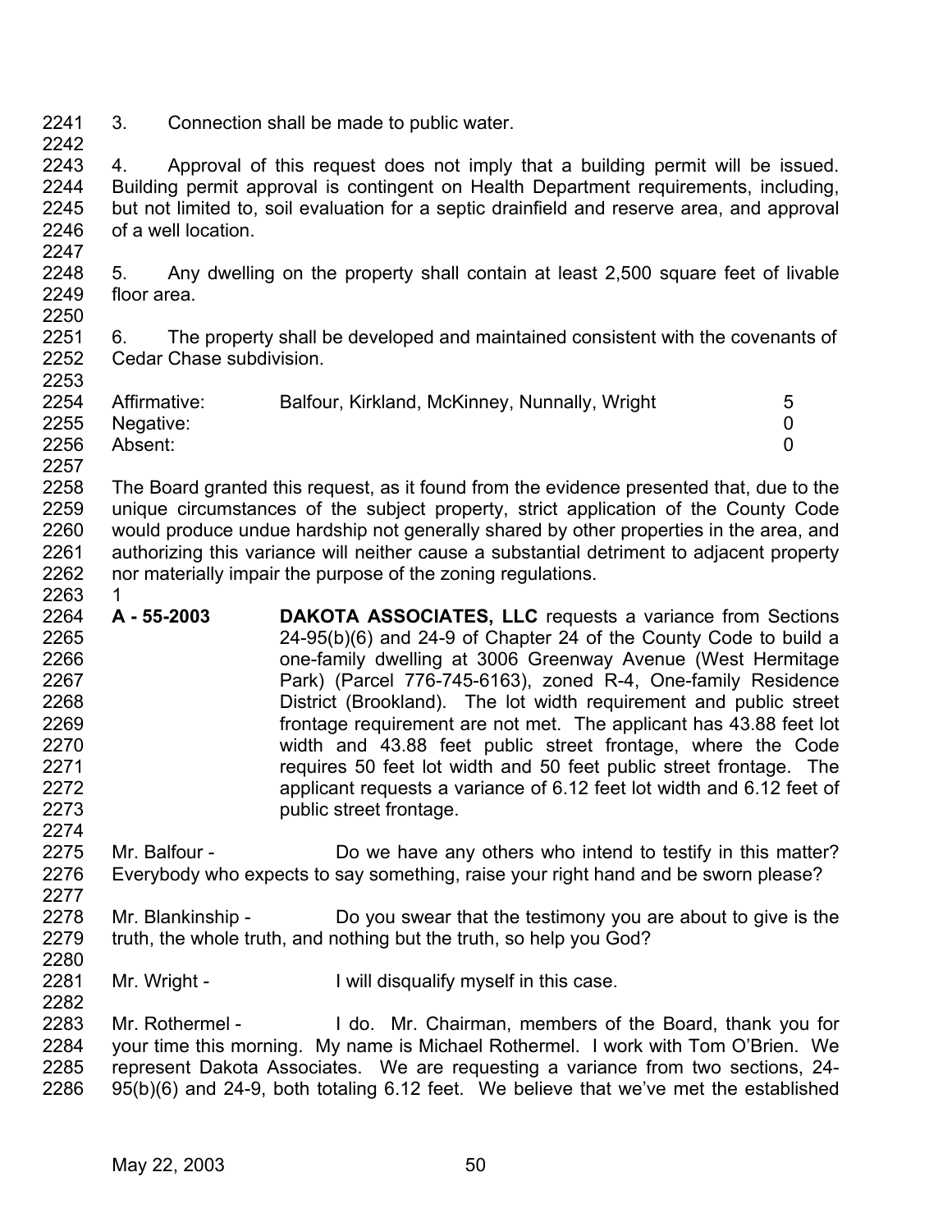3. Connection shall be made to public water.

4. Approval of this request does not imply that a building permit will be issued. Building permit approval is contingent on Health Department requirements, including, but not limited to, soil evaluation for a septic drainfield and reserve area, and approval of a well location.

5. Any dwelling on the property shall contain at least 2,500 square feet of livable floor area.

6. The property shall be developed and maintained consistent with the covenants of Cedar Chase subdivision.

| | | |
|---|---|---|
| Affirmative: | Balfour, Kirkland, McKinney, Nunnally, Wright | 5 |
| Negative: | | 0 |
| Absent: | | 0 |

The Board granted this request, as it found from the evidence presented that, due to the unique circumstances of the subject property, strict application of the County Code would produce undue hardship not generally shared by other properties in the area, and authorizing this variance will neither cause a substantial detriment to adjacent property nor materially impair the purpose of the zoning regulations.

1

**A - 55-2003** **DAKOTA ASSOCIATES, LLC** requests a variance from Sections 24-95(b)(6) and 24-9 of Chapter 24 of the County Code to build a one-family dwelling at 3006 Greenway Avenue (West Hermitage Park) (Parcel 776-745-6163), zoned R-4, One-family Residence District (Brookland). The lot width requirement and public street frontage requirement are not met. The applicant has 43.88 feet lot width and 43.88 feet public street frontage, where the Code requires 50 feet lot width and 50 feet public street frontage. The applicant requests a variance of 6.12 feet lot width and 6.12 feet of public street frontage.

Mr. Balfour - Do we have any others who intend to testify in this matter? Everybody who expects to say something, raise your right hand and be sworn please?

Mr. Blankinship - Do you swear that the testimony you are about to give is the truth, the whole truth, and nothing but the truth, so help you God?

Mr. Wright - I will disqualify myself in this case.

Mr. Rothermel - I do. Mr. Chairman, members of the Board, thank you for your time this morning. My name is Michael Rothermel. I work with Tom O'Brien. We represent Dakota Associates. We are requesting a variance from two sections, 24-95(b)(6) and 24-9, both totaling 6.12 feet. We believe that we've met the established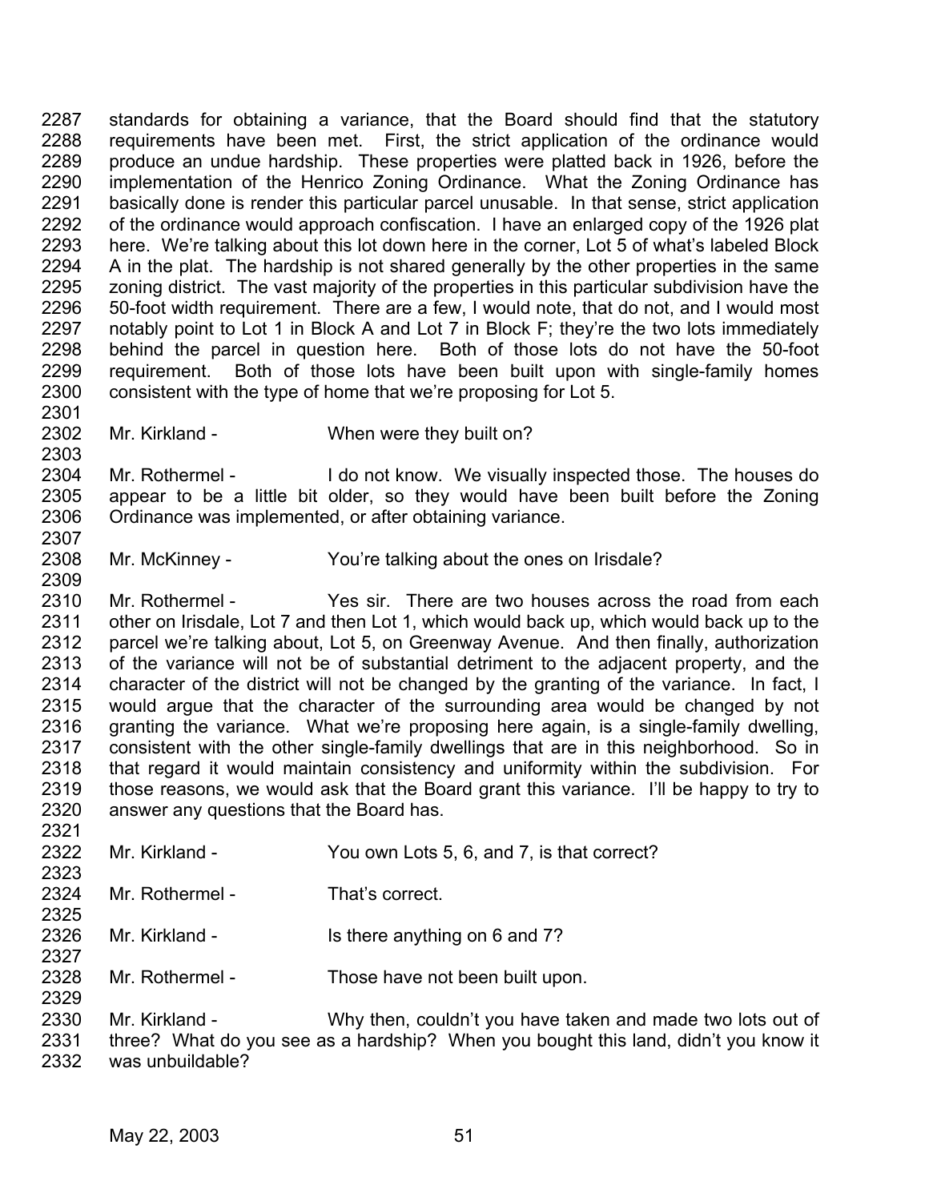standards for obtaining a variance, that the Board should find that the statutory requirements have been met. First, the strict application of the ordinance would produce an undue hardship. These properties were platted back in 1926, before the implementation of the Henrico Zoning Ordinance. What the Zoning Ordinance has basically done is render this particular parcel unusable. In that sense, strict application of the ordinance would approach confiscation. I have an enlarged copy of the 1926 plat here. We're talking about this lot down here in the corner, Lot 5 of what's labeled Block A in the plat. The hardship is not shared generally by the other properties in the same zoning district. The vast majority of the properties in this particular subdivision have the 50-foot width requirement. There are a few, I would note, that do not, and I would most notably point to Lot 1 in Block A and Lot 7 in Block F; they're the two lots immediately behind the parcel in question here. Both of those lots do not have the 50-foot requirement. Both of those lots have been built upon with single-family homes consistent with the type of home that we're proposing for Lot 5.

Mr. Kirkland - When were they built on?

Mr. Rothermel - I do not know. We visually inspected those. The houses do appear to be a little bit older, so they would have been built before the Zoning Ordinance was implemented, or after obtaining variance.

Mr. McKinney - You're talking about the ones on Irisdale?

Mr. Rothermel - Yes sir. There are two houses across the road from each other on Irisdale, Lot 7 and then Lot 1, which would back up, which would back up to the parcel we're talking about, Lot 5, on Greenway Avenue. And then finally, authorization of the variance will not be of substantial detriment to the adjacent property, and the character of the district will not be changed by the granting of the variance. In fact, I would argue that the character of the surrounding area would be changed by not granting the variance. What we're proposing here again, is a single-family dwelling, consistent with the other single-family dwellings that are in this neighborhood. So in that regard it would maintain consistency and uniformity within the subdivision. For those reasons, we would ask that the Board grant this variance. I'll be happy to try to answer any questions that the Board has.

Mr. Kirkland - You own Lots 5, 6, and 7, is that correct?

Mr. Rothermel - That's correct.

Mr. Kirkland - Is there anything on 6 and 7?

Mr. Rothermel - Those have not been built upon.

Mr. Kirkland - Why then, couldn't you have taken and made two lots out of three? What do you see as a hardship? When you bought this land, didn't you know it was unbuildable?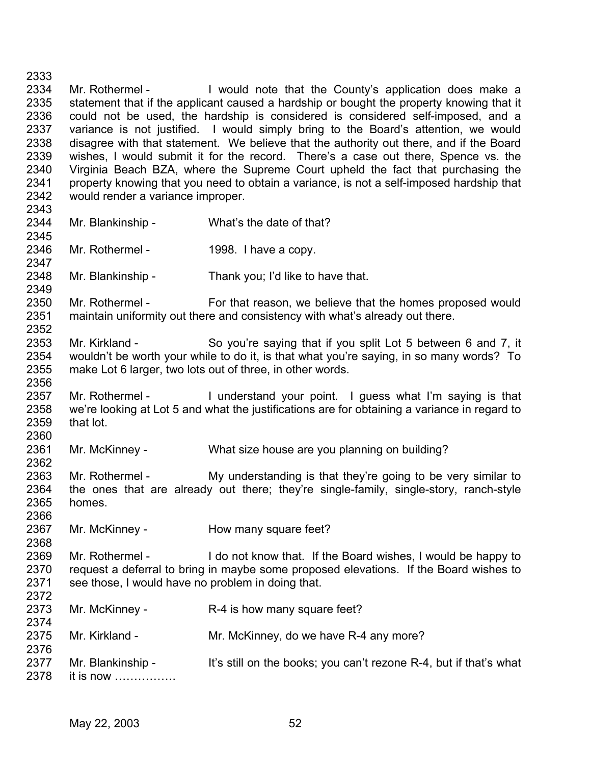2333

2334 Mr. Rothermel - I would note that the County's application does make a
2335 statement that if the applicant caused a hardship or bought the property knowing that it
2336 could not be used, the hardship is considered is considered self-imposed, and a
2337 variance is not justified. I would simply bring to the Board's attention, we would
2338 disagree with that statement. We believe that the authority out there, and if the Board
2339 wishes, I would submit it for the record. There's a case out there, Spence vs. the
2340 Virginia Beach BZA, where the Supreme Court upheld the fact that purchasing the
2341 property knowing that you need to obtain a variance, is not a self-imposed hardship that
2342 would render a variance improper.

2343

2344 Mr. Blankinship - What's the date of that?

2345

2346 Mr. Rothermel - 1998. I have a copy.

2347

2348 Mr. Blankinship - Thank you; I'd like to have that.

2349

2350 Mr. Rothermel - For that reason, we believe that the homes proposed would
2351 maintain uniformity out there and consistency with what's already out there.

2352

2353 Mr. Kirkland - So you're saying that if you split Lot 5 between 6 and 7, it
2354 wouldn't be worth your while to do it, is that what you're saying, in so many words? To
2355 make Lot 6 larger, two lots out of three, in other words.

2356

2357 Mr. Rothermel - I understand your point. I guess what I'm saying is that
2358 we're looking at Lot 5 and what the justifications are for obtaining a variance in regard to
2359 that lot.

2360

2361 Mr. McKinney - What size house are you planning on building?

2362

2363 Mr. Rothermel - My understanding is that they're going to be very similar to
2364 the ones that are already out there; they're single-family, single-story, ranch-style
2365 homes.

2366

2367 Mr. McKinney - How many square feet?

2368

2369 Mr. Rothermel - I do not know that. If the Board wishes, I would be happy to
2370 request a deferral to bring in maybe some proposed elevations. If the Board wishes to
2371 see those, I would have no problem in doing that.

2372

2373 Mr. McKinney - R-4 is how many square feet?

2374

2375 Mr. Kirkland - Mr. McKinney, do we have R-4 any more?

2376

2377 Mr. Blankinship - It's still on the books; you can't rezone R-4, but if that's what
2378 it is now …………….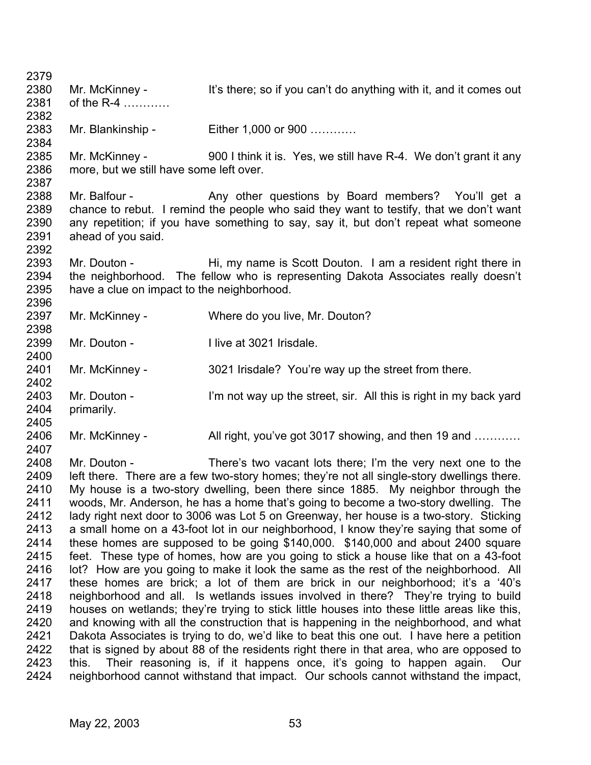Mr. McKinney - It's there; so if you can't do anything with it, and it comes out of the R-4 …………

Mr. Blankinship - Either 1,000 or 900 …………

Mr. McKinney - 900 I think it is. Yes, we still have R-4. We don't grant it any more, but we still have some left over.

Mr. Balfour - Any other questions by Board members? You'll get a chance to rebut. I remind the people who said they want to testify, that we don't want any repetition; if you have something to say, say it, but don't repeat what someone ahead of you said.

Mr. Douton - Hi, my name is Scott Douton. I am a resident right there in the neighborhood. The fellow who is representing Dakota Associates really doesn't have a clue on impact to the neighborhood.

Mr. McKinney - Where do you live, Mr. Douton?

Mr. Douton - I live at 3021 Irisdale.

Mr. McKinney - 3021 Irisdale? You're way up the street from there.

Mr. Douton - I'm not way up the street, sir. All this is right in my back yard primarily.

Mr. McKinney - All right, you've got 3017 showing, and then 19 and …………

Mr. Douton - There's two vacant lots there; I'm the very next one to the left there. There are a few two-story homes; they're not all single-story dwellings there. My house is a two-story dwelling, been there since 1885. My neighbor through the woods, Mr. Anderson, he has a home that's going to become a two-story dwelling. The lady right next door to 3006 was Lot 5 on Greenway, her house is a two-story. Sticking a small home on a 43-foot lot in our neighborhood, I know they're saying that some of these homes are supposed to be going $140,000. $140,000 and about 2400 square feet. These type of homes, how are you going to stick a house like that on a 43-foot lot? How are you going to make it look the same as the rest of the neighborhood. All these homes are brick; a lot of them are brick in our neighborhood; it's a '40's neighborhood and all. Is wetlands issues involved in there? They're trying to build houses on wetlands; they're trying to stick little houses into these little areas like this, and knowing with all the construction that is happening in the neighborhood, and what Dakota Associates is trying to do, we'd like to beat this one out. I have here a petition that is signed by about 88 of the residents right there in that area, who are opposed to this. Their reasoning is, if it happens once, it's going to happen again. Our neighborhood cannot withstand that impact. Our schools cannot withstand the impact,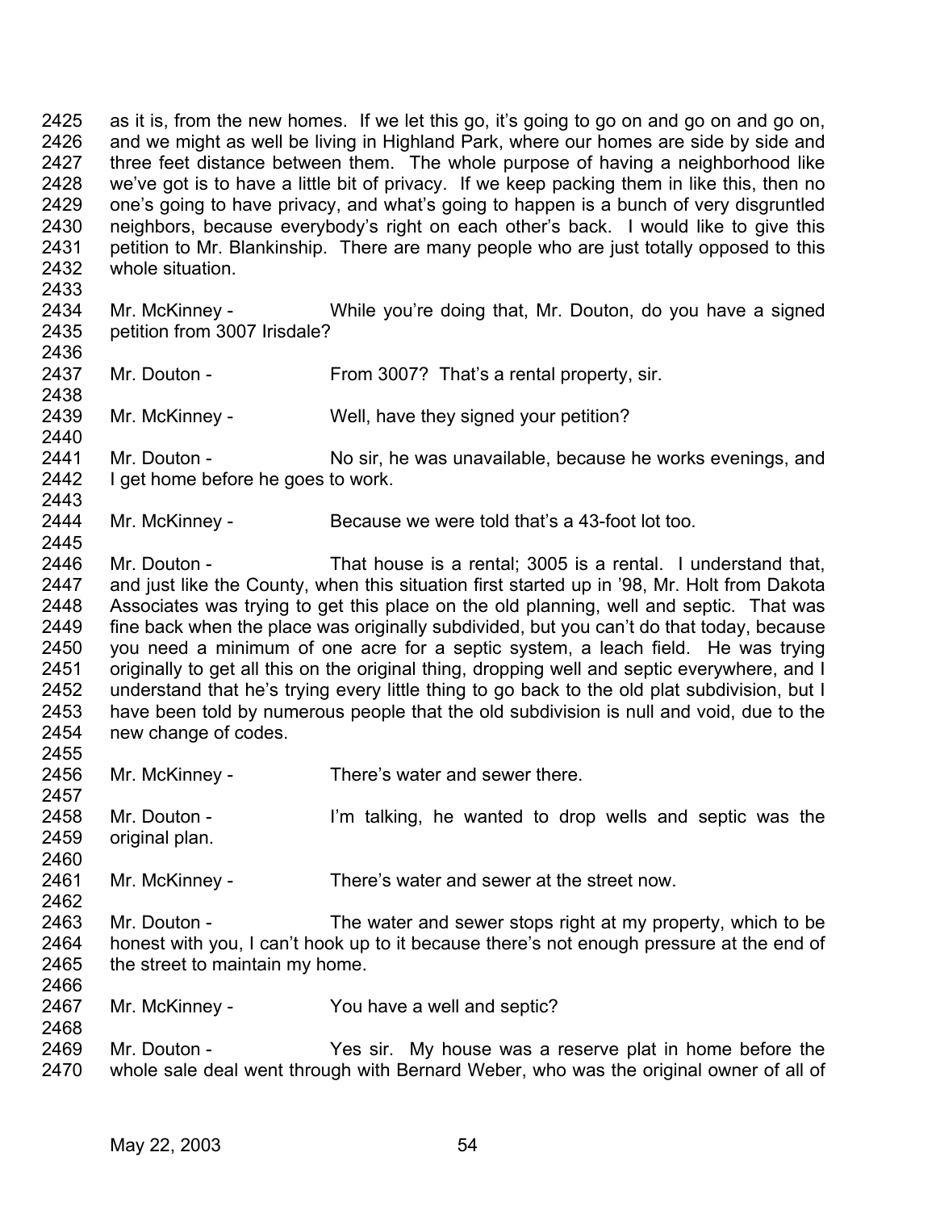as it is, from the new homes. If we let this go, it's going to go on and go on and go on, and we might as well be living in Highland Park, where our homes are side by side and three feet distance between them. The whole purpose of having a neighborhood like we've got is to have a little bit of privacy. If we keep packing them in like this, then no one's going to have privacy, and what's going to happen is a bunch of very disgruntled neighbors, because everybody's right on each other's back. I would like to give this petition to Mr. Blankinship. There are many people who are just totally opposed to this whole situation.

Mr. McKinney - While you're doing that, Mr. Douton, do you have a signed petition from 3007 Irisdale?

Mr. Douton - From 3007? That's a rental property, sir.

Mr. McKinney - Well, have they signed your petition?

Mr. Douton - No sir, he was unavailable, because he works evenings, and I get home before he goes to work.

Mr. McKinney - Because we were told that's a 43-foot lot too.

Mr. Douton - That house is a rental; 3005 is a rental. I understand that, and just like the County, when this situation first started up in '98, Mr. Holt from Dakota Associates was trying to get this place on the old planning, well and septic. That was fine back when the place was originally subdivided, but you can't do that today, because you need a minimum of one acre for a septic system, a leach field. He was trying originally to get all this on the original thing, dropping well and septic everywhere, and I understand that he's trying every little thing to go back to the old plat subdivision, but I have been told by numerous people that the old subdivision is null and void, due to the new change of codes.

Mr. McKinney - There's water and sewer there.

Mr. Douton - I'm talking, he wanted to drop wells and septic was the original plan.

Mr. McKinney - There's water and sewer at the street now.

Mr. Douton - The water and sewer stops right at my property, which to be honest with you, I can't hook up to it because there's not enough pressure at the end of the street to maintain my home.

Mr. McKinney - You have a well and septic?

Mr. Douton - Yes sir. My house was a reserve plat in home before the whole sale deal went through with Bernard Weber, who was the original owner of all of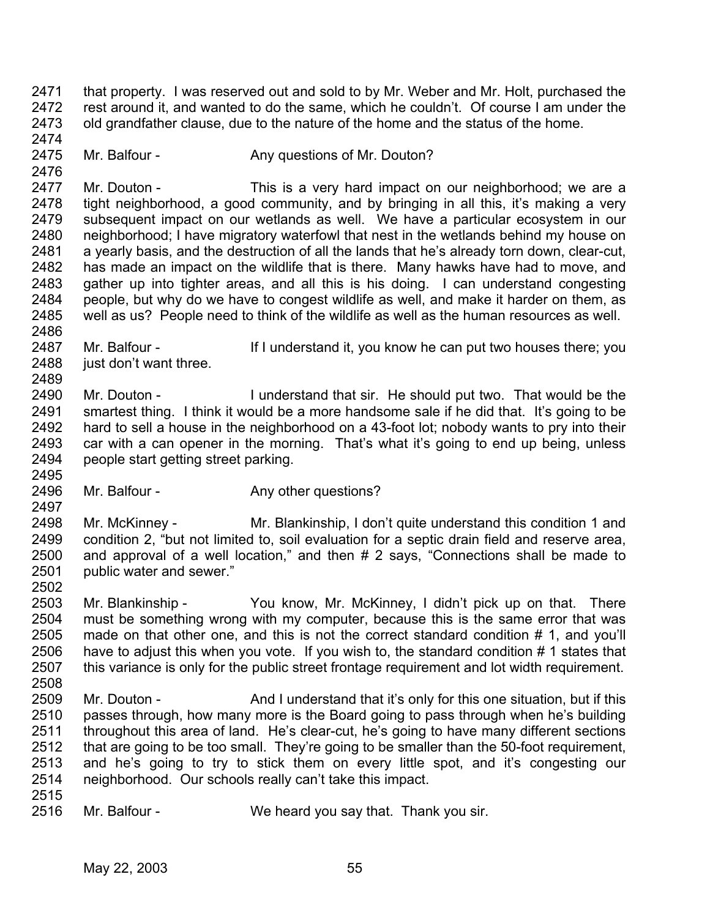that property. I was reserved out and sold to by Mr. Weber and Mr. Holt, purchased the rest around it, and wanted to do the same, which he couldn't. Of course I am under the old grandfather clause, due to the nature of the home and the status of the home.

Mr. Balfour - Any questions of Mr. Douton?

Mr. Douton - This is a very hard impact on our neighborhood; we are a tight neighborhood, a good community, and by bringing in all this, it's making a very subsequent impact on our wetlands as well. We have a particular ecosystem in our neighborhood; I have migratory waterfowl that nest in the wetlands behind my house on a yearly basis, and the destruction of all the lands that he's already torn down, clear-cut, has made an impact on the wildlife that is there. Many hawks have had to move, and gather up into tighter areas, and all this is his doing. I can understand congesting people, but why do we have to congest wildlife as well, and make it harder on them, as well as us? People need to think of the wildlife as well as the human resources as well.

Mr. Balfour - If I understand it, you know he can put two houses there; you just don't want three.

Mr. Douton - I understand that sir. He should put two. That would be the smartest thing. I think it would be a more handsome sale if he did that. It's going to be hard to sell a house in the neighborhood on a 43-foot lot; nobody wants to pry into their car with a can opener in the morning. That's what it's going to end up being, unless people start getting street parking.

Mr. Balfour - Any other questions?

Mr. McKinney - Mr. Blankinship, I don't quite understand this condition 1 and condition 2, "but not limited to, soil evaluation for a septic drain field and reserve area, and approval of a well location," and then # 2 says, "Connections shall be made to public water and sewer."

Mr. Blankinship - You know, Mr. McKinney, I didn't pick up on that. There must be something wrong with my computer, because this is the same error that was made on that other one, and this is not the correct standard condition # 1, and you'll have to adjust this when you vote. If you wish to, the standard condition # 1 states that this variance is only for the public street frontage requirement and lot width requirement.

Mr. Douton - And I understand that it's only for this one situation, but if this passes through, how many more is the Board going to pass through when he's building throughout this area of land. He's clear-cut, he's going to have many different sections that are going to be too small. They're going to be smaller than the 50-foot requirement, and he's going to try to stick them on every little spot, and it's congesting our neighborhood. Our schools really can't take this impact.

Mr. Balfour - We heard you say that. Thank you sir.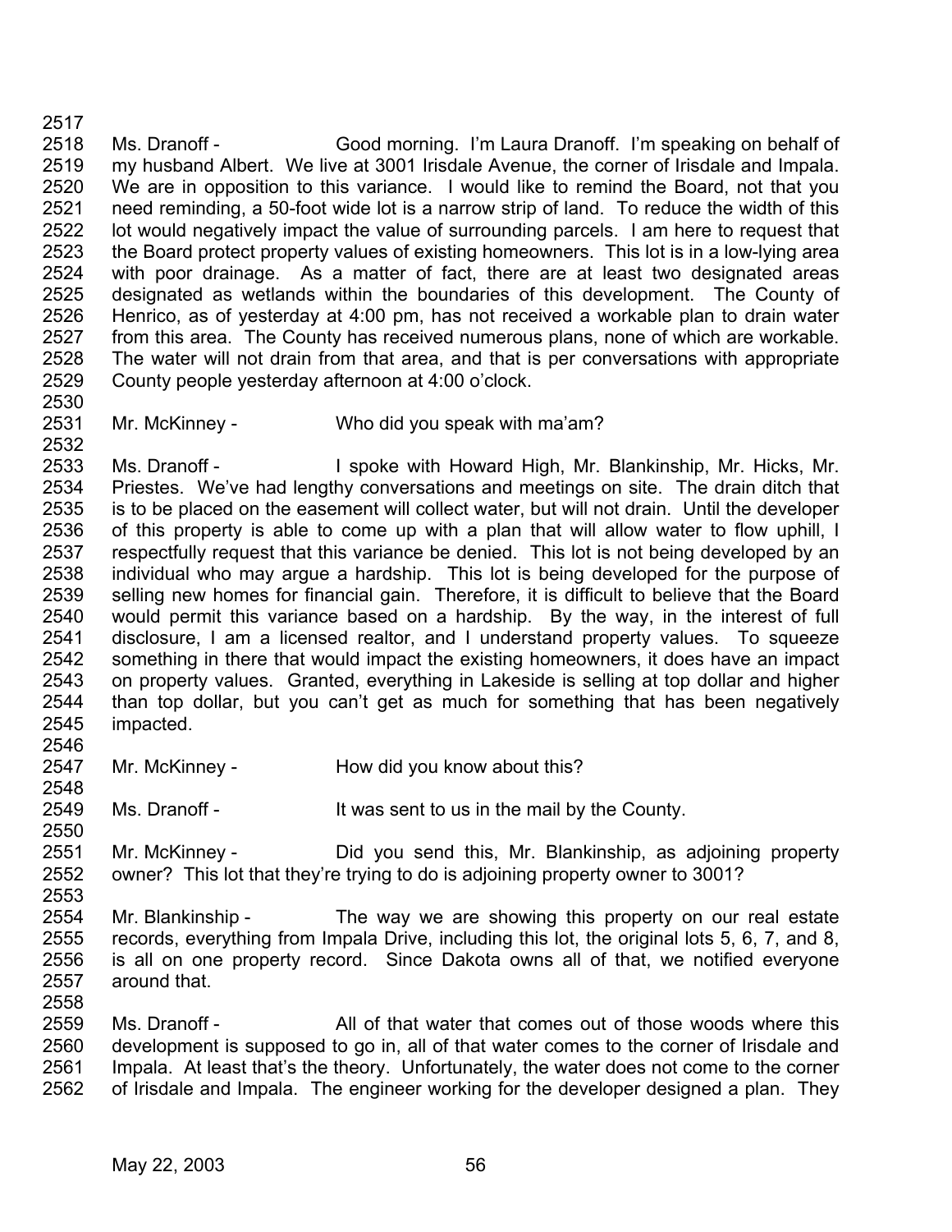Ms. Dranoff - Good morning. I'm Laura Dranoff. I'm speaking on behalf of my husband Albert. We live at 3001 Irisdale Avenue, the corner of Irisdale and Impala. We are in opposition to this variance. I would like to remind the Board, not that you need reminding, a 50-foot wide lot is a narrow strip of land. To reduce the width of this lot would negatively impact the value of surrounding parcels. I am here to request that the Board protect property values of existing homeowners. This lot is in a low-lying area with poor drainage. As a matter of fact, there are at least two designated areas designated as wetlands within the boundaries of this development. The County of Henrico, as of yesterday at 4:00 pm, has not received a workable plan to drain water from this area. The County has received numerous plans, none of which are workable. The water will not drain from that area, and that is per conversations with appropriate County people yesterday afternoon at 4:00 o'clock.

Mr. McKinney - Who did you speak with ma'am?

Ms. Dranoff - I spoke with Howard High, Mr. Blankinship, Mr. Hicks, Mr. Priestes. We've had lengthy conversations and meetings on site. The drain ditch that is to be placed on the easement will collect water, but will not drain. Until the developer of this property is able to come up with a plan that will allow water to flow uphill, I respectfully request that this variance be denied. This lot is not being developed by an individual who may argue a hardship. This lot is being developed for the purpose of selling new homes for financial gain. Therefore, it is difficult to believe that the Board would permit this variance based on a hardship. By the way, in the interest of full disclosure, I am a licensed realtor, and I understand property values. To squeeze something in there that would impact the existing homeowners, it does have an impact on property values. Granted, everything in Lakeside is selling at top dollar and higher than top dollar, but you can't get as much for something that has been negatively impacted.

Mr. McKinney - How did you know about this?

Ms. Dranoff - It was sent to us in the mail by the County.

Mr. McKinney - Did you send this, Mr. Blankinship, as adjoining property owner? This lot that they're trying to do is adjoining property owner to 3001?

Mr. Blankinship - The way we are showing this property on our real estate records, everything from Impala Drive, including this lot, the original lots 5, 6, 7, and 8, is all on one property record. Since Dakota owns all of that, we notified everyone around that.

Ms. Dranoff - All of that water that comes out of those woods where this development is supposed to go in, all of that water comes to the corner of Irisdale and Impala. At least that's the theory. Unfortunately, the water does not come to the corner of Irisdale and Impala. The engineer working for the developer designed a plan. They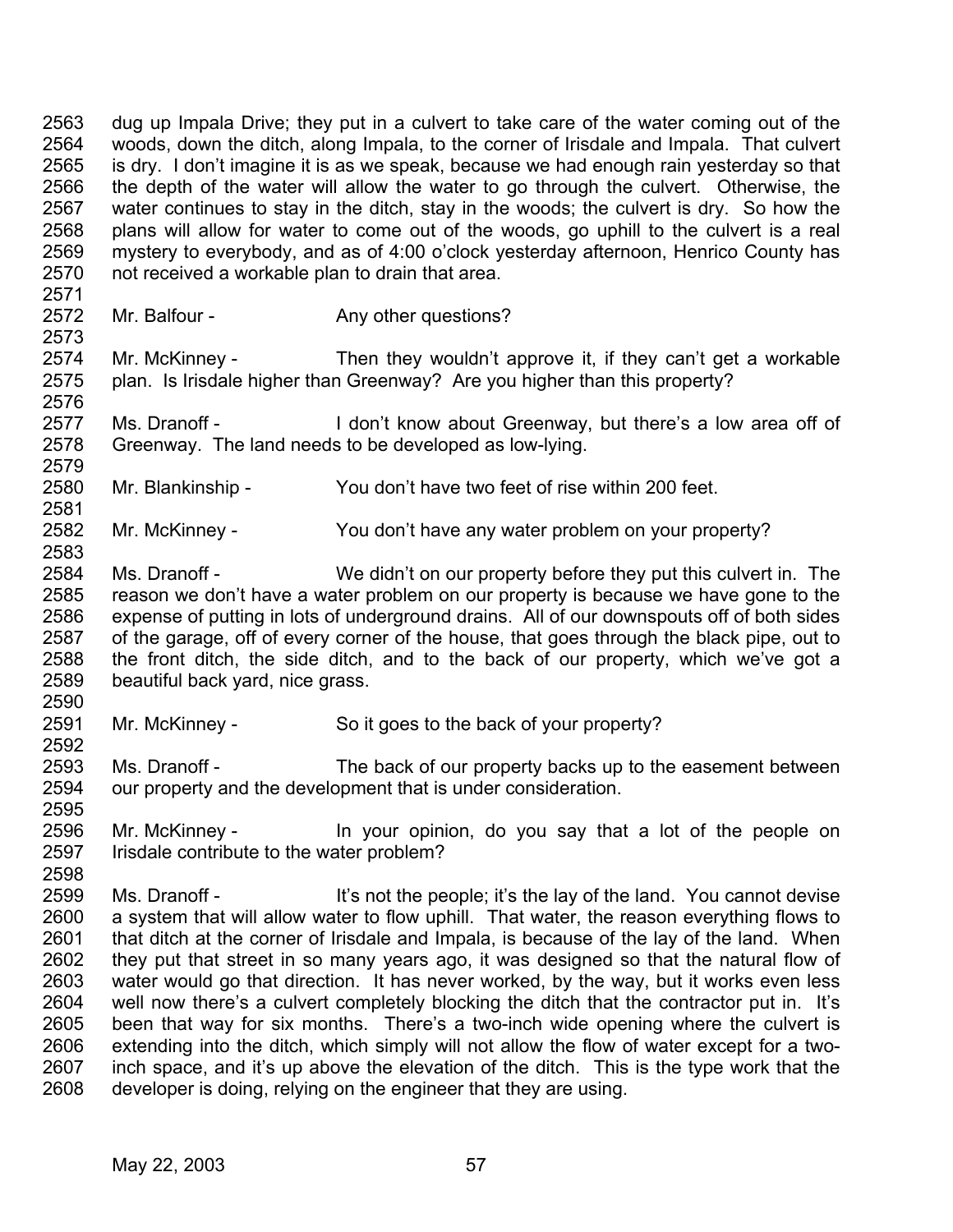2563 dug up Impala Drive; they put in a culvert to take care of the water coming out of the
2564 woods, down the ditch, along Impala, to the corner of Irisdale and Impala. That culvert
2565 is dry. I don't imagine it is as we speak, because we had enough rain yesterday so that
2566 the depth of the water will allow the water to go through the culvert. Otherwise, the
2567 water continues to stay in the ditch, stay in the woods; the culvert is dry. So how the
2568 plans will allow for water to come out of the woods, go uphill to the culvert is a real
2569 mystery to everybody, and as of 4:00 o'clock yesterday afternoon, Henrico County has
2570 not received a workable plan to drain that area.
2571
2572 Mr. Balfour - Any other questions?
2573
2574 Mr. McKinney - Then they wouldn't approve it, if they can't get a workable
2575 plan. Is Irisdale higher than Greenway? Are you higher than this property?
2576
2577 Ms. Dranoff - I don't know about Greenway, but there's a low area off of
2578 Greenway. The land needs to be developed as low-lying.
2579
2580 Mr. Blankinship - You don't have two feet of rise within 200 feet.
2581
2582 Mr. McKinney - You don't have any water problem on your property?
2583
2584 Ms. Dranoff - We didn't on our property before they put this culvert in. The
2585 reason we don't have a water problem on our property is because we have gone to the
2586 expense of putting in lots of underground drains. All of our downspouts off of both sides
2587 of the garage, off of every corner of the house, that goes through the black pipe, out to
2588 the front ditch, the side ditch, and to the back of our property, which we've got a
2589 beautiful back yard, nice grass.
2590
2591 Mr. McKinney - So it goes to the back of your property?
2592
2593 Ms. Dranoff - The back of our property backs up to the easement between
2594 our property and the development that is under consideration.
2595
2596 Mr. McKinney - In your opinion, do you say that a lot of the people on
2597 Irisdale contribute to the water problem?
2598
2599 Ms. Dranoff - It's not the people; it's the lay of the land. You cannot devise
2600 a system that will allow water to flow uphill. That water, the reason everything flows to
2601 that ditch at the corner of Irisdale and Impala, is because of the lay of the land. When
2602 they put that street in so many years ago, it was designed so that the natural flow of
2603 water would go that direction. It has never worked, by the way, but it works even less
2604 well now there's a culvert completely blocking the ditch that the contractor put in. It's
2605 been that way for six months. There's a two-inch wide opening where the culvert is
2606 extending into the ditch, which simply will not allow the flow of water except for a two-
2607 inch space, and it's up above the elevation of the ditch. This is the type work that the
2608 developer is doing, relying on the engineer that they are using.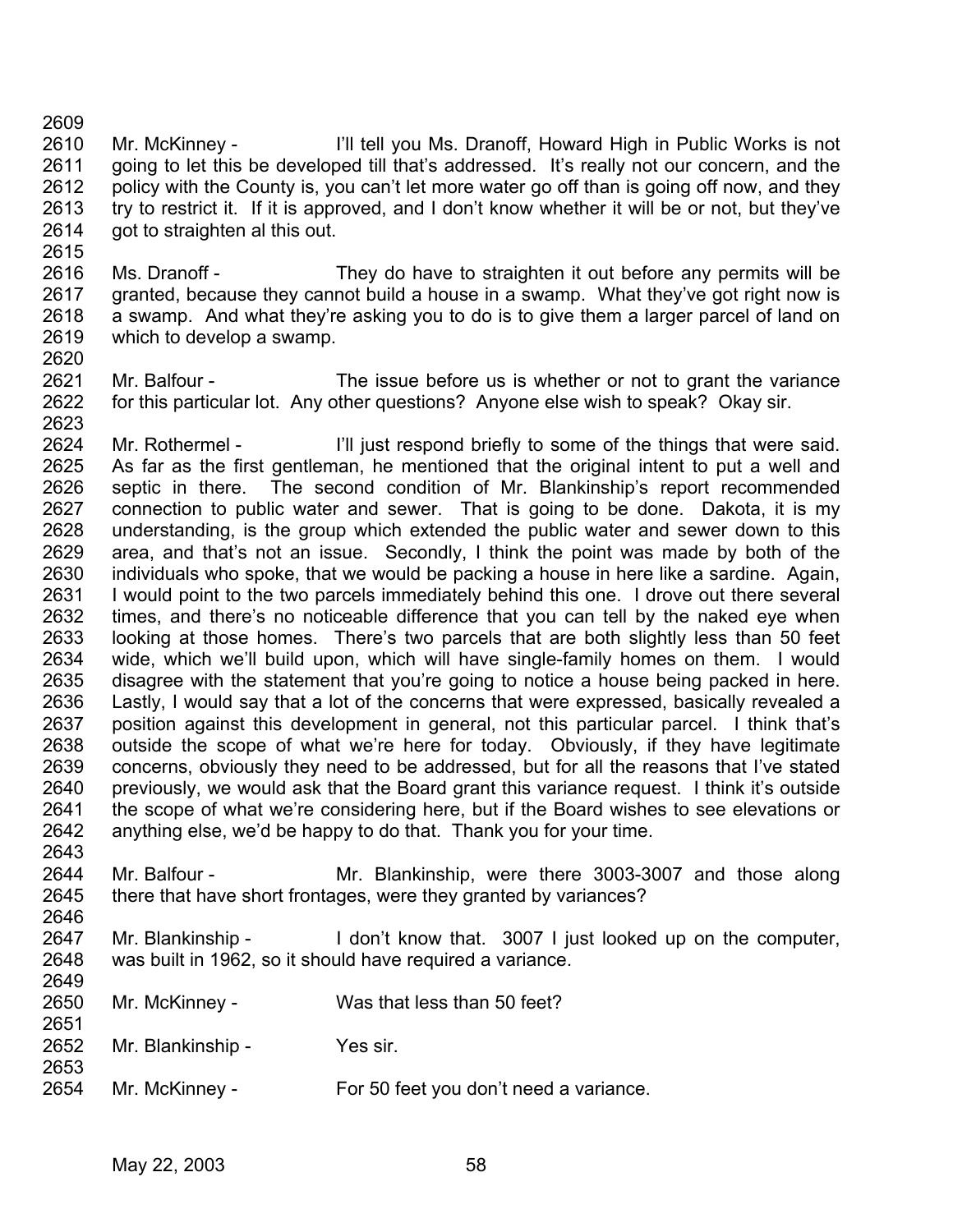Mr. McKinney - I'll tell you Ms. Dranoff, Howard High in Public Works is not going to let this be developed till that's addressed. It's really not our concern, and the policy with the County is, you can't let more water go off than is going off now, and they try to restrict it. If it is approved, and I don't know whether it will be or not, but they've got to straighten al this out.

Ms. Dranoff - They do have to straighten it out before any permits will be granted, because they cannot build a house in a swamp. What they've got right now is a swamp. And what they're asking you to do is to give them a larger parcel of land on which to develop a swamp.

Mr. Balfour - The issue before us is whether or not to grant the variance for this particular lot. Any other questions? Anyone else wish to speak? Okay sir.

Mr. Rothermel - I'll just respond briefly to some of the things that were said. As far as the first gentleman, he mentioned that the original intent to put a well and septic in there. The second condition of Mr. Blankinship's report recommended connection to public water and sewer. That is going to be done. Dakota, it is my understanding, is the group which extended the public water and sewer down to this area, and that's not an issue. Secondly, I think the point was made by both of the individuals who spoke, that we would be packing a house in here like a sardine. Again, I would point to the two parcels immediately behind this one. I drove out there several times, and there's no noticeable difference that you can tell by the naked eye when looking at those homes. There's two parcels that are both slightly less than 50 feet wide, which we'll build upon, which will have single-family homes on them. I would disagree with the statement that you're going to notice a house being packed in here. Lastly, I would say that a lot of the concerns that were expressed, basically revealed a position against this development in general, not this particular parcel. I think that's outside the scope of what we're here for today. Obviously, if they have legitimate concerns, obviously they need to be addressed, but for all the reasons that I've stated previously, we would ask that the Board grant this variance request. I think it's outside the scope of what we're considering here, but if the Board wishes to see elevations or anything else, we'd be happy to do that. Thank you for your time.

Mr. Balfour - Mr. Blankinship, were there 3003-3007 and those along there that have short frontages, were they granted by variances?

Mr. Blankinship - I don't know that. 3007 I just looked up on the computer, was built in 1962, so it should have required a variance.

Mr. McKinney - Was that less than 50 feet?

Mr. Blankinship - Yes sir.

Mr. McKinney - For 50 feet you don't need a variance.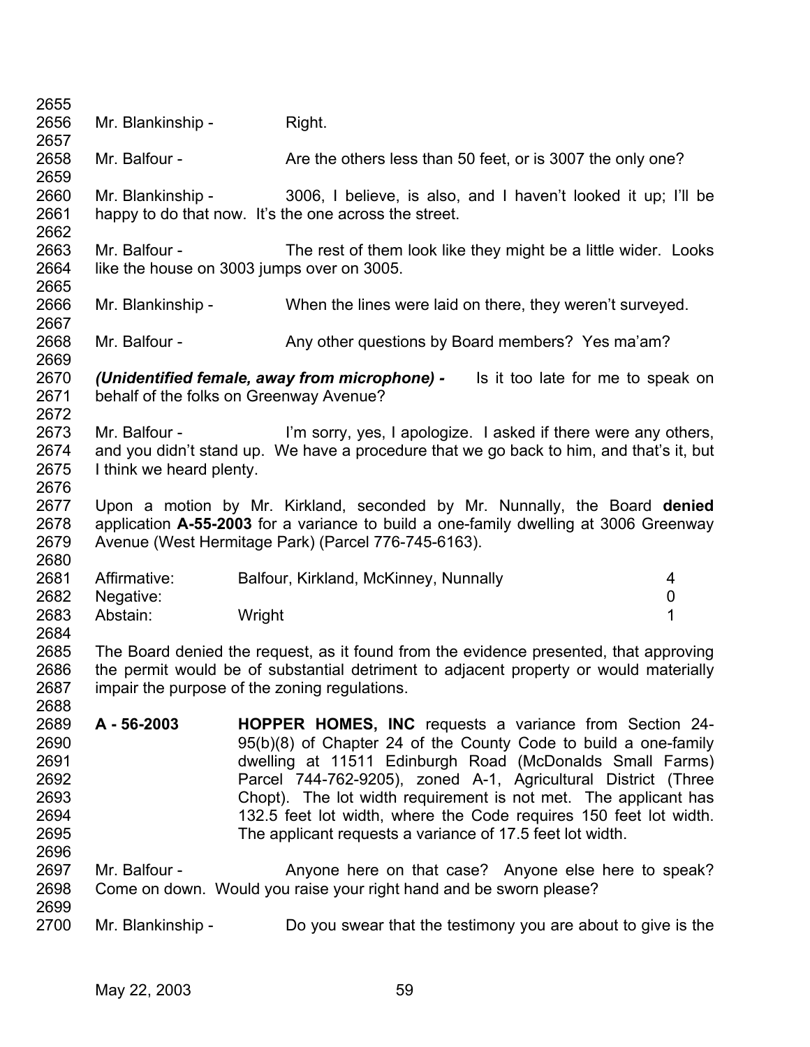Mr. Blankinship - Right.

Mr. Balfour - Are the others less than 50 feet, or is 3007 the only one?

Mr. Blankinship - 3006, I believe, is also, and I haven't looked it up; I'll be happy to do that now. It's the one across the street.

Mr. Balfour - The rest of them look like they might be a little wider. Looks like the house on 3003 jumps over on 3005.

Mr. Blankinship - When the lines were laid on there, they weren't surveyed.

Mr. Balfour - Any other questions by Board members? Yes ma'am?

***(Unidentified female, away from microphone) -*** Is it too late for me to speak on behalf of the folks on Greenway Avenue?

Mr. Balfour - I'm sorry, yes, I apologize. I asked if there were any others, and you didn't stand up. We have a procedure that we go back to him, and that's it, but I think we heard plenty.

Upon a motion by Mr. Kirkland, seconded by Mr. Nunnally, the Board **denied** application **A-55-2003** for a variance to build a one-family dwelling at 3006 Greenway Avenue (West Hermitage Park) (Parcel 776-745-6163).

| | | |
|---|---|---|
| Affirmative: | Balfour, Kirkland, McKinney, Nunnally | 4 |
| Negative: | | 0 |
| Abstain: | Wright | 1 |

The Board denied the request, as it found from the evidence presented, that approving the permit would be of substantial detriment to adjacent property or would materially impair the purpose of the zoning regulations.

**A - 56-2003** **HOPPER HOMES, INC** requests a variance from Section 24-95(b)(8) of Chapter 24 of the County Code to build a one-family dwelling at 11511 Edinburgh Road (McDonalds Small Farms) Parcel 744-762-9205), zoned A-1, Agricultural District (Three Chopt). The lot width requirement is not met. The applicant has 132.5 feet lot width, where the Code requires 150 feet lot width. The applicant requests a variance of 17.5 feet lot width.

Mr. Balfour - Anyone here on that case? Anyone else here to speak? Come on down. Would you raise your right hand and be sworn please?

Mr. Blankinship - Do you swear that the testimony you are about to give is the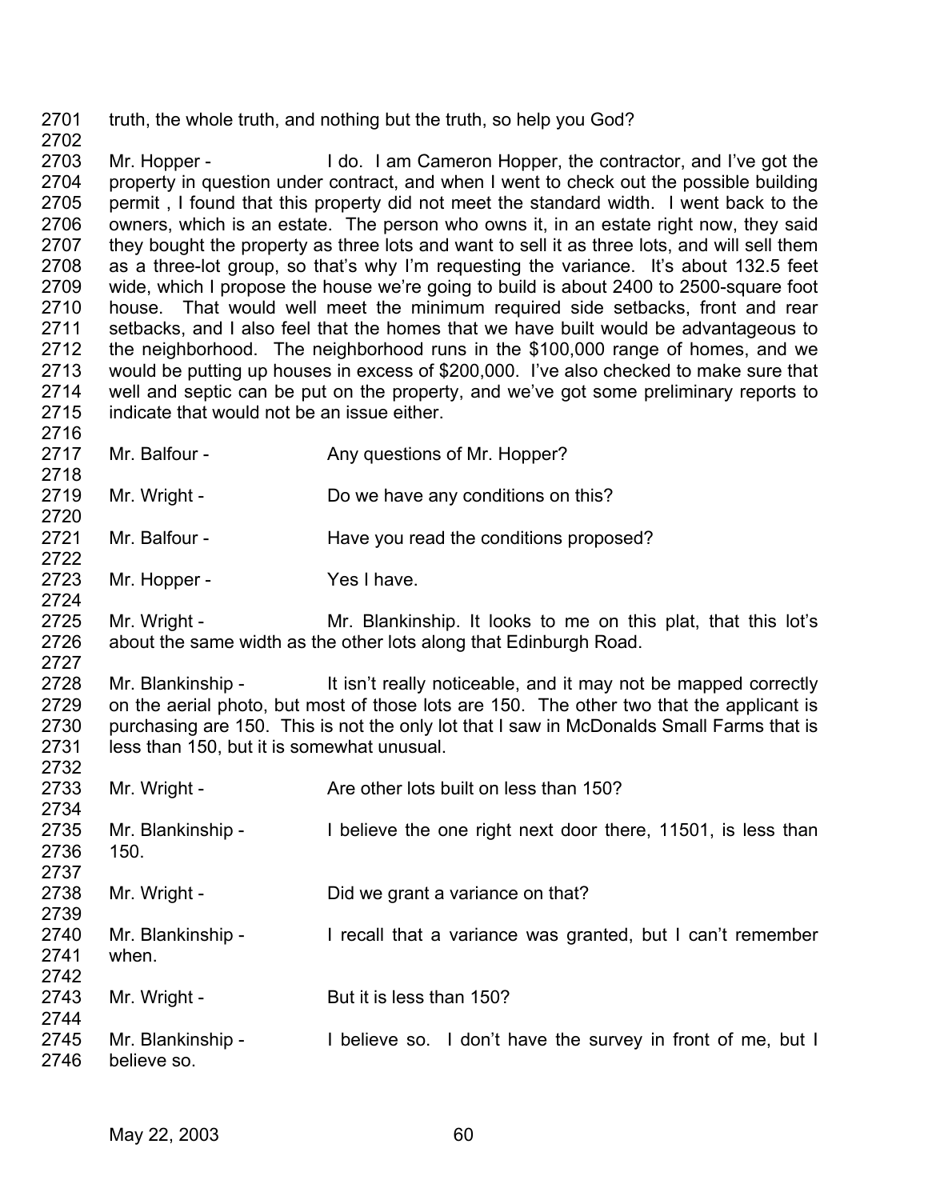truth, the whole truth, and nothing but the truth, so help you God?

Mr. Hopper - I do. I am Cameron Hopper, the contractor, and I've got the property in question under contract, and when I went to check out the possible building permit , I found that this property did not meet the standard width. I went back to the owners, which is an estate. The person who owns it, in an estate right now, they said they bought the property as three lots and want to sell it as three lots, and will sell them as a three-lot group, so that's why I'm requesting the variance. It's about 132.5 feet wide, which I propose the house we're going to build is about 2400 to 2500-square foot house. That would well meet the minimum required side setbacks, front and rear setbacks, and I also feel that the homes that we have built would be advantageous to the neighborhood. The neighborhood runs in the $100,000 range of homes, and we would be putting up houses in excess of $200,000. I've also checked to make sure that well and septic can be put on the property, and we've got some preliminary reports to indicate that would not be an issue either.

Mr. Balfour - Any questions of Mr. Hopper?

Mr. Wright - Do we have any conditions on this?

Mr. Balfour - Have you read the conditions proposed?

Mr. Hopper - Yes I have.

Mr. Wright - Mr. Blankinship. It looks to me on this plat, that this lot's about the same width as the other lots along that Edinburgh Road.

Mr. Blankinship - It isn't really noticeable, and it may not be mapped correctly on the aerial photo, but most of those lots are 150. The other two that the applicant is purchasing are 150. This is not the only lot that I saw in McDonalds Small Farms that is less than 150, but it is somewhat unusual.

Mr. Wright - Are other lots built on less than 150?

Mr. Blankinship - I believe the one right next door there, 11501, is less than 150.

Mr. Wright - Did we grant a variance on that?

Mr. Blankinship - I recall that a variance was granted, but I can't remember when.

Mr. Wright - But it is less than 150?

Mr. Blankinship - I believe so. I don't have the survey in front of me, but I believe so.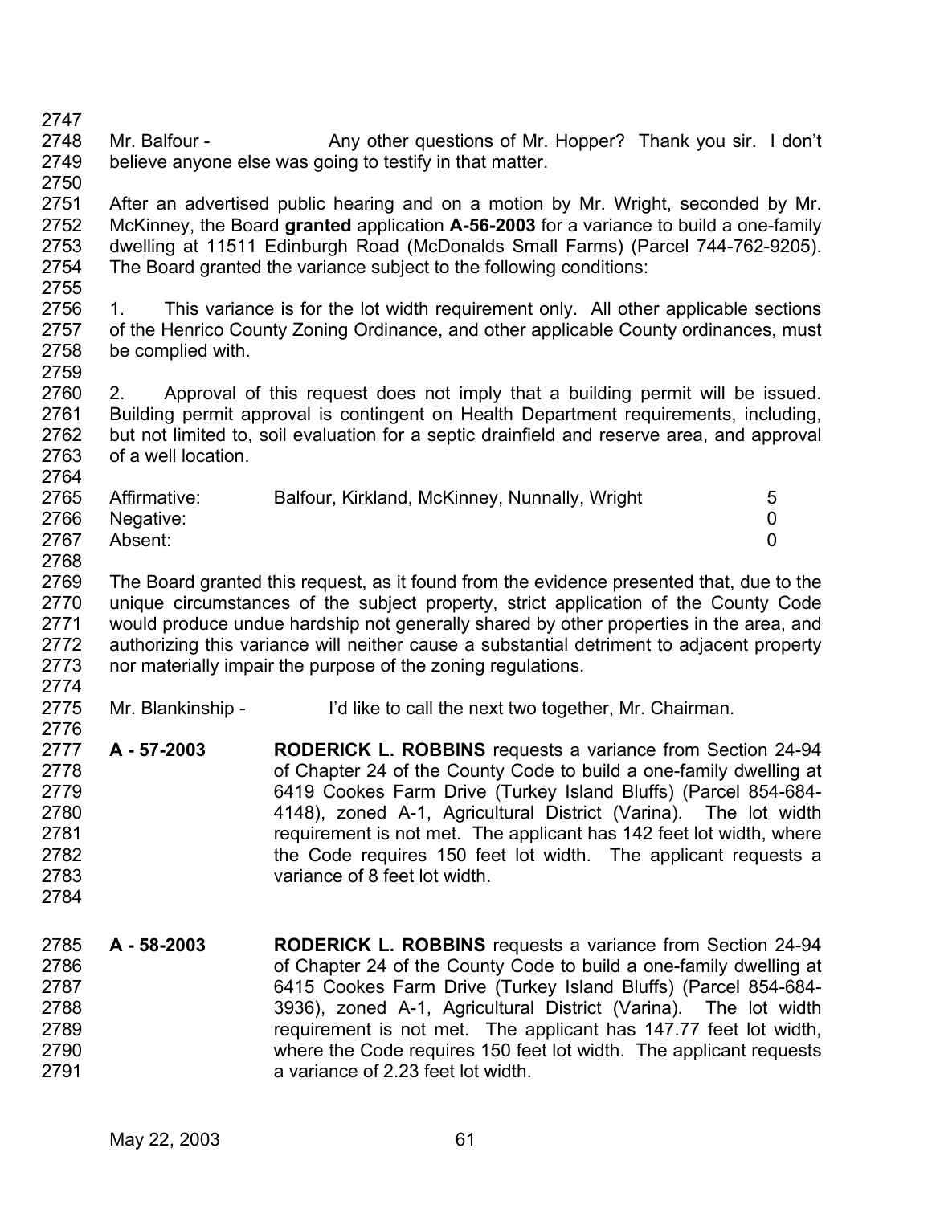Mr. Balfour - Any other questions of Mr. Hopper? Thank you sir. I don't believe anyone else was going to testify in that matter.

After an advertised public hearing and on a motion by Mr. Wright, seconded by Mr. McKinney, the Board **granted** application **A-56-2003** for a variance to build a one-family dwelling at 11511 Edinburgh Road (McDonalds Small Farms) (Parcel 744-762-9205). The Board granted the variance subject to the following conditions:

1. This variance is for the lot width requirement only. All other applicable sections of the Henrico County Zoning Ordinance, and other applicable County ordinances, must be complied with.

2. Approval of this request does not imply that a building permit will be issued. Building permit approval is contingent on Health Department requirements, including, but not limited to, soil evaluation for a septic drainfield and reserve area, and approval of a well location.

| | | |
|---|---|---|
| Affirmative: | Balfour, Kirkland, McKinney, Nunnally, Wright | 5 |
| Negative: | | 0 |
| Absent: | | 0 |

The Board granted this request, as it found from the evidence presented that, due to the unique circumstances of the subject property, strict application of the County Code would produce undue hardship not generally shared by other properties in the area, and authorizing this variance will neither cause a substantial detriment to adjacent property nor materially impair the purpose of the zoning regulations.

Mr. Blankinship - I'd like to call the next two together, Mr. Chairman.

**A - 57-2003** **RODERICK L. ROBBINS** requests a variance from Section 24-94 of Chapter 24 of the County Code to build a one-family dwelling at 6419 Cookes Farm Drive (Turkey Island Bluffs) (Parcel 854-684-4148), zoned A-1, Agricultural District (Varina). The lot width requirement is not met. The applicant has 142 feet lot width, where the Code requires 150 feet lot width. The applicant requests a variance of 8 feet lot width.

**A - 58-2003** **RODERICK L. ROBBINS** requests a variance from Section 24-94 of Chapter 24 of the County Code to build a one-family dwelling at 6415 Cookes Farm Drive (Turkey Island Bluffs) (Parcel 854-684-3936), zoned A-1, Agricultural District (Varina). The lot width requirement is not met. The applicant has 147.77 feet lot width, where the Code requires 150 feet lot width. The applicant requests a variance of 2.23 feet lot width.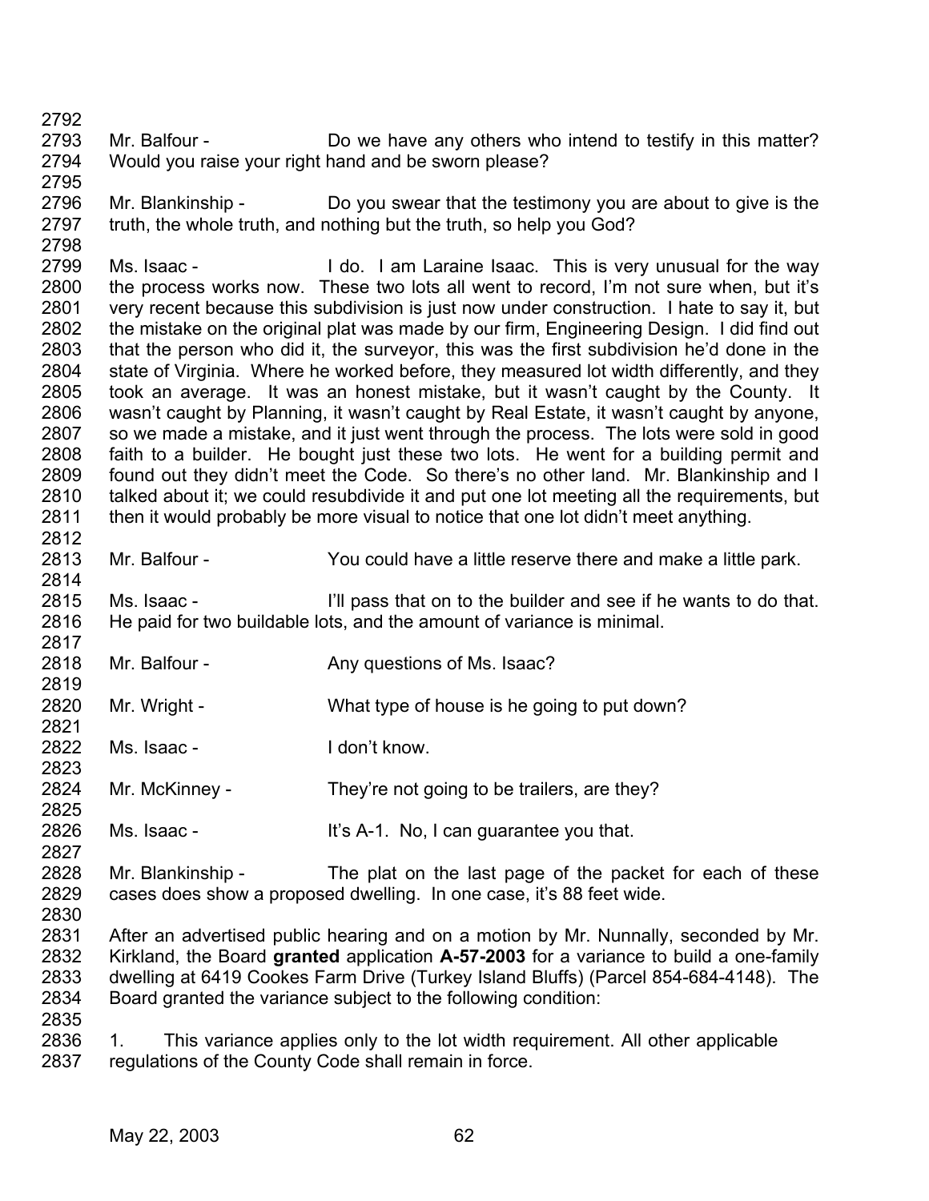Mr. Balfour - Do we have any others who intend to testify in this matter? Would you raise your right hand and be sworn please?

Mr. Blankinship - Do you swear that the testimony you are about to give is the truth, the whole truth, and nothing but the truth, so help you God?

Ms. Isaac - I do. I am Laraine Isaac. This is very unusual for the way the process works now. These two lots all went to record, I'm not sure when, but it's very recent because this subdivision is just now under construction. I hate to say it, but the mistake on the original plat was made by our firm, Engineering Design. I did find out that the person who did it, the surveyor, this was the first subdivision he'd done in the state of Virginia. Where he worked before, they measured lot width differently, and they took an average. It was an honest mistake, but it wasn't caught by the County. It wasn't caught by Planning, it wasn't caught by Real Estate, it wasn't caught by anyone, so we made a mistake, and it just went through the process. The lots were sold in good faith to a builder. He bought just these two lots. He went for a building permit and found out they didn't meet the Code. So there's no other land. Mr. Blankinship and I talked about it; we could resubdivide it and put one lot meeting all the requirements, but then it would probably be more visual to notice that one lot didn't meet anything.

Mr. Balfour - You could have a little reserve there and make a little park.

Ms. Isaac - I'll pass that on to the builder and see if he wants to do that. He paid for two buildable lots, and the amount of variance is minimal.

Mr. Balfour - Any questions of Ms. Isaac?

Mr. Wright - What type of house is he going to put down?

Ms. Isaac - I don't know.

Mr. McKinney - They're not going to be trailers, are they?

Ms. Isaac - It's A-1. No, I can guarantee you that.

Mr. Blankinship - The plat on the last page of the packet for each of these cases does show a proposed dwelling. In one case, it's 88 feet wide.

After an advertised public hearing and on a motion by Mr. Nunnally, seconded by Mr. Kirkland, the Board **granted** application **A-57-2003** for a variance to build a one-family dwelling at 6419 Cookes Farm Drive (Turkey Island Bluffs) (Parcel 854-684-4148). The Board granted the variance subject to the following condition:

1. This variance applies only to the lot width requirement. All other applicable regulations of the County Code shall remain in force.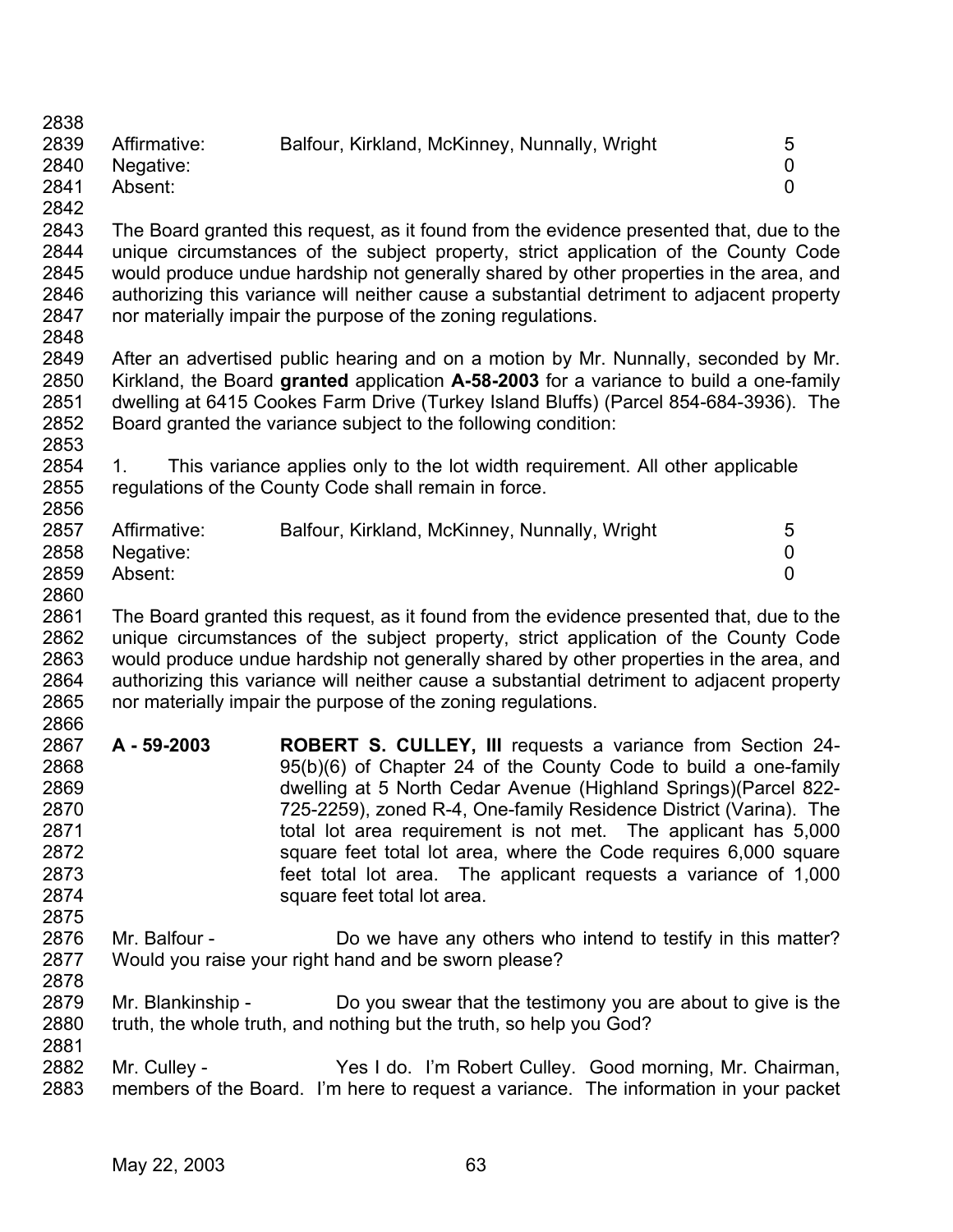| Affirmative: | Balfour, Kirkland, McKinney, Nunnally, Wright | 5 |
|---|---|---|
| Negative: | | 0 |
| Absent: | | 0 |

The Board granted this request, as it found from the evidence presented that, due to the unique circumstances of the subject property, strict application of the County Code would produce undue hardship not generally shared by other properties in the area, and authorizing this variance will neither cause a substantial detriment to adjacent property nor materially impair the purpose of the zoning regulations.

After an advertised public hearing and on a motion by Mr. Nunnally, seconded by Mr. Kirkland, the Board **granted** application **A-58-2003** for a variance to build a one-family dwelling at 6415 Cookes Farm Drive (Turkey Island Bluffs) (Parcel 854-684-3936). The Board granted the variance subject to the following condition:

1. This variance applies only to the lot width requirement. All other applicable regulations of the County Code shall remain in force.

| Affirmative: | Balfour, Kirkland, McKinney, Nunnally, Wright | 5 |
|---|---|---|
| Negative: | | 0 |
| Absent: | | 0 |

The Board granted this request, as it found from the evidence presented that, due to the unique circumstances of the subject property, strict application of the County Code would produce undue hardship not generally shared by other properties in the area, and authorizing this variance will neither cause a substantial detriment to adjacent property nor materially impair the purpose of the zoning regulations.

**A - 59-2003** **ROBERT S. CULLEY, III** requests a variance from Section 24-95(b)(6) of Chapter 24 of the County Code to build a one-family dwelling at 5 North Cedar Avenue (Highland Springs)(Parcel 822-725-2259), zoned R-4, One-family Residence District (Varina). The total lot area requirement is not met. The applicant has 5,000 square feet total lot area, where the Code requires 6,000 square feet total lot area. The applicant requests a variance of 1,000 square feet total lot area.

Mr. Balfour - Do we have any others who intend to testify in this matter? Would you raise your right hand and be sworn please?

Mr. Blankinship - Do you swear that the testimony you are about to give is the truth, the whole truth, and nothing but the truth, so help you God?

Mr. Culley - Yes I do. I'm Robert Culley. Good morning, Mr. Chairman, members of the Board. I'm here to request a variance. The information in your packet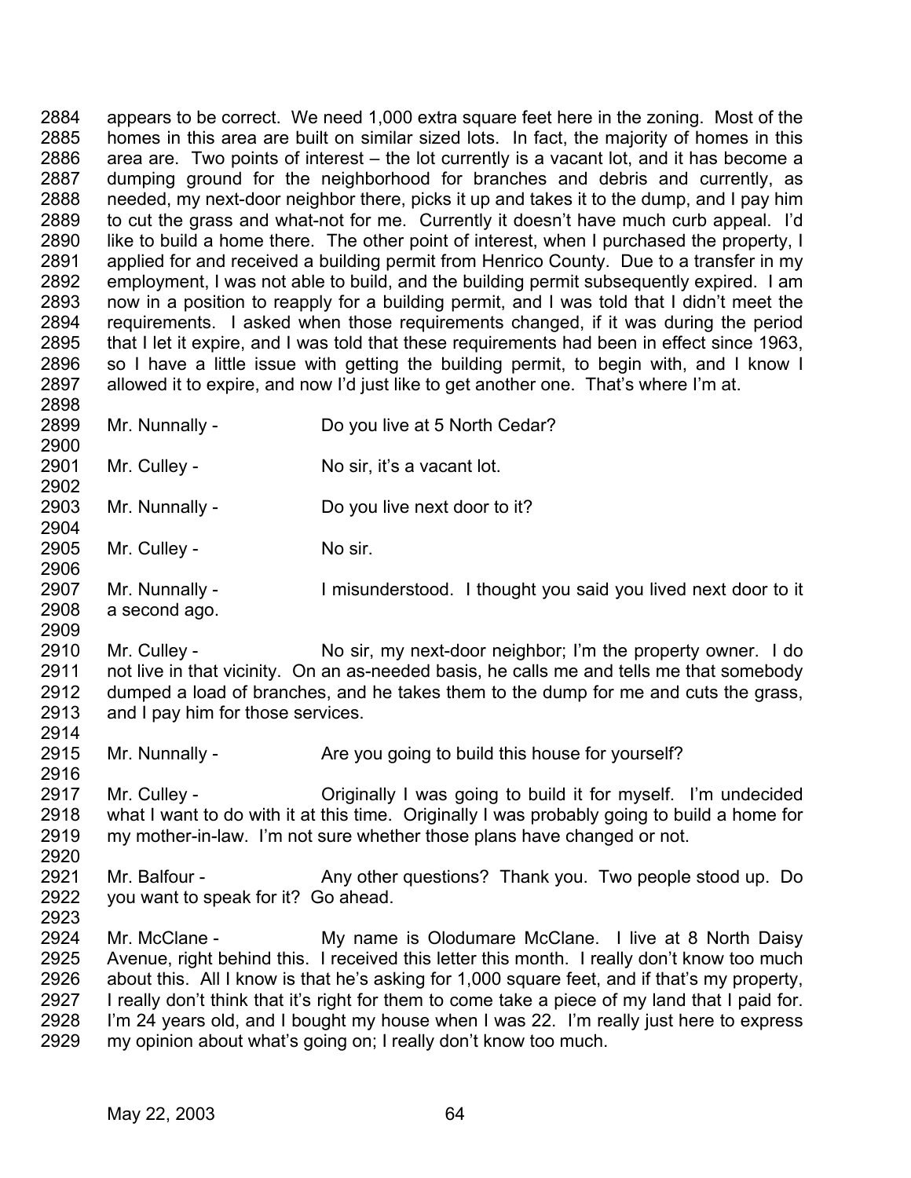appears to be correct. We need 1,000 extra square feet here in the zoning. Most of the homes in this area are built on similar sized lots. In fact, the majority of homes in this area are. Two points of interest – the lot currently is a vacant lot, and it has become a dumping ground for the neighborhood for branches and debris and currently, as needed, my next-door neighbor there, picks it up and takes it to the dump, and I pay him to cut the grass and what-not for me. Currently it doesn't have much curb appeal. I'd like to build a home there. The other point of interest, when I purchased the property, I applied for and received a building permit from Henrico County. Due to a transfer in my employment, I was not able to build, and the building permit subsequently expired. I am now in a position to reapply for a building permit, and I was told that I didn't meet the requirements. I asked when those requirements changed, if it was during the period that I let it expire, and I was told that these requirements had been in effect since 1963, so I have a little issue with getting the building permit, to begin with, and I know I allowed it to expire, and now I'd just like to get another one. That's where I'm at.

Mr. Nunnally - Do you live at 5 North Cedar?

Mr. Culley - No sir, it's a vacant lot.

Mr. Nunnally - Do you live next door to it?

Mr. Culley - No sir.

Mr. Nunnally - I misunderstood. I thought you said you lived next door to it a second ago.

Mr. Culley - No sir, my next-door neighbor; I'm the property owner. I do not live in that vicinity. On an as-needed basis, he calls me and tells me that somebody dumped a load of branches, and he takes them to the dump for me and cuts the grass, and I pay him for those services.

Mr. Nunnally - Are you going to build this house for yourself?

Mr. Culley - Originally I was going to build it for myself. I'm undecided what I want to do with it at this time. Originally I was probably going to build a home for my mother-in-law. I'm not sure whether those plans have changed or not.

Mr. Balfour - Any other questions? Thank you. Two people stood up. Do you want to speak for it? Go ahead.

Mr. McClane - My name is Olodumare McClane. I live at 8 North Daisy Avenue, right behind this. I received this letter this month. I really don't know too much about this. All I know is that he's asking for 1,000 square feet, and if that's my property, I really don't think that it's right for them to come take a piece of my land that I paid for. I'm 24 years old, and I bought my house when I was 22. I'm really just here to express my opinion about what's going on; I really don't know too much.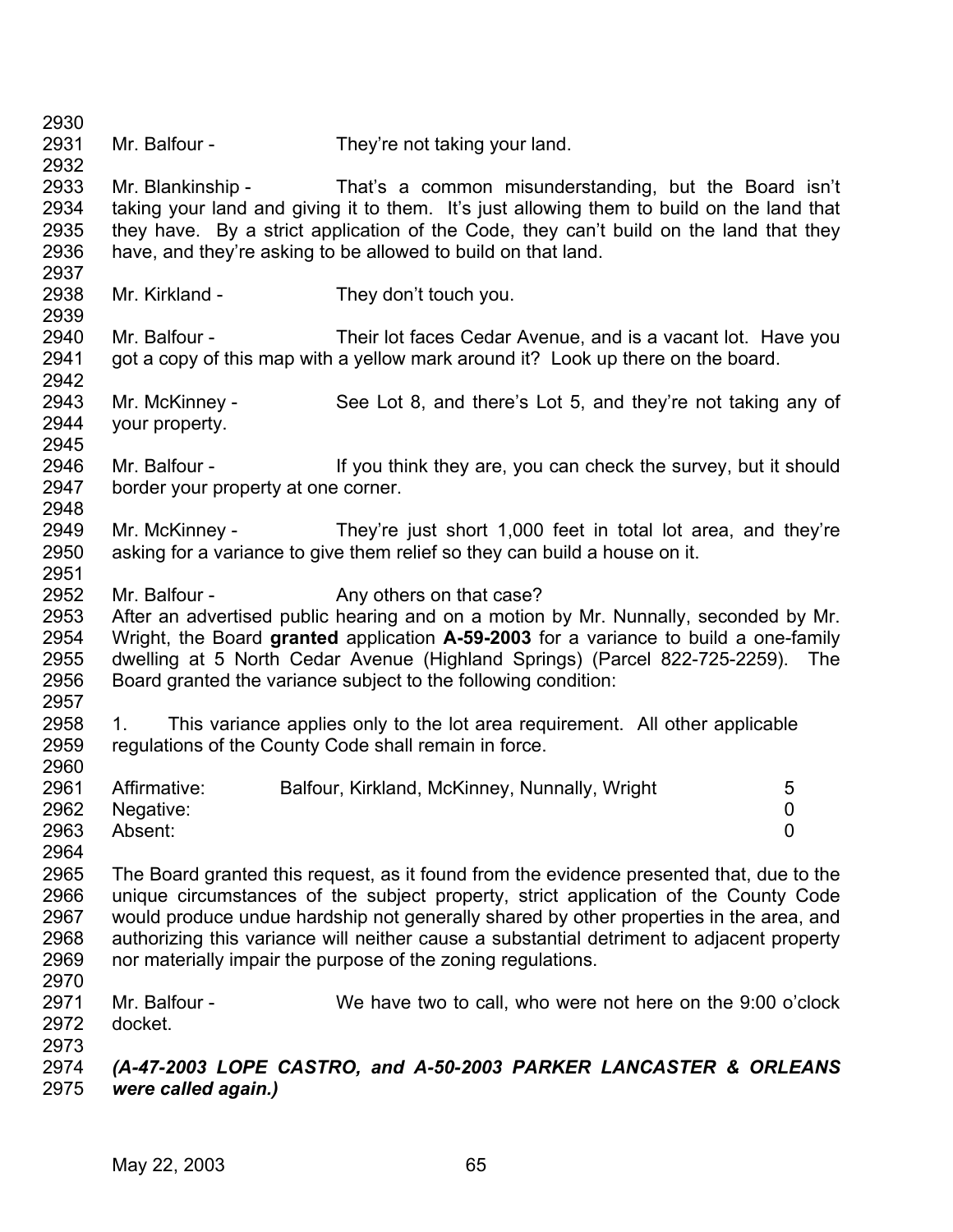Mr. Balfour - They're not taking your land.

Mr. Blankinship - That's a common misunderstanding, but the Board isn't taking your land and giving it to them. It's just allowing them to build on the land that they have. By a strict application of the Code, they can't build on the land that they have, and they're asking to be allowed to build on that land.

Mr. Kirkland - They don't touch you.

Mr. Balfour - Their lot faces Cedar Avenue, and is a vacant lot. Have you got a copy of this map with a yellow mark around it? Look up there on the board.

Mr. McKinney - See Lot 8, and there's Lot 5, and they're not taking any of your property.

Mr. Balfour - If you think they are, you can check the survey, but it should border your property at one corner.

Mr. McKinney - They're just short 1,000 feet in total lot area, and they're asking for a variance to give them relief so they can build a house on it.

Mr. Balfour - Any others on that case?

After an advertised public hearing and on a motion by Mr. Nunnally, seconded by Mr. Wright, the Board **granted** application **A-59-2003** for a variance to build a one-family dwelling at 5 North Cedar Avenue (Highland Springs) (Parcel 822-725-2259). The Board granted the variance subject to the following condition:

1. This variance applies only to the lot area requirement. All other applicable regulations of the County Code shall remain in force.

| | | |
|---|---|---|
| Affirmative: | Balfour, Kirkland, McKinney, Nunnally, Wright | 5 |
| Negative: | | 0 |
| Absent: | | 0 |

The Board granted this request, as it found from the evidence presented that, due to the unique circumstances of the subject property, strict application of the County Code would produce undue hardship not generally shared by other properties in the area, and authorizing this variance will neither cause a substantial detriment to adjacent property nor materially impair the purpose of the zoning regulations.

Mr. Balfour - We have two to call, who were not here on the 9:00 o'clock docket.

***(A-47-2003 LOPE CASTRO, and A-50-2003 PARKER LANCASTER & ORLEANS were called again.)***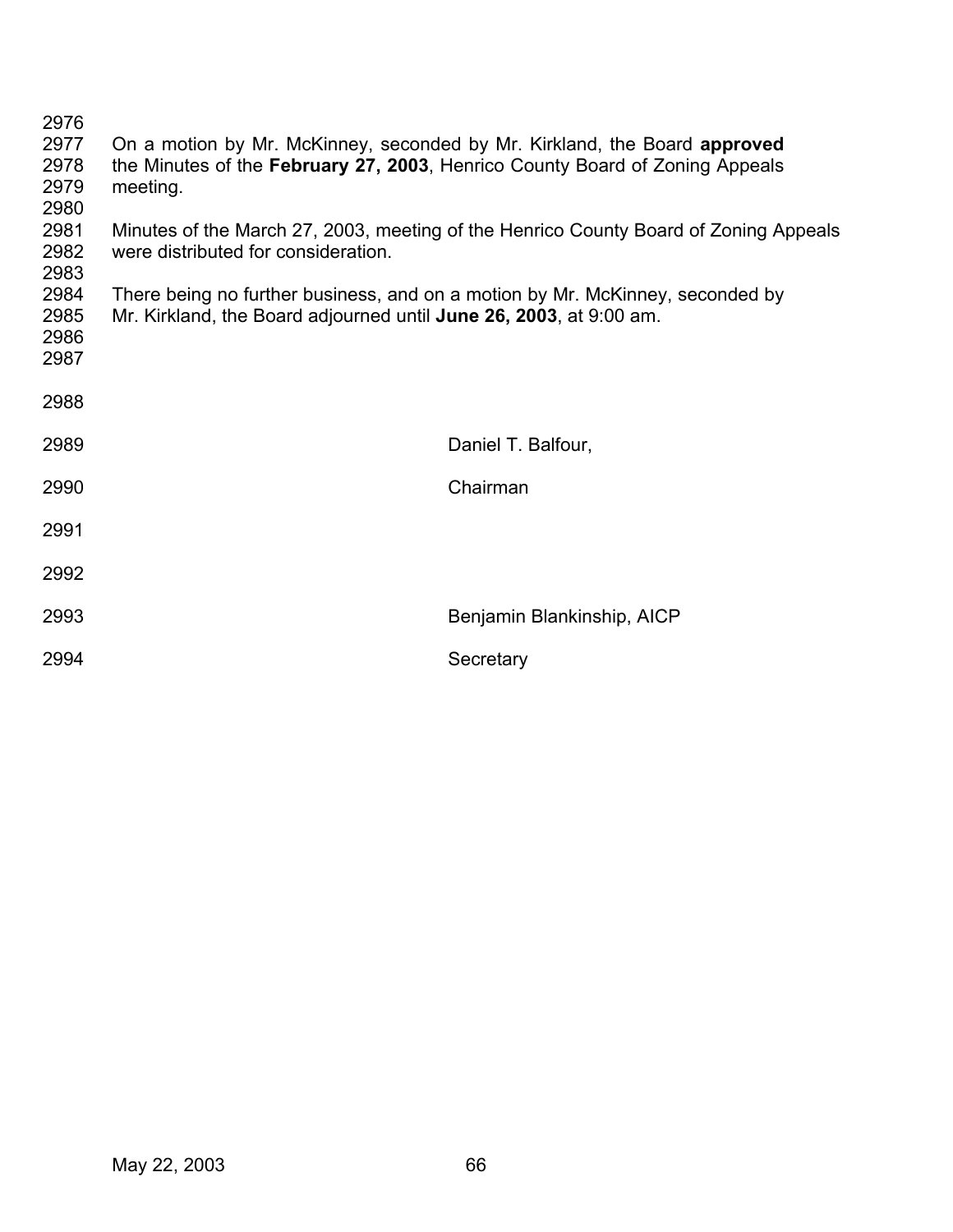On a motion by Mr. McKinney, seconded by Mr. Kirkland, the Board **approved** the Minutes of the **February 27, 2003**, Henrico County Board of Zoning Appeals meeting.

Minutes of the March 27, 2003, meeting of the Henrico County Board of Zoning Appeals were distributed for consideration.

There being no further business, and on a motion by Mr. McKinney, seconded by Mr. Kirkland, the Board adjourned until **June 26, 2003**, at 9:00 am.

Daniel T. Balfour,

Chairman

Benjamin Blankinship, AICP

Secretary